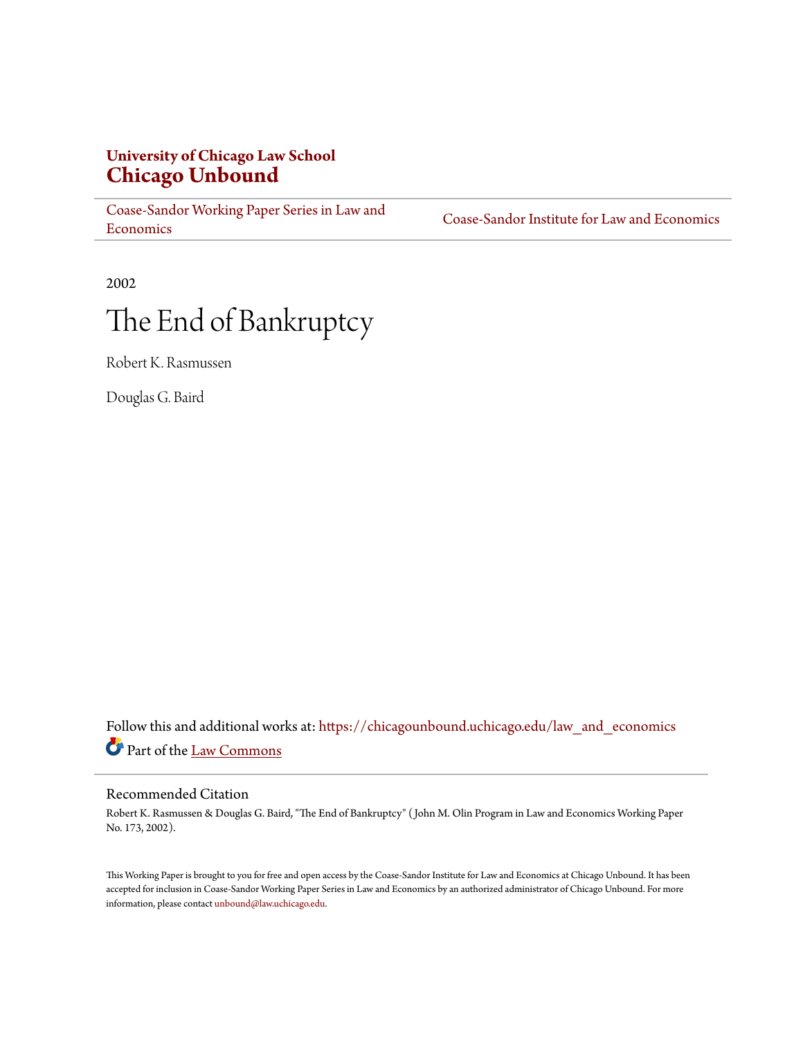**University of Chicago Law School**
**Chicago Unbound**

Coase-Sandor Working Paper Series in Law and Economics | Coase-Sandor Institute for Law and Economics

2002

# The End of Bankruptcy

Robert K. Rasmussen

Douglas G. Baird

Follow this and additional works at: https://chicagounbound.uchicago.edu/law_and_economics

Part of the Law Commons

## Recommended Citation

Robert K. Rasmussen & Douglas G. Baird, "The End of Bankruptcy" ( John M. Olin Program in Law and Economics Working Paper No. 173, 2002).

This Working Paper is brought to you for free and open access by the Coase-Sandor Institute for Law and Economics at Chicago Unbound. It has been accepted for inclusion in Coase-Sandor Working Paper Series in Law and Economics by an authorized administrator of Chicago Unbound. For more information, please contact unbound@law.uchicago.edu.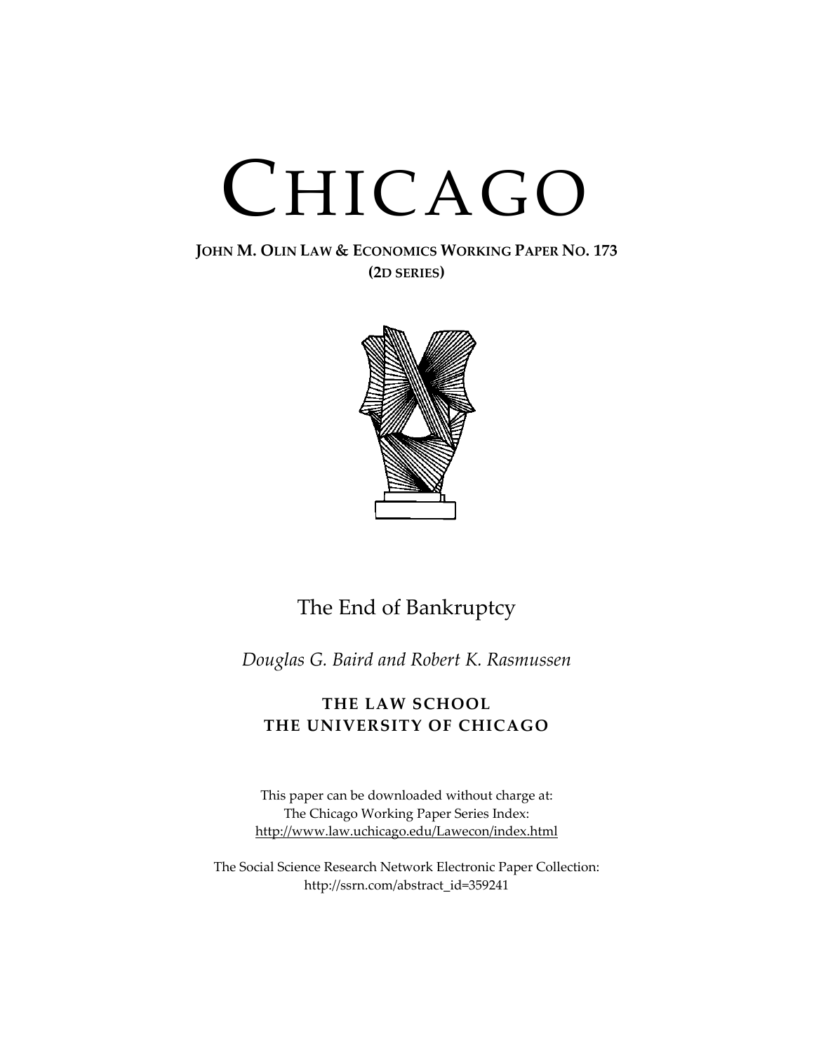# CHICAGO

**JOHN M. OLIN LAW & ECONOMICS WORKING PAPER NO. 173**
**(2D SERIES)**

The End of Bankruptcy

*Douglas G. Baird and Robert K. Rasmussen*

**THE LAW SCHOOL**
**THE UNIVERSITY OF CHICAGO**

This paper can be downloaded without charge at:
The Chicago Working Paper Series Index:
http://www.law.uchicago.edu/Lawecon/index.html

The Social Science Research Network Electronic Paper Collection:
http://ssrn.com/abstract_id=359241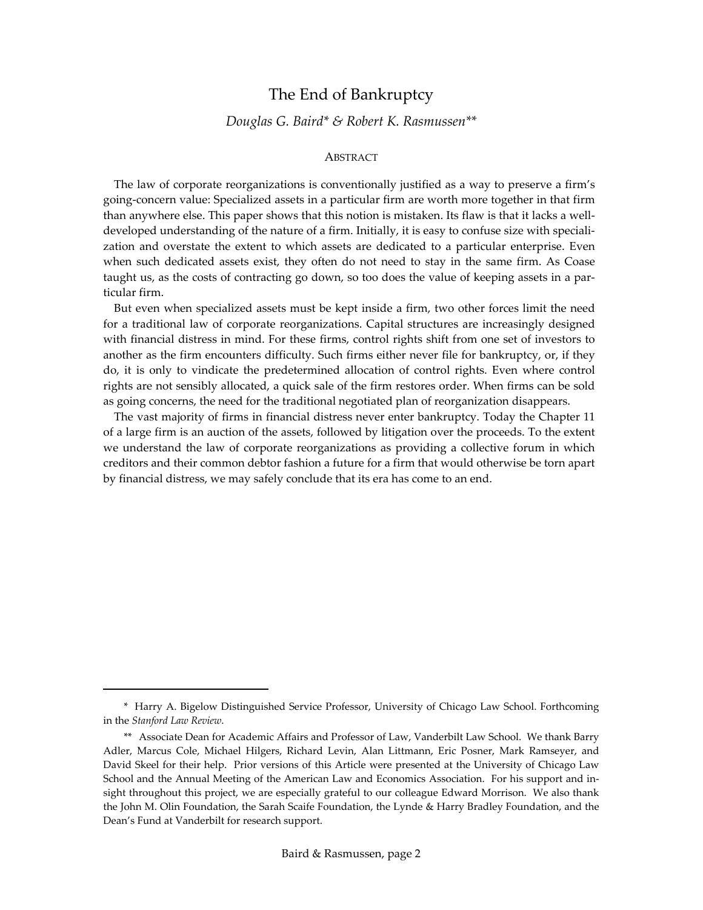# The End of Bankruptcy

*Douglas G. Baird\* & Robert K. Rasmussen\*\**

## ABSTRACT

The law of corporate reorganizations is conventionally justified as a way to preserve a firm's going-concern value: Specialized assets in a particular firm are worth more together in that firm than anywhere else. This paper shows that this notion is mistaken. Its flaw is that it lacks a well-developed understanding of the nature of a firm. Initially, it is easy to confuse size with specialization and overstate the extent to which assets are dedicated to a particular enterprise. Even when such dedicated assets exist, they often do not need to stay in the same firm. As Coase taught us, as the costs of contracting go down, so too does the value of keeping assets in a particular firm.

But even when specialized assets must be kept inside a firm, two other forces limit the need for a traditional law of corporate reorganizations. Capital structures are increasingly designed with financial distress in mind. For these firms, control rights shift from one set of investors to another as the firm encounters difficulty. Such firms either never file for bankruptcy, or, if they do, it is only to vindicate the predetermined allocation of control rights. Even where control rights are not sensibly allocated, a quick sale of the firm restores order. When firms can be sold as going concerns, the need for the traditional negotiated plan of reorganization disappears.

The vast majority of firms in financial distress never enter bankruptcy. Today the Chapter 11 of a large firm is an auction of the assets, followed by litigation over the proceeds. To the extent we understand the law of corporate reorganizations as providing a collective forum in which creditors and their common debtor fashion a future for a firm that would otherwise be torn apart by financial distress, we may safely conclude that its era has come to an end.

---

\* Harry A. Bigelow Distinguished Service Professor, University of Chicago Law School. Forthcoming in the *Stanford Law Review*.

\*\* Associate Dean for Academic Affairs and Professor of Law, Vanderbilt Law School. We thank Barry Adler, Marcus Cole, Michael Hilgers, Richard Levin, Alan Littmann, Eric Posner, Mark Ramseyer, and David Skeel for their help. Prior versions of this Article were presented at the University of Chicago Law School and the Annual Meeting of the American Law and Economics Association. For his support and insight throughout this project, we are especially grateful to our colleague Edward Morrison. We also thank the John M. Olin Foundation, the Sarah Scaife Foundation, the Lynde & Harry Bradley Foundation, and the Dean's Fund at Vanderbilt for research support.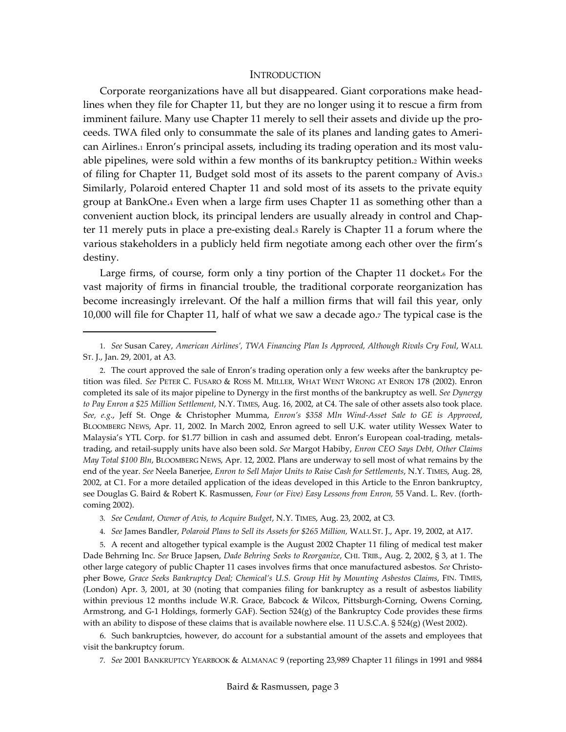## INTRODUCTION

Corporate reorganizations have all but disappeared. Giant corporations make headlines when they file for Chapter 11, but they are no longer using it to rescue a firm from imminent failure. Many use Chapter 11 merely to sell their assets and divide up the proceeds. TWA filed only to consummate the sale of its planes and landing gates to American Airlines.[1] Enron's principal assets, including its trading operation and its most valuable pipelines, were sold within a few months of its bankruptcy petition.[2] Within weeks of filing for Chapter 11, Budget sold most of its assets to the parent company of Avis.[3] Similarly, Polaroid entered Chapter 11 and sold most of its assets to the private equity group at BankOne.[4] Even when a large firm uses Chapter 11 as something other than a convenient auction block, its principal lenders are usually already in control and Chapter 11 merely puts in place a pre-existing deal.[5] Rarely is Chapter 11 a forum where the various stakeholders in a publicly held firm negotiate among each other over the firm's destiny.

Large firms, of course, form only a tiny portion of the Chapter 11 docket.[6] For the vast majority of firms in financial trouble, the traditional corporate reorganization has become increasingly irrelevant. Of the half a million firms that will fail this year, only 10,000 will file for Chapter 11, half of what we saw a decade ago.[7] The typical case is the

---

1. *See* Susan Carey, *American Airlines', TWA Financing Plan Is Approved, Although Rivals Cry Foul*, WALL ST. J., Jan. 29, 2001, at A3.

2. The court approved the sale of Enron's trading operation only a few weeks after the bankruptcy petition was filed. *See* PETER C. FUSARO & ROSS M. MILLER, WHAT WENT WRONG AT ENRON 178 (2002). Enron completed its sale of its major pipeline to Dynergy in the first months of the bankruptcy as well. *See Dynergy to Pay Enron a $25 Million Settlement*, N.Y. TIMES, Aug. 16, 2002, at C4. The sale of other assets also took place. *See, e.g.*, Jeff St. Onge & Christopher Mumma, *Enron's $358 Mln Wind-Asset Sale to GE is Approved*, BLOOMBERG NEWS, Apr. 11, 2002. In March 2002, Enron agreed to sell U.K. water utility Wessex Water to Malaysia's YTL Corp. for $1.77 billion in cash and assumed debt. Enron's European coal-trading, metals-trading, and retail-supply units have also been sold. *See* Margot Habiby, *Enron CEO Says Debt, Other Claims May Total $100 Bln*, BLOOMBERG NEWS, Apr. 12, 2002. Plans are underway to sell most of what remains by the end of the year. *See* Neela Banerjee, *Enron to Sell Major Units to Raise Cash for Settlements*, N.Y. TIMES, Aug. 28, 2002, at C1. For a more detailed application of the ideas developed in this Article to the Enron bankruptcy, see Douglas G. Baird & Robert K. Rasmussen, *Four (or Five) Easy Lessons from Enron,* 55 Vand. L. Rev. (forthcoming 2002).

3. *See Cendant, Owner of Avis, to Acquire Budget*, N.Y. TIMES, Aug. 23, 2002, at C3.

4. *See* James Bandler, *Polaroid Plans to Sell its Assets for $265 Million,* WALL ST. J., Apr. 19, 2002, at A17.

5. A recent and altogether typical example is the August 2002 Chapter 11 filing of medical test maker Dade Behrning Inc. *See* Bruce Japsen, *Dade Behring Seeks to Reorganize*, CHI. TRIB., Aug. 2, 2002, § 3, at 1. The other large category of public Chapter 11 cases involves firms that once manufactured asbestos. *See* Christopher Bowe, *Grace Seeks Bankruptcy Deal; Chemical's U.S. Group Hit by Mounting Asbestos Claims*, FIN. TIMES, (London) Apr. 3, 2001, at 30 (noting that companies filing for bankruptcy as a result of asbestos liability within previous 12 months include W.R. Grace, Babcock & Wilcox, Pittsburgh-Corning, Owens Corning, Armstrong, and G-1 Holdings, formerly GAF). Section 524(g) of the Bankruptcy Code provides these firms with an ability to dispose of these claims that is available nowhere else. 11 U.S.C.A. § 524(g) (West 2002).

6. Such bankruptcies, however, do account for a substantial amount of the assets and employees that visit the bankruptcy forum.

7. *See* 2001 BANKRUPTCY YEARBOOK & ALMANAC 9 (reporting 23,989 Chapter 11 filings in 1991 and 9884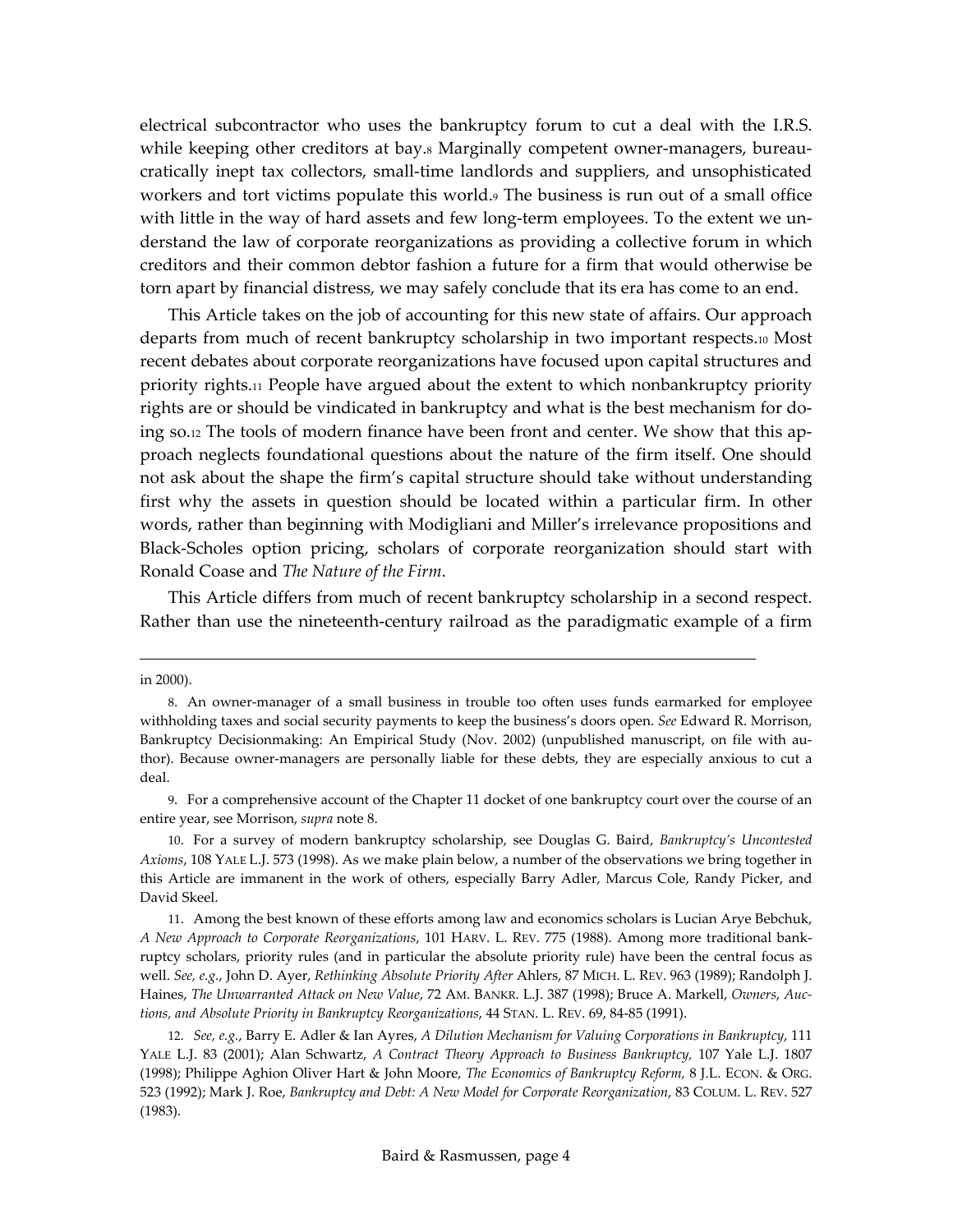electrical subcontractor who uses the bankruptcy forum to cut a deal with the I.R.S. while keeping other creditors at bay.[8] Marginally competent owner-managers, bureaucratically inept tax collectors, small-time landlords and suppliers, and unsophisticated workers and tort victims populate this world.[9] The business is run out of a small office with little in the way of hard assets and few long-term employees. To the extent we understand the law of corporate reorganizations as providing a collective forum in which creditors and their common debtor fashion a future for a firm that would otherwise be torn apart by financial distress, we may safely conclude that its era has come to an end.

This Article takes on the job of accounting for this new state of affairs. Our approach departs from much of recent bankruptcy scholarship in two important respects.[10] Most recent debates about corporate reorganizations have focused upon capital structures and priority rights.[11] People have argued about the extent to which nonbankruptcy priority rights are or should be vindicated in bankruptcy and what is the best mechanism for doing so.[12] The tools of modern finance have been front and center. We show that this approach neglects foundational questions about the nature of the firm itself. One should not ask about the shape the firm's capital structure should take without understanding first why the assets in question should be located within a particular firm. In other words, rather than beginning with Modigliani and Miller's irrelevance propositions and Black-Scholes option pricing, scholars of corporate reorganization should start with Ronald Coase and *The Nature of the Firm*.

This Article differs from much of recent bankruptcy scholarship in a second respect. Rather than use the nineteenth-century railroad as the paradigmatic example of a firm

---

in 2000).

8. An owner-manager of a small business in trouble too often uses funds earmarked for employee withholding taxes and social security payments to keep the business's doors open. *See* Edward R. Morrison, Bankruptcy Decisionmaking: An Empirical Study (Nov. 2002) (unpublished manuscript, on file with author). Because owner-managers are personally liable for these debts, they are especially anxious to cut a deal.

9. For a comprehensive account of the Chapter 11 docket of one bankruptcy court over the course of an entire year, see Morrison, *supra* note 8.

10. For a survey of modern bankruptcy scholarship, see Douglas G. Baird, *Bankruptcy's Uncontested Axioms*, 108 YALE L.J. 573 (1998). As we make plain below, a number of the observations we bring together in this Article are immanent in the work of others, especially Barry Adler, Marcus Cole, Randy Picker, and David Skeel.

11. Among the best known of these efforts among law and economics scholars is Lucian Arye Bebchuk, *A New Approach to Corporate Reorganizations*, 101 HARV. L. REV. 775 (1988). Among more traditional bankruptcy scholars, priority rules (and in particular the absolute priority rule) have been the central focus as well. *See, e.g.*, John D. Ayer, *Rethinking Absolute Priority After* Ahlers, 87 MICH. L. REV. 963 (1989); Randolph J. Haines, *The Unwarranted Attack on New Value*, 72 AM. BANKR. L.J. 387 (1998); Bruce A. Markell, *Owners, Auctions, and Absolute Priority in Bankruptcy Reorganizations*, 44 STAN. L. REV. 69, 84-85 (1991).

12. *See, e.g.*, Barry E. Adler & Ian Ayres, *A Dilution Mechanism for Valuing Corporations in Bankruptcy*, 111 YALE L.J. 83 (2001); Alan Schwartz, *A Contract Theory Approach to Business Bankruptcy*, 107 Yale L.J. 1807 (1998); Philippe Aghion Oliver Hart & John Moore, *The Economics of Bankruptcy Reform,* 8 J.L. ECON. & ORG. 523 (1992); Mark J. Roe, *Bankruptcy and Debt: A New Model for Corporate Reorganization*, 83 COLUM. L. REV. 527 (1983).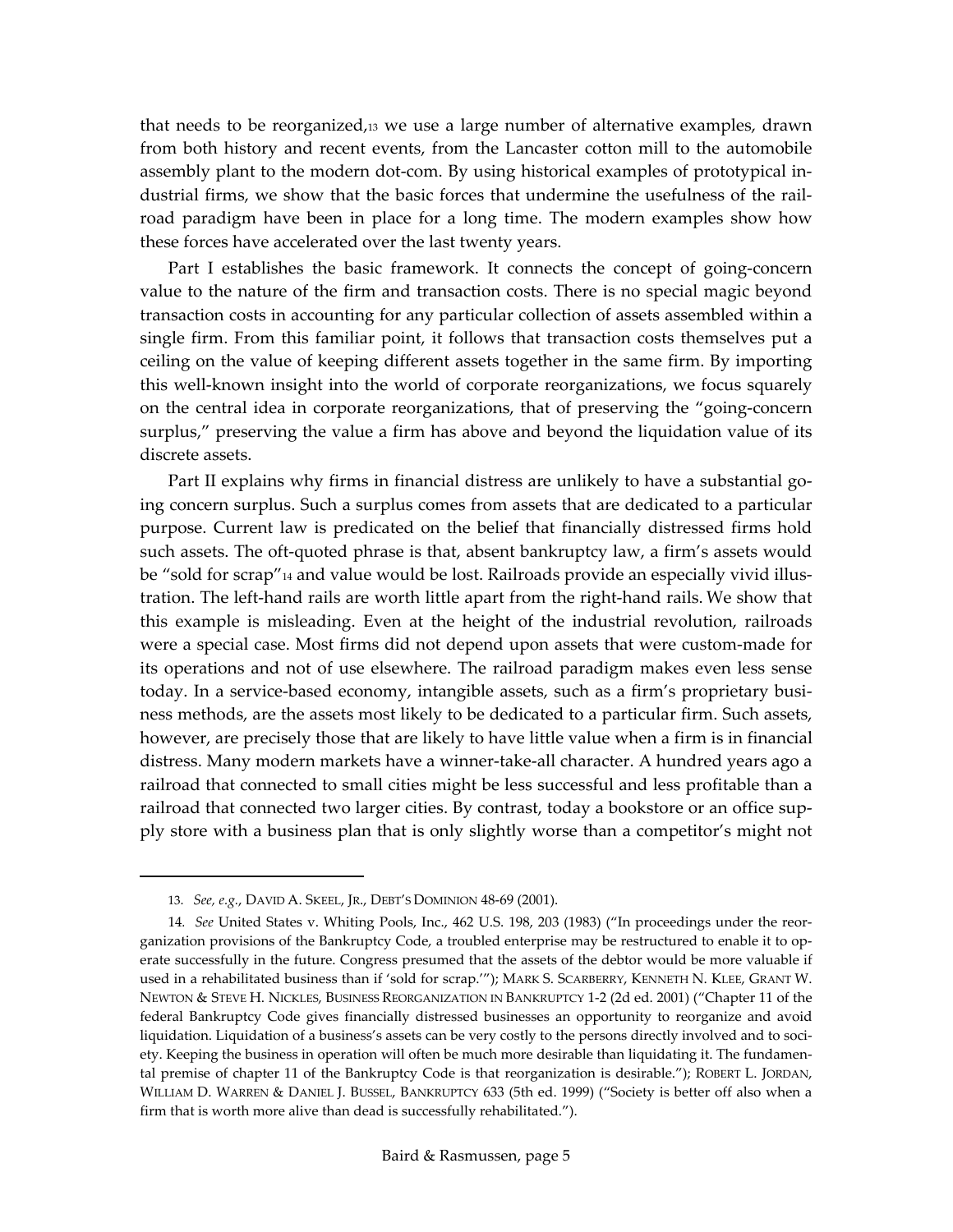that needs to be reorganized,[13] we use a large number of alternative examples, drawn from both history and recent events, from the Lancaster cotton mill to the automobile assembly plant to the modern dot-com. By using historical examples of prototypical industrial firms, we show that the basic forces that undermine the usefulness of the railroad paradigm have been in place for a long time. The modern examples show how these forces have accelerated over the last twenty years.

Part I establishes the basic framework. It connects the concept of going-concern value to the nature of the firm and transaction costs. There is no special magic beyond transaction costs in accounting for any particular collection of assets assembled within a single firm. From this familiar point, it follows that transaction costs themselves put a ceiling on the value of keeping different assets together in the same firm. By importing this well-known insight into the world of corporate reorganizations, we focus squarely on the central idea in corporate reorganizations, that of preserving the "going-concern surplus," preserving the value a firm has above and beyond the liquidation value of its discrete assets.

Part II explains why firms in financial distress are unlikely to have a substantial going concern surplus. Such a surplus comes from assets that are dedicated to a particular purpose. Current law is predicated on the belief that financially distressed firms hold such assets. The oft-quoted phrase is that, absent bankruptcy law, a firm's assets would be "sold for scrap"[14] and value would be lost. Railroads provide an especially vivid illustration. The left-hand rails are worth little apart from the right-hand rails. We show that this example is misleading. Even at the height of the industrial revolution, railroads were a special case. Most firms did not depend upon assets that were custom-made for its operations and not of use elsewhere. The railroad paradigm makes even less sense today. In a service-based economy, intangible assets, such as a firm's proprietary business methods, are the assets most likely to be dedicated to a particular firm. Such assets, however, are precisely those that are likely to have little value when a firm is in financial distress. Many modern markets have a winner-take-all character. A hundred years ago a railroad that connected to small cities might be less successful and less profitable than a railroad that connected two larger cities. By contrast, today a bookstore or an office supply store with a business plan that is only slightly worse than a competitor's might not

---

13. *See, e.g.*, DAVID A. SKEEL, JR., DEBT'S DOMINION 48-69 (2001).

14. *See* United States v. Whiting Pools, Inc., 462 U.S. 198, 203 (1983) ("In proceedings under the reorganization provisions of the Bankruptcy Code, a troubled enterprise may be restructured to enable it to operate successfully in the future. Congress presumed that the assets of the debtor would be more valuable if used in a rehabilitated business than if 'sold for scrap.'"); MARK S. SCARBERRY, KENNETH N. KLEE, GRANT W. NEWTON & STEVE H. NICKLES, BUSINESS REORGANIZATION IN BANKRUPTCY 1-2 (2d ed. 2001) ("Chapter 11 of the federal Bankruptcy Code gives financially distressed businesses an opportunity to reorganize and avoid liquidation. Liquidation of a business's assets can be very costly to the persons directly involved and to society. Keeping the business in operation will often be much more desirable than liquidating it. The fundamental premise of chapter 11 of the Bankruptcy Code is that reorganization is desirable."); ROBERT L. JORDAN, WILLIAM D. WARREN & DANIEL J. BUSSEL, BANKRUPTCY 633 (5th ed. 1999) ("Society is better off also when a firm that is worth more alive than dead is successfully rehabilitated.").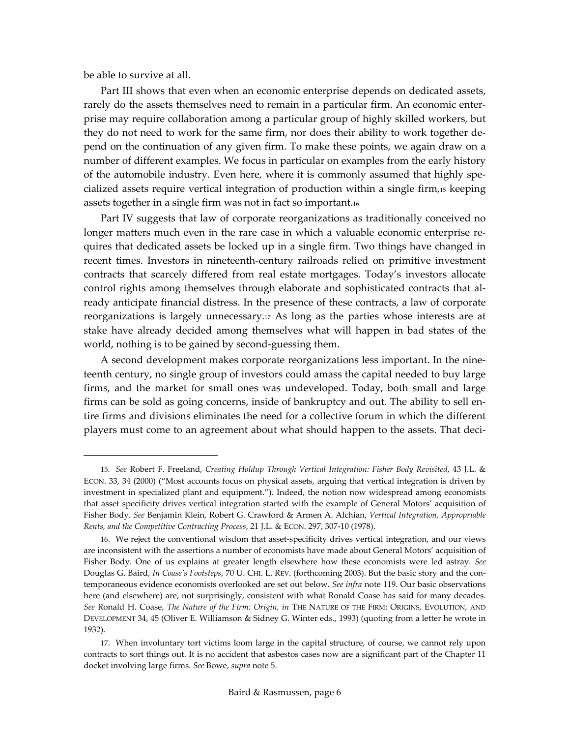be able to survive at all.

Part III shows that even when an economic enterprise depends on dedicated assets, rarely do the assets themselves need to remain in a particular firm. An economic enterprise may require collaboration among a particular group of highly skilled workers, but they do not need to work for the same firm, nor does their ability to work together depend on the continuation of any given firm. To make these points, we again draw on a number of different examples. We focus in particular on examples from the early history of the automobile industry. Even here, where it is commonly assumed that highly specialized assets require vertical integration of production within a single firm,[15] keeping assets together in a single firm was not in fact so important.[16]

Part IV suggests that law of corporate reorganizations as traditionally conceived no longer matters much even in the rare case in which a valuable economic enterprise requires that dedicated assets be locked up in a single firm. Two things have changed in recent times. Investors in nineteenth-century railroads relied on primitive investment contracts that scarcely differed from real estate mortgages. Today's investors allocate control rights among themselves through elaborate and sophisticated contracts that already anticipate financial distress. In the presence of these contracts, a law of corporate reorganizations is largely unnecessary.[17] As long as the parties whose interests are at stake have already decided among themselves what will happen in bad states of the world, nothing is to be gained by second-guessing them.

A second development makes corporate reorganizations less important. In the nineteenth century, no single group of investors could amass the capital needed to buy large firms, and the market for small ones was undeveloped. Today, both small and large firms can be sold as going concerns, inside of bankruptcy and out. The ability to sell entire firms and divisions eliminates the need for a collective forum in which the different players must come to an agreement about what should happen to the assets. That deci-

---

15. *See* Robert F. Freeland, *Creating Holdup Through Vertical Integration: Fisher Body Revisited*, 43 J.L. & ECON. 33, 34 (2000) ("Most accounts focus on physical assets, arguing that vertical integration is driven by investment in specialized plant and equipment."). Indeed, the notion now widespread among economists that asset specificity drives vertical integration started with the example of General Motors' acquisition of Fisher Body. *See* Benjamin Klein, Robert G. Crawford & Armen A. Alchian, *Vertical Integration, Appropriable Rents, and the Competitive Contracting Process*, 21 J.L. & ECON. 297, 307-10 (1978).

16. We reject the conventional wisdom that asset-specificity drives vertical integration, and our views are inconsistent with the assertions a number of economists have made about General Motors' acquisition of Fisher Body. One of us explains at greater length elsewhere how these economists were led astray. *See* Douglas G. Baird, *In Coase's Footsteps*, 70 U. CHI. L. REV. (forthcoming 2003). But the basic story and the contemporaneous evidence economists overlooked are set out below. *See infra* note 119. Our basic observations here (and elsewhere) are, not surprisingly, consistent with what Ronald Coase has said for many decades. *See* Ronald H. Coase, *The Nature of the Firm: Origin*, *in* THE NATURE OF THE FIRM: ORIGINS, EVOLUTION, AND DEVELOPMENT 34, 45 (Oliver E. Williamson & Sidney G. Winter eds., 1993) (quoting from a letter he wrote in 1932).

17. When involuntary tort victims loom large in the capital structure, of course, we cannot rely upon contracts to sort things out. It is no accident that asbestos cases now are a significant part of the Chapter 11 docket involving large firms. *See* Bowe, *supra* note 5.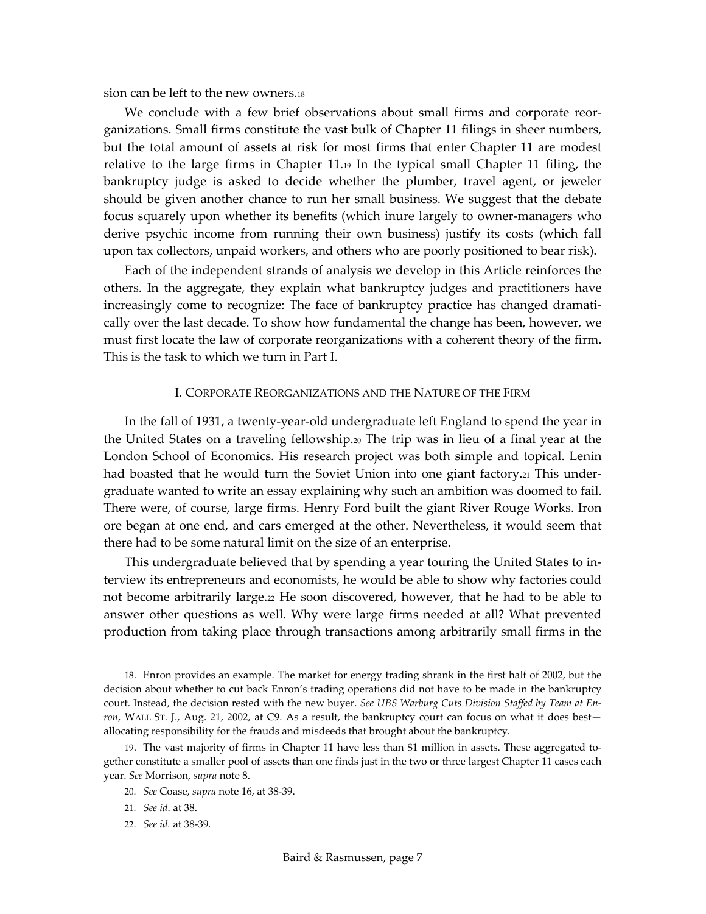sion can be left to the new owners.[18]

We conclude with a few brief observations about small firms and corporate reorganizations. Small firms constitute the vast bulk of Chapter 11 filings in sheer numbers, but the total amount of assets at risk for most firms that enter Chapter 11 are modest relative to the large firms in Chapter 11.[19] In the typical small Chapter 11 filing, the bankruptcy judge is asked to decide whether the plumber, travel agent, or jeweler should be given another chance to run her small business. We suggest that the debate focus squarely upon whether its benefits (which inure largely to owner-managers who derive psychic income from running their own business) justify its costs (which fall upon tax collectors, unpaid workers, and others who are poorly positioned to bear risk).

Each of the independent strands of analysis we develop in this Article reinforces the others. In the aggregate, they explain what bankruptcy judges and practitioners have increasingly come to recognize: The face of bankruptcy practice has changed dramatically over the last decade. To show how fundamental the change has been, however, we must first locate the law of corporate reorganizations with a coherent theory of the firm. This is the task to which we turn in Part I.

## I. Corporate Reorganizations and the Nature of the Firm

In the fall of 1931, a twenty-year-old undergraduate left England to spend the year in the United States on a traveling fellowship.[20] The trip was in lieu of a final year at the London School of Economics. His research project was both simple and topical. Lenin had boasted that he would turn the Soviet Union into one giant factory.[21] This undergraduate wanted to write an essay explaining why such an ambition was doomed to fail. There were, of course, large firms. Henry Ford built the giant River Rouge Works. Iron ore began at one end, and cars emerged at the other. Nevertheless, it would seem that there had to be some natural limit on the size of an enterprise.

This undergraduate believed that by spending a year touring the United States to interview its entrepreneurs and economists, he would be able to show why factories could not become arbitrarily large.[22] He soon discovered, however, that he had to be able to answer other questions as well. Why were large firms needed at all? What prevented production from taking place through transactions among arbitrarily small firms in the

---

18. Enron provides an example. The market for energy trading shrank in the first half of 2002, but the decision about whether to cut back Enron's trading operations did not have to be made in the bankruptcy court. Instead, the decision rested with the new buyer. *See UBS Warburg Cuts Division Staffed by Team at Enron*, WALL ST. J., Aug. 21, 2002, at C9. As a result, the bankruptcy court can focus on what it does best—allocating responsibility for the frauds and misdeeds that brought about the bankruptcy.

19. The vast majority of firms in Chapter 11 have less than $1 million in assets. These aggregated together constitute a smaller pool of assets than one finds just in the two or three largest Chapter 11 cases each year. *See* Morrison, *supra* note 8.

20. *See* Coase, *supra* note 16, at 38-39.

21. *See id*. at 38.

22. *See id.* at 38-39.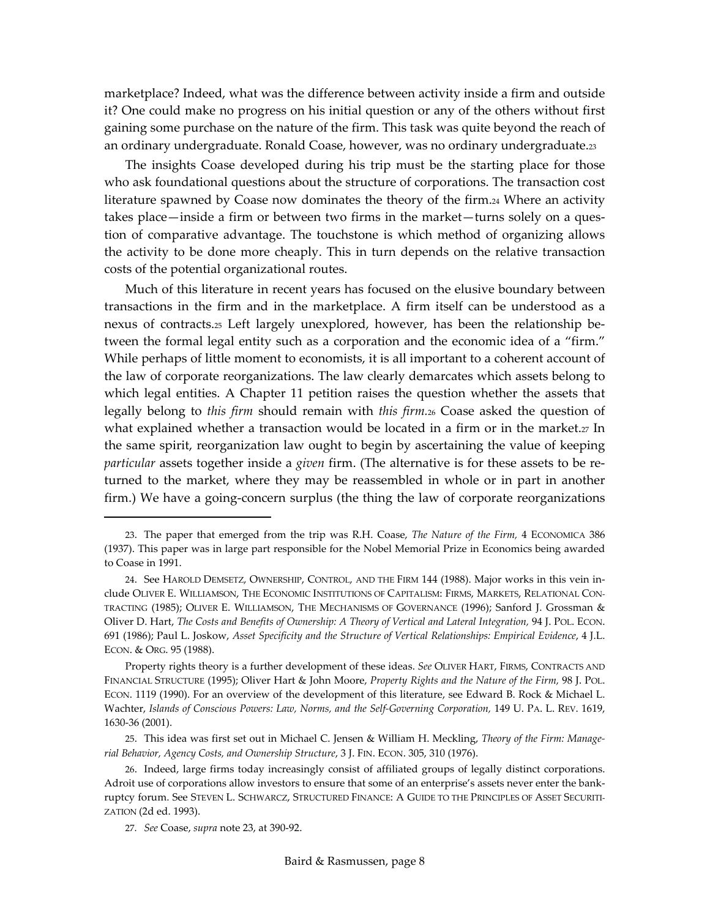marketplace? Indeed, what was the difference between activity inside a firm and outside it? One could make no progress on his initial question or any of the others without first gaining some purchase on the nature of the firm. This task was quite beyond the reach of an ordinary undergraduate. Ronald Coase, however, was no ordinary undergraduate.[23]

The insights Coase developed during his trip must be the starting place for those who ask foundational questions about the structure of corporations. The transaction cost literature spawned by Coase now dominates the theory of the firm.[24] Where an activity takes place—inside a firm or between two firms in the market—turns solely on a question of comparative advantage. The touchstone is which method of organizing allows the activity to be done more cheaply. This in turn depends on the relative transaction costs of the potential organizational routes.

Much of this literature in recent years has focused on the elusive boundary between transactions in the firm and in the marketplace. A firm itself can be understood as a nexus of contracts.[25] Left largely unexplored, however, has been the relationship between the formal legal entity such as a corporation and the economic idea of a "firm." While perhaps of little moment to economists, it is all important to a coherent account of the law of corporate reorganizations. The law clearly demarcates which assets belong to which legal entities. A Chapter 11 petition raises the question whether the assets that legally belong to *this firm* should remain with *this firm*.[26] Coase asked the question of what explained whether a transaction would be located in a firm or in the market.[27] In the same spirit, reorganization law ought to begin by ascertaining the value of keeping *particular* assets together inside a *given* firm. (The alternative is for these assets to be returned to the market, where they may be reassembled in whole or in part in another firm.) We have a going-concern surplus (the thing the law of corporate reorganizations

---

23. The paper that emerged from the trip was R.H. Coase, *The Nature of the Firm,* 4 ECONOMICA 386 (1937). This paper was in large part responsible for the Nobel Memorial Prize in Economics being awarded to Coase in 1991.

24. See HAROLD DEMSETZ, OWNERSHIP, CONTROL, AND THE FIRM 144 (1988). Major works in this vein include OLIVER E. WILLIAMSON, THE ECONOMIC INSTITUTIONS OF CAPITALISM: FIRMS, MARKETS, RELATIONAL CONTRACTING (1985); OLIVER E. WILLIAMSON, THE MECHANISMS OF GOVERNANCE (1996); Sanford J. Grossman & Oliver D. Hart, *The Costs and Benefits of Ownership: A Theory of Vertical and Lateral Integration,* 94 J. POL. ECON. 691 (1986); Paul L. Joskow, *Asset Specificity and the Structure of Vertical Relationships: Empirical Evidence*, 4 J.L. ECON. & ORG. 95 (1988).

Property rights theory is a further development of these ideas. *See* OLIVER HART, FIRMS, CONTRACTS AND FINANCIAL STRUCTURE (1995); Oliver Hart & John Moore, *Property Rights and the Nature of the Firm,* 98 J. POL. ECON. 1119 (1990). For an overview of the development of this literature, see Edward B. Rock & Michael L. Wachter, *Islands of Conscious Powers: Law, Norms, and the Self-Governing Corporation,* 149 U. PA. L. REV. 1619, 1630-36 (2001).

25. This idea was first set out in Michael C. Jensen & William H. Meckling, *Theory of the Firm: Managerial Behavior, Agency Costs, and Ownership Structure*, 3 J. FIN. ECON. 305, 310 (1976).

26. Indeed, large firms today increasingly consist of affiliated groups of legally distinct corporations. Adroit use of corporations allow investors to ensure that some of an enterprise's assets never enter the bankruptcy forum. See STEVEN L. SCHWARCZ, STRUCTURED FINANCE: A GUIDE TO THE PRINCIPLES OF ASSET SECURITIZATION (2d ed. 1993).

27. *See* Coase, *supra* note 23, at 390-92.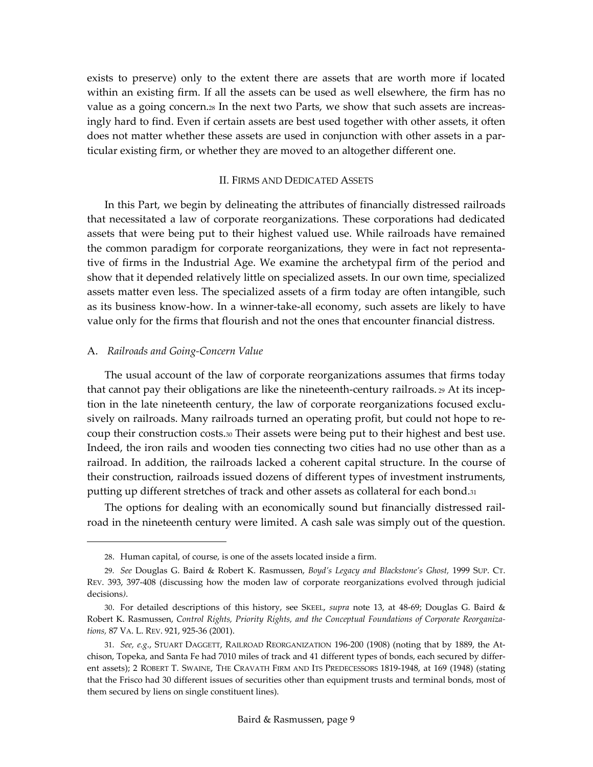exists to preserve) only to the extent there are assets that are worth more if located within an existing firm. If all the assets can be used as well elsewhere, the firm has no value as a going concern.[28] In the next two Parts, we show that such assets are increasingly hard to find. Even if certain assets are best used together with other assets, it often does not matter whether these assets are used in conjunction with other assets in a particular existing firm, or whether they are moved to an altogether different one.

## II. Firms and Dedicated Assets

In this Part, we begin by delineating the attributes of financially distressed railroads that necessitated a law of corporate reorganizations. These corporations had dedicated assets that were being put to their highest valued use. While railroads have remained the common paradigm for corporate reorganizations, they were in fact not representative of firms in the Industrial Age. We examine the archetypal firm of the period and show that it depended relatively little on specialized assets. In our own time, specialized assets matter even less. The specialized assets of a firm today are often intangible, such as its business know-how. In a winner-take-all economy, such assets are likely to have value only for the firms that flourish and not the ones that encounter financial distress.

### A. *Railroads and Going-Concern Value*

The usual account of the law of corporate reorganizations assumes that firms today that cannot pay their obligations are like the nineteenth-century railroads.[29] At its inception in the late nineteenth century, the law of corporate reorganizations focused exclusively on railroads. Many railroads turned an operating profit, but could not hope to recoup their construction costs.[30] Their assets were being put to their highest and best use. Indeed, the iron rails and wooden ties connecting two cities had no use other than as a railroad. In addition, the railroads lacked a coherent capital structure. In the course of their construction, railroads issued dozens of different types of investment instruments, putting up different stretches of track and other assets as collateral for each bond.[31]

The options for dealing with an economically sound but financially distressed railroad in the nineteenth century were limited. A cash sale was simply out of the question.

---

28. Human capital, of course, is one of the assets located inside a firm.

29. *See* Douglas G. Baird & Robert K. Rasmussen, *Boyd's Legacy and Blackstone's Ghost*, 1999 SUP. CT. REV. 393, 397-408 (discussing how the moden law of corporate reorganizations evolved through judicial decisions).

30. For detailed descriptions of this history, see SKEEL, *supra* note 13, at 48-69; Douglas G. Baird & Robert K. Rasmussen, *Control Rights, Priority Rights, and the Conceptual Foundations of Corporate Reorganizations,* 87 VA. L. REV. 921, 925-36 (2001).

31. *See, e.g.*, STUART DAGGETT, RAILROAD REORGANIZATION 196-200 (1908) (noting that by 1889, the Atchison, Topeka, and Santa Fe had 7010 miles of track and 41 different types of bonds, each secured by different assets); 2 ROBERT T. SWAINE, THE CRAVATH FIRM AND ITS PREDECESSORS 1819-1948, at 169 (1948) (stating that the Frisco had 30 different issues of securities other than equipment trusts and terminal bonds, most of them secured by liens on single constituent lines).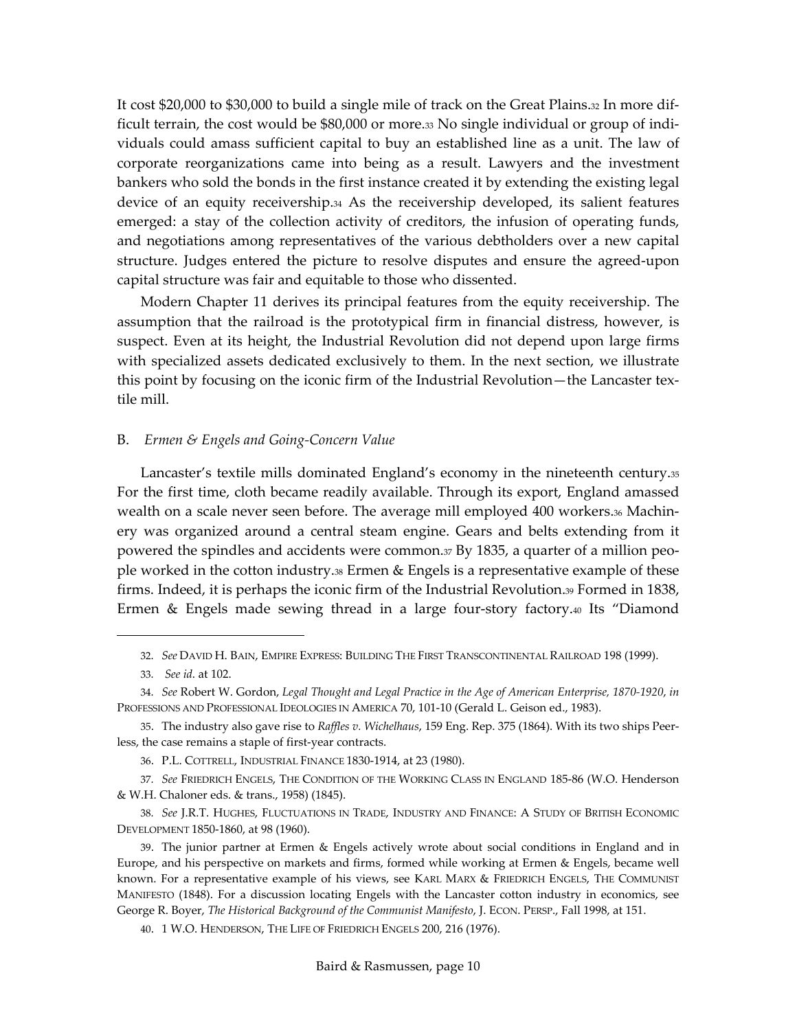It cost $20,000 to $30,000 to build a single mile of track on the Great Plains.[32] In more difficult terrain, the cost would be $80,000 or more.[33] No single individual or group of individuals could amass sufficient capital to buy an established line as a unit. The law of corporate reorganizations came into being as a result. Lawyers and the investment bankers who sold the bonds in the first instance created it by extending the existing legal device of an equity receivership.[34] As the receivership developed, its salient features emerged: a stay of the collection activity of creditors, the infusion of operating funds, and negotiations among representatives of the various debtholders over a new capital structure. Judges entered the picture to resolve disputes and ensure the agreed-upon capital structure was fair and equitable to those who dissented.

Modern Chapter 11 derives its principal features from the equity receivership. The assumption that the railroad is the prototypical firm in financial distress, however, is suspect. Even at its height, the Industrial Revolution did not depend upon large firms with specialized assets dedicated exclusively to them. In the next section, we illustrate this point by focusing on the iconic firm of the Industrial Revolution—the Lancaster textile mill.

### B. *Ermen & Engels and Going-Concern Value*

Lancaster's textile mills dominated England's economy in the nineteenth century.[35] For the first time, cloth became readily available. Through its export, England amassed wealth on a scale never seen before. The average mill employed 400 workers.[36] Machinery was organized around a central steam engine. Gears and belts extending from it powered the spindles and accidents were common.[37] By 1835, a quarter of a million people worked in the cotton industry.[38] Ermen & Engels is a representative example of these firms. Indeed, it is perhaps the iconic firm of the Industrial Revolution.[39] Formed in 1838, Ermen & Engels made sewing thread in a large four-story factory.[40] Its "Diamond

---

32. *See* DAVID H. BAIN, EMPIRE EXPRESS: BUILDING THE FIRST TRANSCONTINENTAL RAILROAD 198 (1999).

33. *See id.* at 102.

34. *See* Robert W. Gordon, *Legal Thought and Legal Practice in the Age of American Enterprise, 1870-1920*, *in* PROFESSIONS AND PROFESSIONAL IDEOLOGIES IN AMERICA 70, 101-10 (Gerald L. Geison ed., 1983).

35. The industry also gave rise to *Raffles v. Wichelhaus*, 159 Eng. Rep. 375 (1864). With its two ships Peerless, the case remains a staple of first-year contracts.

36. P.L. COTTRELL, INDUSTRIAL FINANCE 1830-1914, at 23 (1980).

37. *See* FRIEDRICH ENGELS, THE CONDITION OF THE WORKING CLASS IN ENGLAND 185-86 (W.O. Henderson & W.H. Chaloner eds. & trans., 1958) (1845).

38. *See* J.R.T. HUGHES, FLUCTUATIONS IN TRADE, INDUSTRY AND FINANCE: A STUDY OF BRITISH ECONOMIC DEVELOPMENT 1850-1860, at 98 (1960).

39. The junior partner at Ermen & Engels actively wrote about social conditions in England and in Europe, and his perspective on markets and firms, formed while working at Ermen & Engels, became well known. For a representative example of his views, see KARL MARX & FRIEDRICH ENGELS, THE COMMUNIST MANIFESTO (1848). For a discussion locating Engels with the Lancaster cotton industry in economics, see George R. Boyer, *The Historical Background of the Communist Manifesto*, J. ECON. PERSP., Fall 1998, at 151.

40. 1 W.O. HENDERSON, THE LIFE OF FRIEDRICH ENGELS 200, 216 (1976).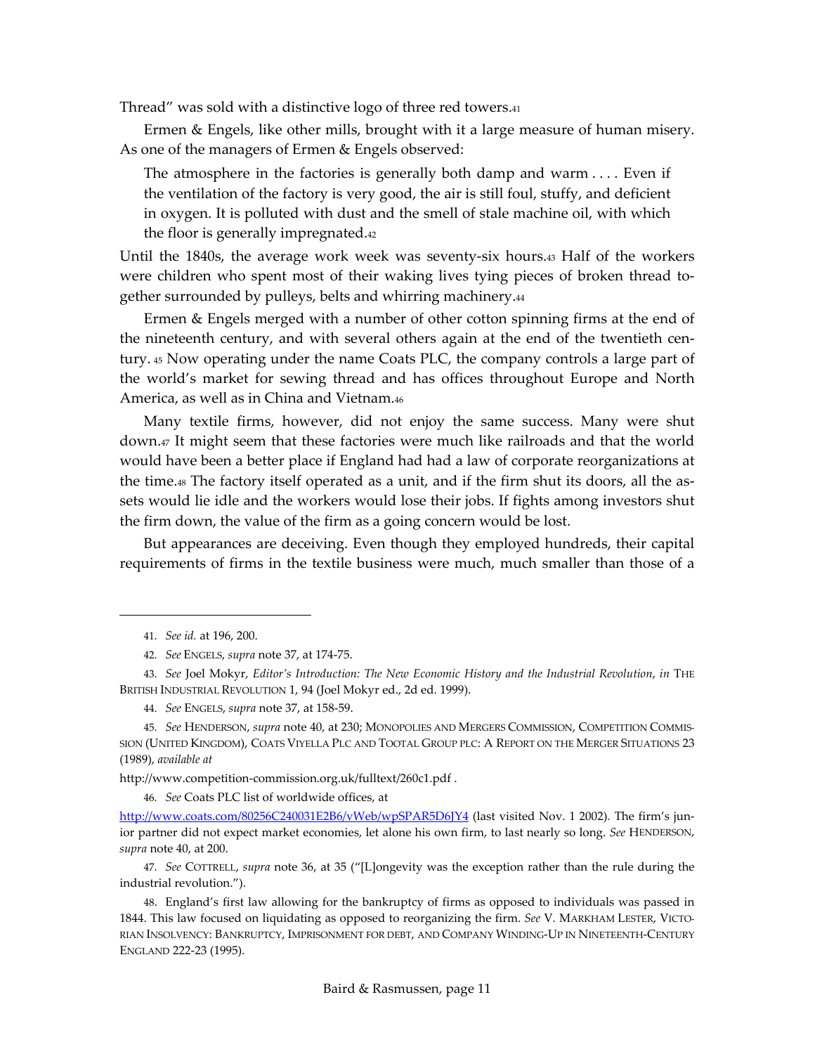Thread" was sold with a distinctive logo of three red towers.[41]

Ermen & Engels, like other mills, brought with it a large measure of human misery. As one of the managers of Ermen & Engels observed:

> The atmosphere in the factories is generally both damp and warm . . . . Even if the ventilation of the factory is very good, the air is still foul, stuffy, and deficient in oxygen. It is polluted with dust and the smell of stale machine oil, with which the floor is generally impregnated.[42]

Until the 1840s, the average work week was seventy-six hours.[43] Half of the workers were children who spent most of their waking lives tying pieces of broken thread together surrounded by pulleys, belts and whirring machinery.[44]

Ermen & Engels merged with a number of other cotton spinning firms at the end of the nineteenth century, and with several others again at the end of the twentieth century.[45] Now operating under the name Coats PLC, the company controls a large part of the world's market for sewing thread and has offices throughout Europe and North America, as well as in China and Vietnam.[46]

Many textile firms, however, did not enjoy the same success. Many were shut down.[47] It might seem that these factories were much like railroads and that the world would have been a better place if England had had a law of corporate reorganizations at the time.[48] The factory itself operated as a unit, and if the firm shut its doors, all the assets would lie idle and the workers would lose their jobs. If fights among investors shut the firm down, the value of the firm as a going concern would be lost.

But appearances are deceiving. Even though they employed hundreds, their capital requirements of firms in the textile business were much, much smaller than those of a

---

41. *See id.* at 196, 200.

42. *See* ENGELS, *supra* note 37, at 174-75.

43. *See* Joel Mokyr, *Editor's Introduction: The New Economic History and the Industrial Revolution*, *in* THE BRITISH INDUSTRIAL REVOLUTION 1, 94 (Joel Mokyr ed., 2d ed. 1999).

44. *See* ENGELS, *supra* note 37, at 158-59.

45. *See* HENDERSON, *supra* note 40, at 230; MONOPOLIES AND MERGERS COMMISSION, COMPETITION COMMISSION (UNITED KINGDOM), COATS VIYELLA PLC AND TOOTAL GROUP PLC: A REPORT ON THE MERGER SITUATIONS 23 (1989), *available at* http://www.competition-commission.org.uk/fulltext/260c1.pdf .

46. *See* Coats PLC list of worldwide offices, at http://www.coats.com/80256C240031E2B6/vWeb/wpSPAR5D6JY4 (last visited Nov. 1 2002). The firm's junior partner did not expect market economies, let alone his own firm, to last nearly so long. *See* HENDERSON, *supra* note 40, at 200.

47. *See* COTTRELL, *supra* note 36, at 35 ("[L]ongevity was the exception rather than the rule during the industrial revolution.").

48. England's first law allowing for the bankruptcy of firms as opposed to individuals was passed in 1844. This law focused on liquidating as opposed to reorganizing the firm. *See* V. MARKHAM LESTER, VICTORIAN INSOLVENCY: BANKRUPTCY, IMPRISONMENT FOR DEBT, AND COMPANY WINDING-UP IN NINETEENTH-CENTURY ENGLAND 222-23 (1995).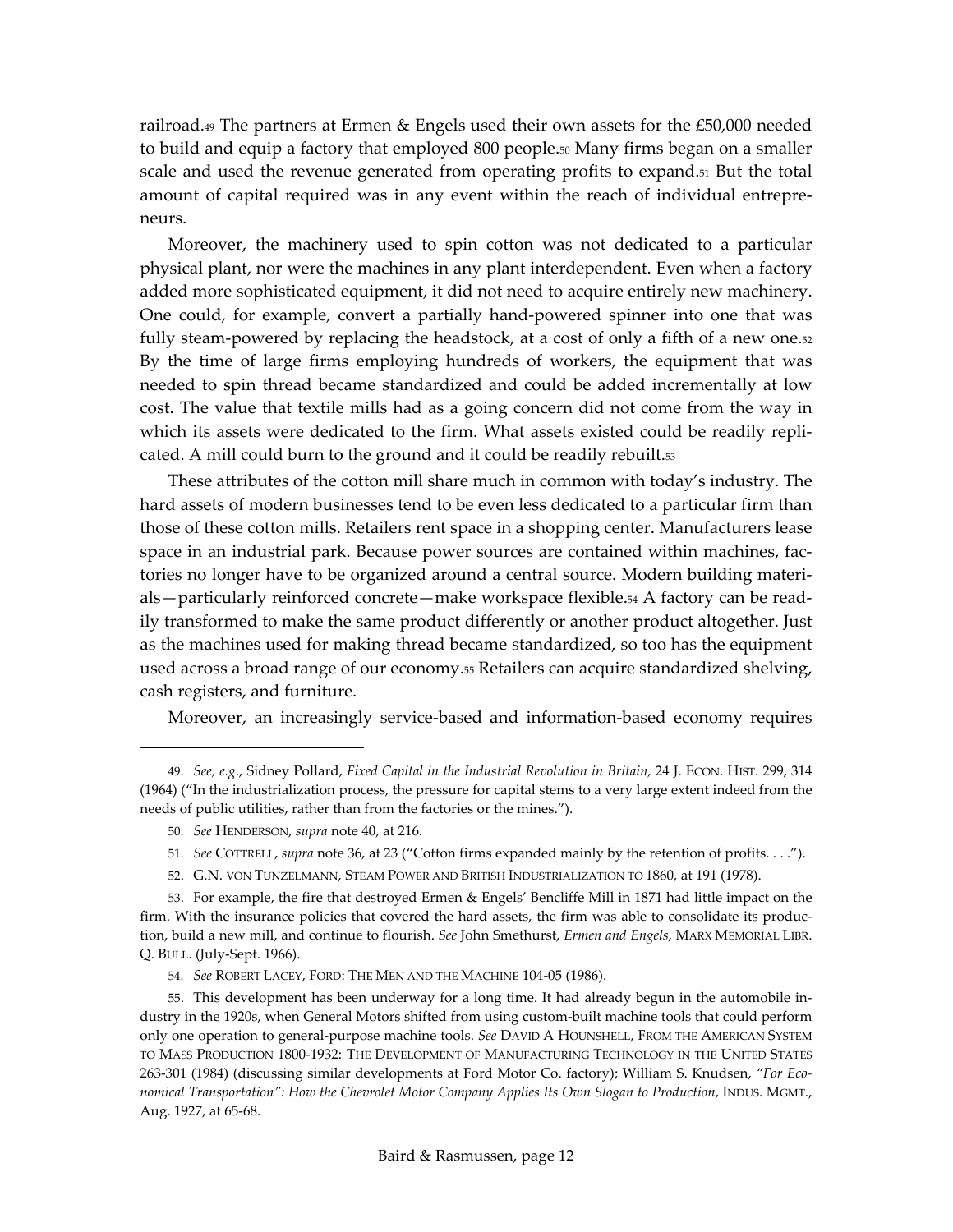railroad.[49] The partners at Ermen & Engels used their own assets for the £50,000 needed to build and equip a factory that employed 800 people.[50] Many firms began on a smaller scale and used the revenue generated from operating profits to expand.[51] But the total amount of capital required was in any event within the reach of individual entrepreneurs.

Moreover, the machinery used to spin cotton was not dedicated to a particular physical plant, nor were the machines in any plant interdependent. Even when a factory added more sophisticated equipment, it did not need to acquire entirely new machinery. One could, for example, convert a partially hand-powered spinner into one that was fully steam-powered by replacing the headstock, at a cost of only a fifth of a new one.[52] By the time of large firms employing hundreds of workers, the equipment that was needed to spin thread became standardized and could be added incrementally at low cost. The value that textile mills had as a going concern did not come from the way in which its assets were dedicated to the firm. What assets existed could be readily replicated. A mill could burn to the ground and it could be readily rebuilt.[53]

These attributes of the cotton mill share much in common with today's industry. The hard assets of modern businesses tend to be even less dedicated to a particular firm than those of these cotton mills. Retailers rent space in a shopping center. Manufacturers lease space in an industrial park. Because power sources are contained within machines, factories no longer have to be organized around a central source. Modern building materials—particularly reinforced concrete—make workspace flexible.[54] A factory can be readily transformed to make the same product differently or another product altogether. Just as the machines used for making thread became standardized, so too has the equipment used across a broad range of our economy.[55] Retailers can acquire standardized shelving, cash registers, and furniture.

Moreover, an increasingly service-based and information-based economy requires

---

49. *See, e.g.*, Sidney Pollard, *Fixed Capital in the Industrial Revolution in Britain,* 24 J. ECON. HIST. 299, 314 (1964) ("In the industrialization process, the pressure for capital stems to a very large extent indeed from the needs of public utilities, rather than from the factories or the mines.").

50. *See* HENDERSON, *supra* note 40, at 216.

51. *See* COTTRELL, *supra* note 36, at 23 ("Cotton firms expanded mainly by the retention of profits. . . .").

52. G.N. VON TUNZELMANN, STEAM POWER AND BRITISH INDUSTRIALIZATION TO 1860, at 191 (1978).

53. For example, the fire that destroyed Ermen & Engels' Bencliffe Mill in 1871 had little impact on the firm. With the insurance policies that covered the hard assets, the firm was able to consolidate its production, build a new mill, and continue to flourish. *See* John Smethurst, *Ermen and Engels*, MARX MEMORIAL LIBR. Q. BULL. (July-Sept. 1966).

54. *See* ROBERT LACEY, FORD: THE MEN AND THE MACHINE 104-05 (1986).

55. This development has been underway for a long time. It had already begun in the automobile industry in the 1920s, when General Motors shifted from using custom-built machine tools that could perform only one operation to general-purpose machine tools. *See* DAVID A HOUNSHELL, FROM THE AMERICAN SYSTEM TO MASS PRODUCTION 1800-1932: THE DEVELOPMENT OF MANUFACTURING TECHNOLOGY IN THE UNITED STATES 263-301 (1984) (discussing similar developments at Ford Motor Co. factory); William S. Knudsen, *"For Economical Transportation": How the Chevrolet Motor Company Applies Its Own Slogan to Production*, INDUS. MGMT., Aug. 1927, at 65-68.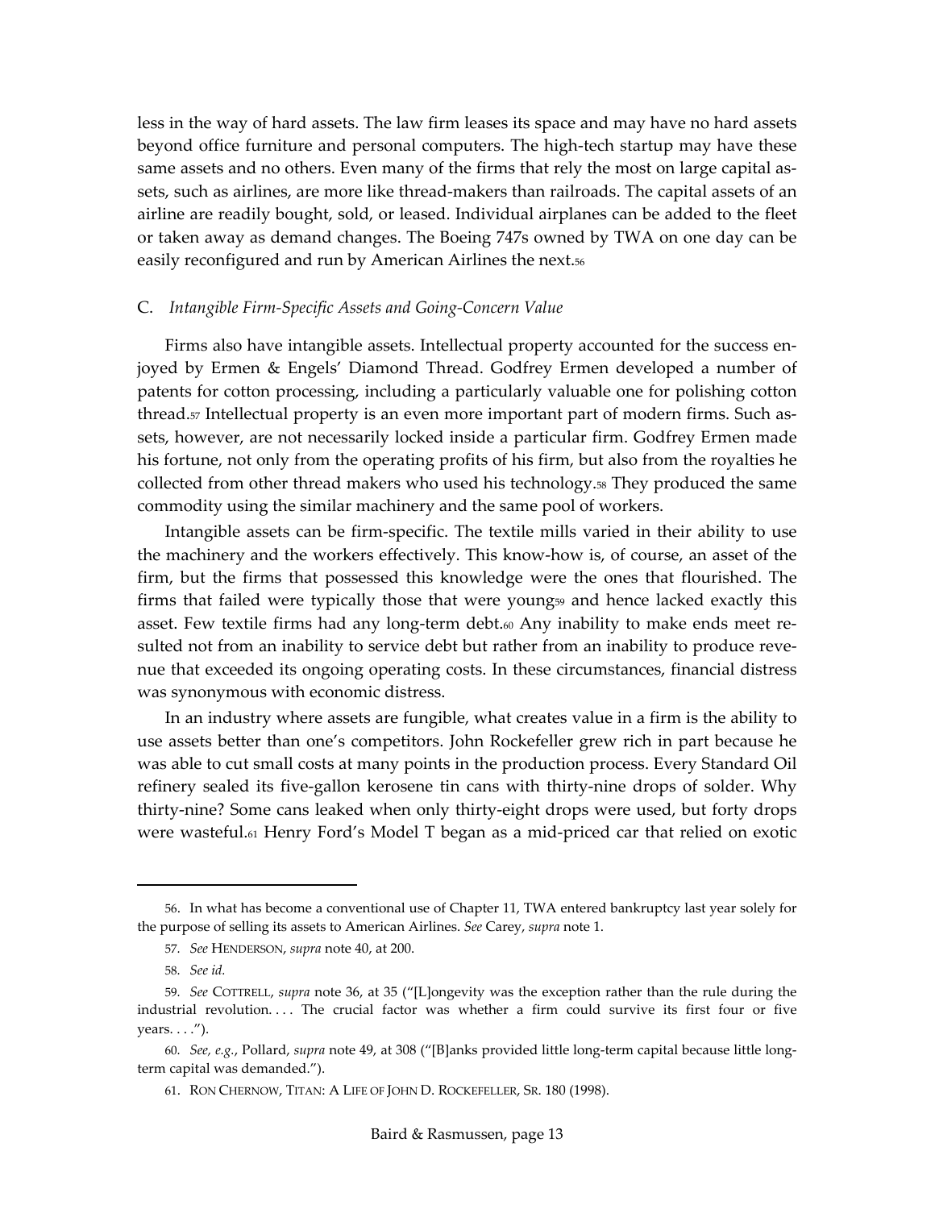less in the way of hard assets. The law firm leases its space and may have no hard assets beyond office furniture and personal computers. The high-tech startup may have these same assets and no others. Even many of the firms that rely the most on large capital assets, such as airlines, are more like thread-makers than railroads. The capital assets of an airline are readily bought, sold, or leased. Individual airplanes can be added to the fleet or taken away as demand changes. The Boeing 747s owned by TWA on one day can be easily reconfigured and run by American Airlines the next.[56]

### C. *Intangible Firm-Specific Assets and Going-Concern Value*

Firms also have intangible assets. Intellectual property accounted for the success enjoyed by Ermen & Engels' Diamond Thread. Godfrey Ermen developed a number of patents for cotton processing, including a particularly valuable one for polishing cotton thread.[57] Intellectual property is an even more important part of modern firms. Such assets, however, are not necessarily locked inside a particular firm. Godfrey Ermen made his fortune, not only from the operating profits of his firm, but also from the royalties he collected from other thread makers who used his technology.[58] They produced the same commodity using the similar machinery and the same pool of workers.

Intangible assets can be firm-specific. The textile mills varied in their ability to use the machinery and the workers effectively. This know-how is, of course, an asset of the firm, but the firms that possessed this knowledge were the ones that flourished. The firms that failed were typically those that were young[59] and hence lacked exactly this asset. Few textile firms had any long-term debt.[60] Any inability to make ends meet resulted not from an inability to service debt but rather from an inability to produce revenue that exceeded its ongoing operating costs. In these circumstances, financial distress was synonymous with economic distress.

In an industry where assets are fungible, what creates value in a firm is the ability to use assets better than one's competitors. John Rockefeller grew rich in part because he was able to cut small costs at many points in the production process. Every Standard Oil refinery sealed its five-gallon kerosene tin cans with thirty-nine drops of solder. Why thirty-nine? Some cans leaked when only thirty-eight drops were used, but forty drops were wasteful.[61] Henry Ford's Model T began as a mid-priced car that relied on exotic

---

56. In what has become a conventional use of Chapter 11, TWA entered bankruptcy last year solely for the purpose of selling its assets to American Airlines. *See* Carey, *supra* note 1.

57. *See* HENDERSON, *supra* note 40, at 200.

58. *See id.*

59. *See* COTTRELL, *supra* note 36, at 35 ("[L]ongevity was the exception rather than the rule during the industrial revolution. . . . The crucial factor was whether a firm could survive its first four or five years. . . .").

60. *See, e.g.*, Pollard, *supra* note 49, at 308 ("[B]anks provided little long-term capital because little long-term capital was demanded.").

61. RON CHERNOW, TITAN: A LIFE OF JOHN D. ROCKEFELLER, SR. 180 (1998).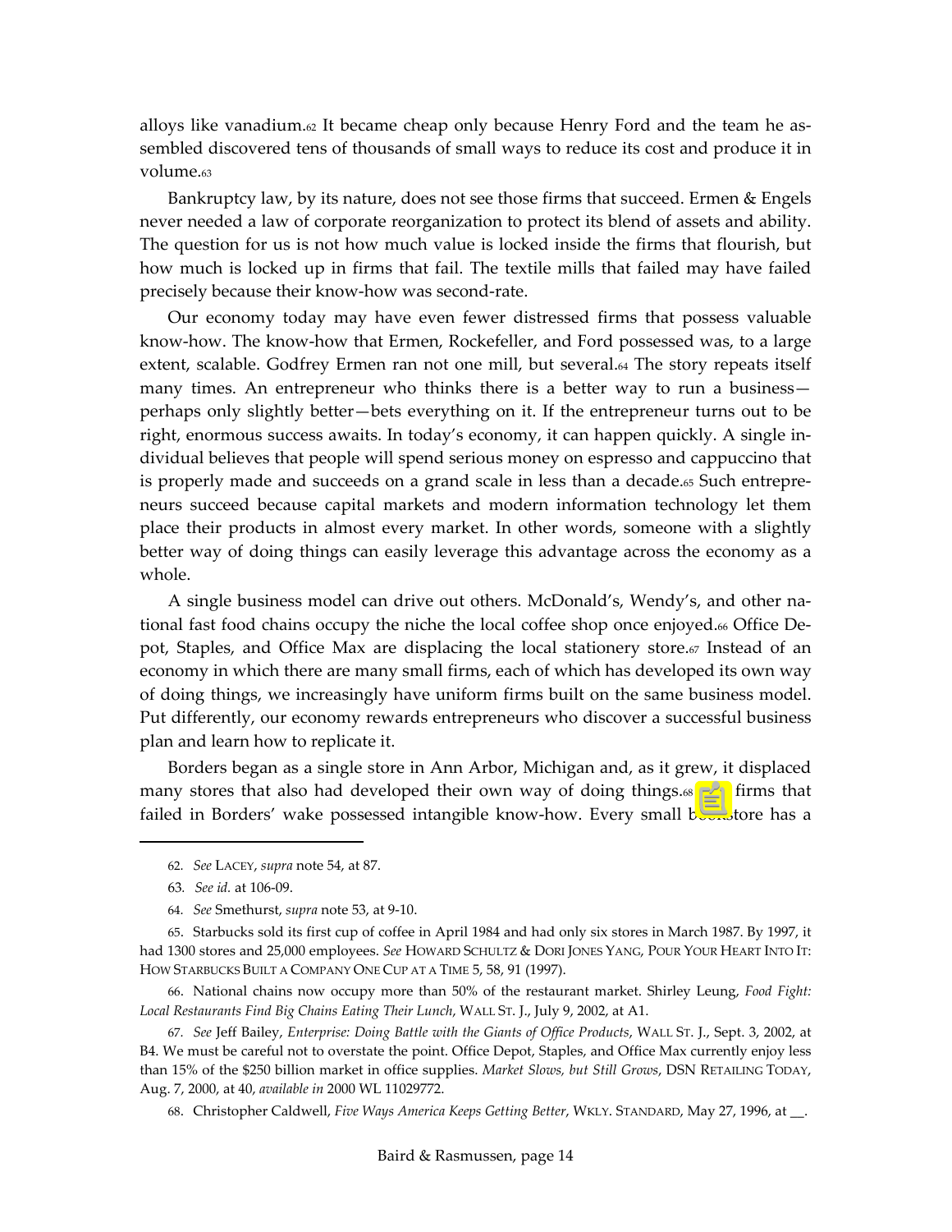alloys like vanadium.[62] It became cheap only because Henry Ford and the team he assembled discovered tens of thousands of small ways to reduce its cost and produce it in volume.[63]

Bankruptcy law, by its nature, does not see those firms that succeed. Ermen & Engels never needed a law of corporate reorganization to protect its blend of assets and ability. The question for us is not how much value is locked inside the firms that flourish, but how much is locked up in firms that fail. The textile mills that failed may have failed precisely because their know-how was second-rate.

Our economy today may have even fewer distressed firms that possess valuable know-how. The know-how that Ermen, Rockefeller, and Ford possessed was, to a large extent, scalable. Godfrey Ermen ran not one mill, but several.[64] The story repeats itself many times. An entrepreneur who thinks there is a better way to run a business—perhaps only slightly better—bets everything on it. If the entrepreneur turns out to be right, enormous success awaits. In today's economy, it can happen quickly. A single individual believes that people will spend serious money on espresso and cappuccino that is properly made and succeeds on a grand scale in less than a decade.[65] Such entrepreneurs succeed because capital markets and modern information technology let them place their products in almost every market. In other words, someone with a slightly better way of doing things can easily leverage this advantage across the economy as a whole.

A single business model can drive out others. McDonald's, Wendy's, and other national fast food chains occupy the niche the local coffee shop once enjoyed.[66] Office Depot, Staples, and Office Max are displacing the local stationery store.[67] Instead of an economy in which there are many small firms, each of which has developed its own way of doing things, we increasingly have uniform firms built on the same business model. Put differently, our economy rewards entrepreneurs who discover a successful business plan and learn how to replicate it.

Borders began as a single store in Ann Arbor, Michigan and, as it grew, it displaced many stores that also had developed their own way of doing things.[68] [The] firms that failed in Borders' wake possessed intangible know-how. Every small bookstore has a

---

62. *See* LACEY, *supra* note 54, at 87.

63. *See id.* at 106-09.

64. *See* Smethurst, *supra* note 53, at 9-10.

65. Starbucks sold its first cup of coffee in April 1984 and had only six stores in March 1987. By 1997, it had 1300 stores and 25,000 employees. *See* HOWARD SCHULTZ & DORI JONES YANG, POUR YOUR HEART INTO IT: HOW STARBUCKS BUILT A COMPANY ONE CUP AT A TIME 5, 58, 91 (1997).

66. National chains now occupy more than 50% of the restaurant market. Shirley Leung, *Food Fight: Local Restaurants Find Big Chains Eating Their Lunch*, WALL ST. J., July 9, 2002, at A1.

67. *See* Jeff Bailey, *Enterprise: Doing Battle with the Giants of Office Products*, WALL ST. J., Sept. 3, 2002, at B4. We must be careful not to overstate the point. Office Depot, Staples, and Office Max currently enjoy less than 15% of the $250 billion market in office supplies. *Market Slows, but Still Grows*, DSN RETAILING TODAY, Aug. 7, 2000, at 40, *available in* 2000 WL 11029772.

68. Christopher Caldwell, *Five Ways America Keeps Getting Better*, WKLY. STANDARD, May 27, 1996, at __.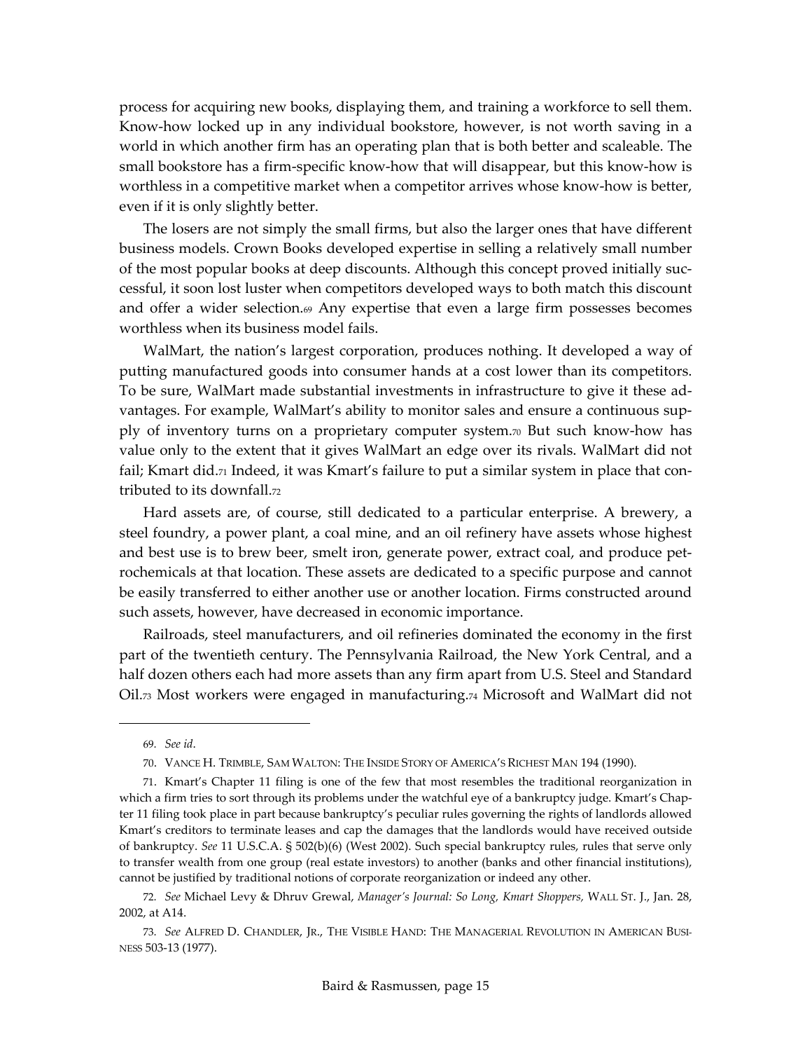process for acquiring new books, displaying them, and training a workforce to sell them. Know-how locked up in any individual bookstore, however, is not worth saving in a world in which another firm has an operating plan that is both better and scaleable. The small bookstore has a firm-specific know-how that will disappear, but this know-how is worthless in a competitive market when a competitor arrives whose know-how is better, even if it is only slightly better.

The losers are not simply the small firms, but also the larger ones that have different business models. Crown Books developed expertise in selling a relatively small number of the most popular books at deep discounts. Although this concept proved initially successful, it soon lost luster when competitors developed ways to both match this discount and offer a wider selection.[69] Any expertise that even a large firm possesses becomes worthless when its business model fails.

WalMart, the nation's largest corporation, produces nothing. It developed a way of putting manufactured goods into consumer hands at a cost lower than its competitors. To be sure, WalMart made substantial investments in infrastructure to give it these advantages. For example, WalMart's ability to monitor sales and ensure a continuous supply of inventory turns on a proprietary computer system.[70] But such know-how has value only to the extent that it gives WalMart an edge over its rivals. WalMart did not fail; Kmart did.[71] Indeed, it was Kmart's failure to put a similar system in place that contributed to its downfall.[72]

Hard assets are, of course, still dedicated to a particular enterprise. A brewery, a steel foundry, a power plant, a coal mine, and an oil refinery have assets whose highest and best use is to brew beer, smelt iron, generate power, extract coal, and produce petrochemicals at that location. These assets are dedicated to a specific purpose and cannot be easily transferred to either another use or another location. Firms constructed around such assets, however, have decreased in economic importance.

Railroads, steel manufacturers, and oil refineries dominated the economy in the first part of the twentieth century. The Pennsylvania Railroad, the New York Central, and a half dozen others each had more assets than any firm apart from U.S. Steel and Standard Oil.[73] Most workers were engaged in manufacturing.[74] Microsoft and WalMart did not

---

69. *See id*.

70. VANCE H. TRIMBLE, SAM WALTON: THE INSIDE STORY OF AMERICA'S RICHEST MAN 194 (1990).

71. Kmart's Chapter 11 filing is one of the few that most resembles the traditional reorganization in which a firm tries to sort through its problems under the watchful eye of a bankruptcy judge. Kmart's Chapter 11 filing took place in part because bankruptcy's peculiar rules governing the rights of landlords allowed Kmart's creditors to terminate leases and cap the damages that the landlords would have received outside of bankruptcy. *See* 11 U.S.C.A. § 502(b)(6) (West 2002). Such special bankruptcy rules, rules that serve only to transfer wealth from one group (real estate investors) to another (banks and other financial institutions), cannot be justified by traditional notions of corporate reorganization or indeed any other.

72. *See* Michael Levy & Dhruv Grewal, *Manager's Journal: So Long, Kmart Shoppers,* WALL ST. J., Jan. 28, 2002, at A14.

73. *See* ALFRED D. CHANDLER, JR., THE VISIBLE HAND: THE MANAGERIAL REVOLUTION IN AMERICAN BUSINESS 503-13 (1977).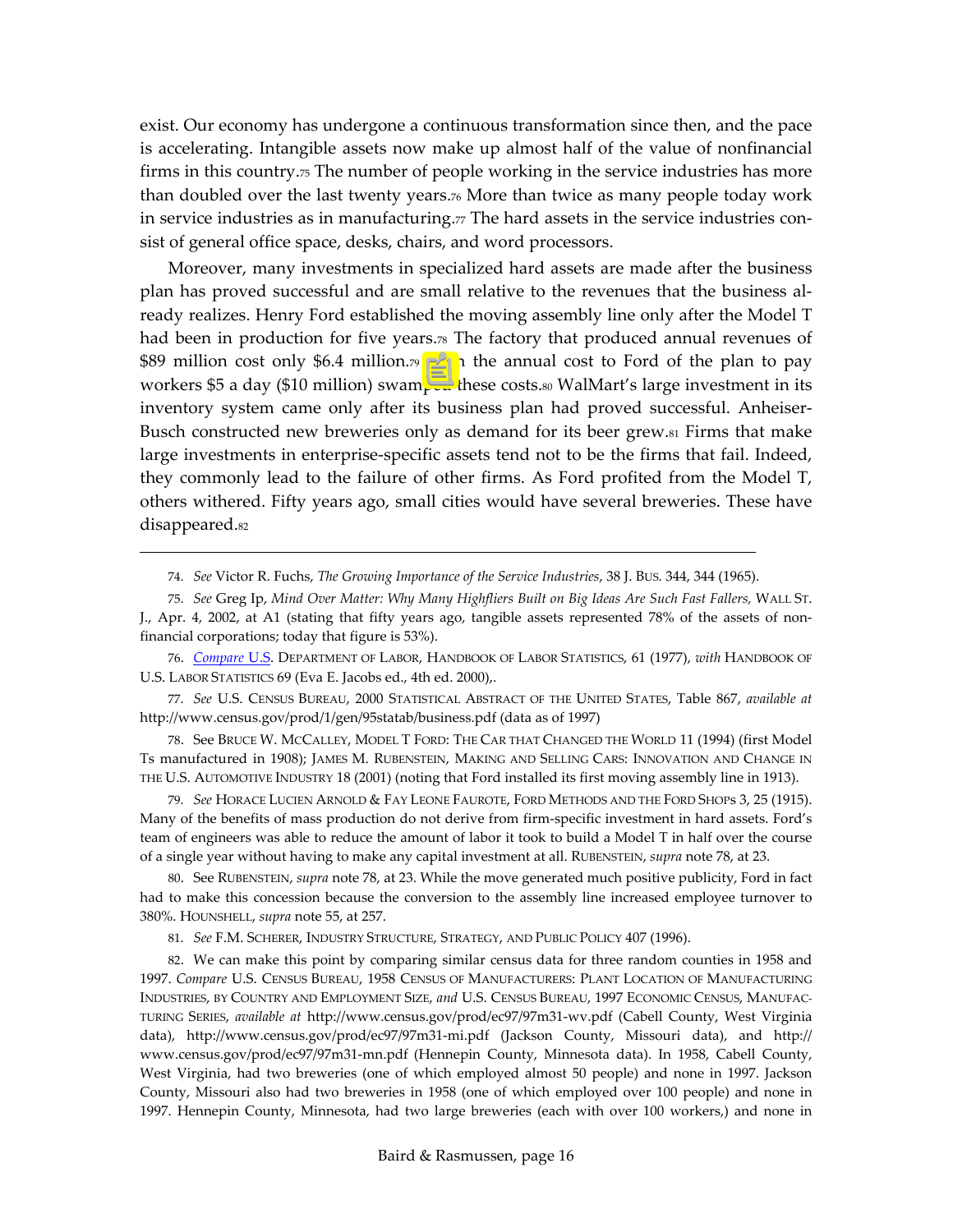exist. Our economy has undergone a continuous transformation since then, and the pace is accelerating. Intangible assets now make up almost half of the value of nonfinancial firms in this country.[75] The number of people working in the service industries has more than doubled over the last twenty years.[76] More than twice as many people today work in service industries as in manufacturing.[77] The hard assets in the service industries consist of general office space, desks, chairs, and word processors.

Moreover, many investments in specialized hard assets are made after the business plan has proved successful and are small relative to the revenues that the business already realizes. Henry Ford established the moving assembly line only after the Model T had been in production for five years.[78] The factory that produced annual revenues of $89 million cost only $6.4 million.[79] In the annual cost to Ford of the plan to pay workers $5 a day ($10 million) swamped these costs.[80] WalMart's large investment in its inventory system came only after its business plan had proved successful. Anheiser-Busch constructed new breweries only as demand for its beer grew.[81] Firms that make large investments in enterprise-specific assets tend not to be the firms that fail. Indeed, they commonly lead to the failure of other firms. As Ford profited from the Model T, others withered. Fifty years ago, small cities would have several breweries. These have disappeared.[82]

---

74. *See* Victor R. Fuchs, *The Growing Importance of the Service Industries*, 38 J. BUS. 344, 344 (1965).

75. *See* Greg Ip, *Mind Over Matter: Why Many Highfliers Built on Big Ideas Are Such Fast Fallers,* WALL ST. J., Apr. 4, 2002, at A1 (stating that fifty years ago, tangible assets represented 78% of the assets of nonfinancial corporations; today that figure is 53%).

76. *Compare* U.S. DEPARTMENT OF LABOR, HANDBOOK OF LABOR STATISTICS, 61 (1977), *with* HANDBOOK OF U.S. LABOR STATISTICS 69 (Eva E. Jacobs ed., 4th ed. 2000),.

77. *See* U.S. CENSUS BUREAU, 2000 STATISTICAL ABSTRACT OF THE UNITED STATES, Table 867, *available at* http://www.census.gov/prod/1/gen/95statab/business.pdf (data as of 1997)

78. See BRUCE W. MCCALLEY, MODEL T FORD: THE CAR THAT CHANGED THE WORLD 11 (1994) (first Model Ts manufactured in 1908); JAMES M. RUBENSTEIN, MAKING AND SELLING CARS: INNOVATION AND CHANGE IN THE U.S. AUTOMOTIVE INDUSTRY 18 (2001) (noting that Ford installed its first moving assembly line in 1913).

79. *See* HORACE LUCIEN ARNOLD & FAY LEONE FAUROTE, FORD METHODS AND THE FORD SHOPS 3, 25 (1915). Many of the benefits of mass production do not derive from firm-specific investment in hard assets. Ford's team of engineers was able to reduce the amount of labor it took to build a Model T in half over the course of a single year without having to make any capital investment at all. RUBENSTEIN, *supra* note 78, at 23.

80. See RUBENSTEIN, *supra* note 78, at 23. While the move generated much positive publicity, Ford in fact had to make this concession because the conversion to the assembly line increased employee turnover to 380%. HOUNSHELL, *supra* note 55, at 257.

81. *See* F.M. SCHERER, INDUSTRY STRUCTURE, STRATEGY, AND PUBLIC POLICY 407 (1996).

82. We can make this point by comparing similar census data for three random counties in 1958 and 1997. *Compare* U.S. CENSUS BUREAU, 1958 CENSUS OF MANUFACTURERS: PLANT LOCATION OF MANUFACTURING INDUSTRIES, BY COUNTRY AND EMPLOYMENT SIZE, *and* U.S. CENSUS BUREAU, 1997 ECONOMIC CENSUS, MANUFACTURING SERIES, *available at* http://www.census.gov/prod/ec97/97m31-wv.pdf (Cabell County, West Virginia data), http://www.census.gov/prod/ec97/97m31-mi.pdf (Jackson County, Missouri data), and http://www.census.gov/prod/ec97/97m31-mn.pdf (Hennepin County, Minnesota data). In 1958, Cabell County, West Virginia, had two breweries (one of which employed almost 50 people) and none in 1997. Jackson County, Missouri also had two breweries in 1958 (one of which employed over 100 people) and none in 1997. Hennepin County, Minnesota, had two large breweries (each with over 100 workers,) and none in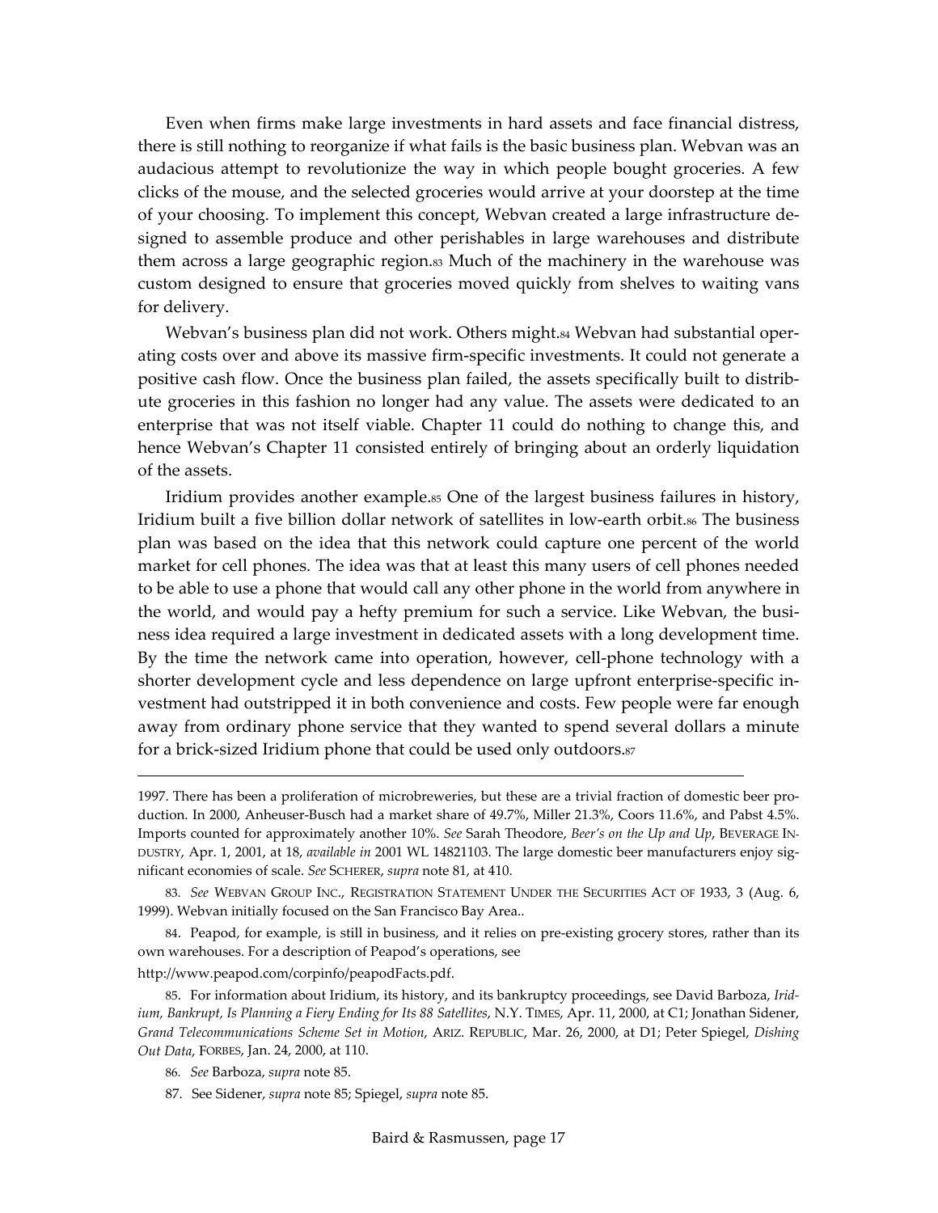Even when firms make large investments in hard assets and face financial distress, there is still nothing to reorganize if what fails is the basic business plan. Webvan was an audacious attempt to revolutionize the way in which people bought groceries. A few clicks of the mouse, and the selected groceries would arrive at your doorstep at the time of your choosing. To implement this concept, Webvan created a large infrastructure designed to assemble produce and other perishables in large warehouses and distribute them across a large geographic region.[83] Much of the machinery in the warehouse was custom designed to ensure that groceries moved quickly from shelves to waiting vans for delivery.

Webvan's business plan did not work. Others might.[84] Webvan had substantial operating costs over and above its massive firm-specific investments. It could not generate a positive cash flow. Once the business plan failed, the assets specifically built to distribute groceries in this fashion no longer had any value. The assets were dedicated to an enterprise that was not itself viable. Chapter 11 could do nothing to change this, and hence Webvan's Chapter 11 consisted entirely of bringing about an orderly liquidation of the assets.

Iridium provides another example.[85] One of the largest business failures in history, Iridium built a five billion dollar network of satellites in low-earth orbit.[86] The business plan was based on the idea that this network could capture one percent of the world market for cell phones. The idea was that at least this many users of cell phones needed to be able to use a phone that would call any other phone in the world from anywhere in the world, and would pay a hefty premium for such a service. Like Webvan, the business idea required a large investment in dedicated assets with a long development time. By the time the network came into operation, however, cell-phone technology with a shorter development cycle and less dependence on large upfront enterprise-specific investment had outstripped it in both convenience and costs. Few people were far enough away from ordinary phone service that they wanted to spend several dollars a minute for a brick-sized Iridium phone that could be used only outdoors.[87]

---

1997. There has been a proliferation of microbreweries, but these are a trivial fraction of domestic beer production. In 2000, Anheuser-Busch had a market share of 49.7%, Miller 21.3%, Coors 11.6%, and Pabst 4.5%. Imports counted for approximately another 10%. *See* Sarah Theodore, *Beer's on the Up and Up*, BEVERAGE INDUSTRY, Apr. 1, 2001, at 18, *available in* 2001 WL 14821103. The large domestic beer manufacturers enjoy significant economies of scale. *See* SCHERER, *supra* note 81, at 410.

83. *See* WEBVAN GROUP INC., REGISTRATION STATEMENT UNDER THE SECURITIES ACT OF 1933, 3 (Aug. 6, 1999). Webvan initially focused on the San Francisco Bay Area..

84. Peapod, for example, is still in business, and it relies on pre-existing grocery stores, rather than its own warehouses. For a description of Peapod's operations, see http://www.peapod.com/corpinfo/peapodFacts.pdf.

85. For information about Iridium, its history, and its bankruptcy proceedings, see David Barboza, *Iridium, Bankrupt, Is Planning a Fiery Ending for Its 88 Satellites*, N.Y. TIMES, Apr. 11, 2000, at C1; Jonathan Sidener, *Grand Telecommunications Scheme Set in Motion*, ARIZ. REPUBLIC, Mar. 26, 2000, at D1; Peter Spiegel, *Dishing Out Data*, FORBES, Jan. 24, 2000, at 110.

86. *See* Barboza, *supra* note 85.

87. See Sidener, *supra* note 85; Spiegel, *supra* note 85.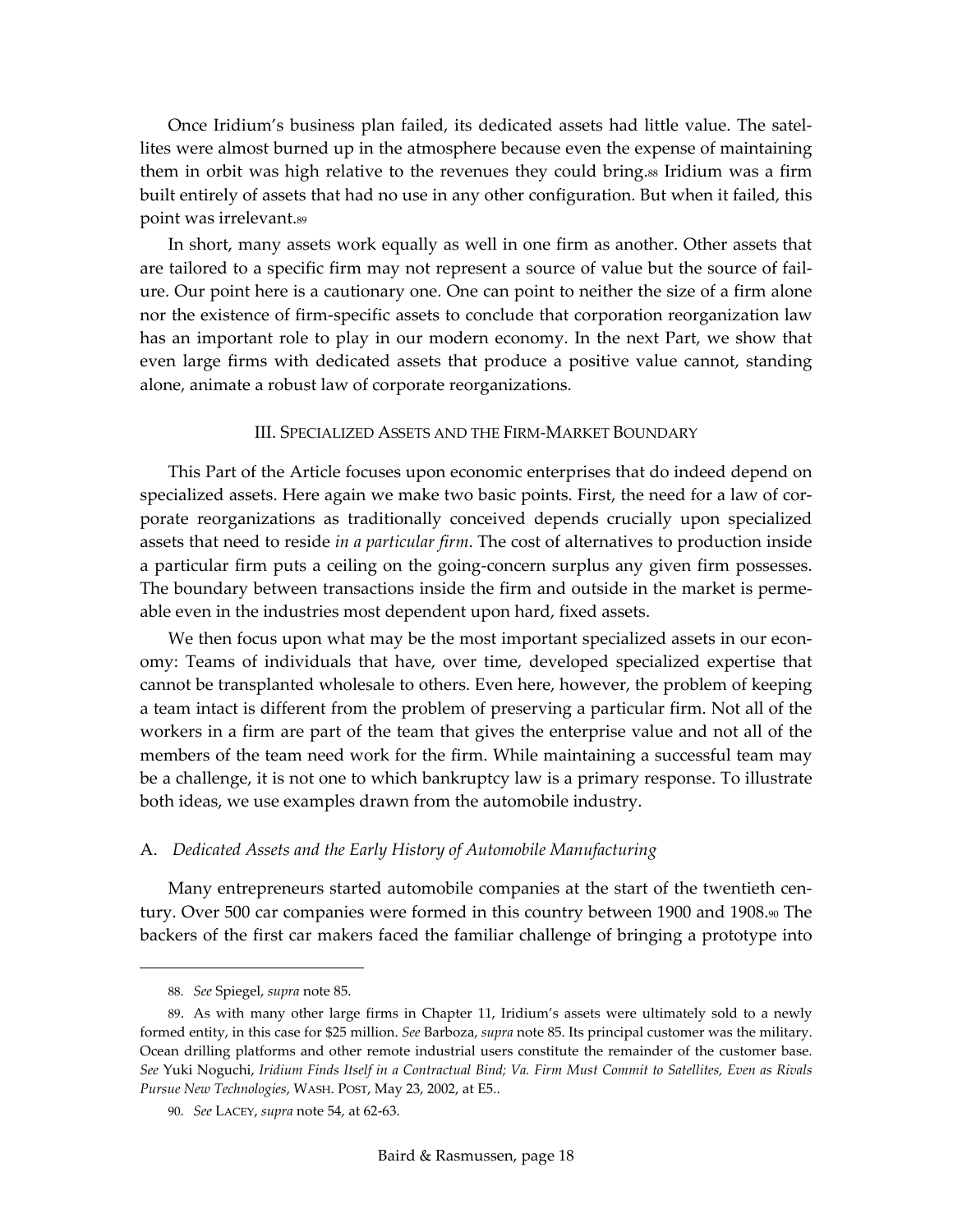Once Iridium's business plan failed, its dedicated assets had little value. The satellites were almost burned up in the atmosphere because even the expense of maintaining them in orbit was high relative to the revenues they could bring.[88] Iridium was a firm built entirely of assets that had no use in any other configuration. But when it failed, this point was irrelevant.[89]

In short, many assets work equally as well in one firm as another. Other assets that are tailored to a specific firm may not represent a source of value but the source of failure. Our point here is a cautionary one. One can point to neither the size of a firm alone nor the existence of firm-specific assets to conclude that corporation reorganization law has an important role to play in our modern economy. In the next Part, we show that even large firms with dedicated assets that produce a positive value cannot, standing alone, animate a robust law of corporate reorganizations.

## III. SPECIALIZED ASSETS AND THE FIRM-MARKET BOUNDARY

This Part of the Article focuses upon economic enterprises that do indeed depend on specialized assets. Here again we make two basic points. First, the need for a law of corporate reorganizations as traditionally conceived depends crucially upon specialized assets that need to reside *in a particular firm*. The cost of alternatives to production inside a particular firm puts a ceiling on the going-concern surplus any given firm possesses. The boundary between transactions inside the firm and outside in the market is permeable even in the industries most dependent upon hard, fixed assets.

We then focus upon what may be the most important specialized assets in our economy: Teams of individuals that have, over time, developed specialized expertise that cannot be transplanted wholesale to others. Even here, however, the problem of keeping a team intact is different from the problem of preserving a particular firm. Not all of the workers in a firm are part of the team that gives the enterprise value and not all of the members of the team need work for the firm. While maintaining a successful team may be a challenge, it is not one to which bankruptcy law is a primary response. To illustrate both ideas, we use examples drawn from the automobile industry.

### A. *Dedicated Assets and the Early History of Automobile Manufacturing*

Many entrepreneurs started automobile companies at the start of the twentieth century. Over 500 car companies were formed in this country between 1900 and 1908.[90] The backers of the first car makers faced the familiar challenge of bringing a prototype into

---

88. *See* Spiegel, *supra* note 85.

89. As with many other large firms in Chapter 11, Iridium's assets were ultimately sold to a newly formed entity, in this case for $25 million. *See* Barboza, *supra* note 85. Its principal customer was the military. Ocean drilling platforms and other remote industrial users constitute the remainder of the customer base. *See* Yuki Noguchi, *Iridium Finds Itself in a Contractual Bind; Va. Firm Must Commit to Satellites, Even as Rivals Pursue New Technologies*, WASH. POST, May 23, 2002, at E5..

90. *See* LACEY, *supra* note 54, at 62-63.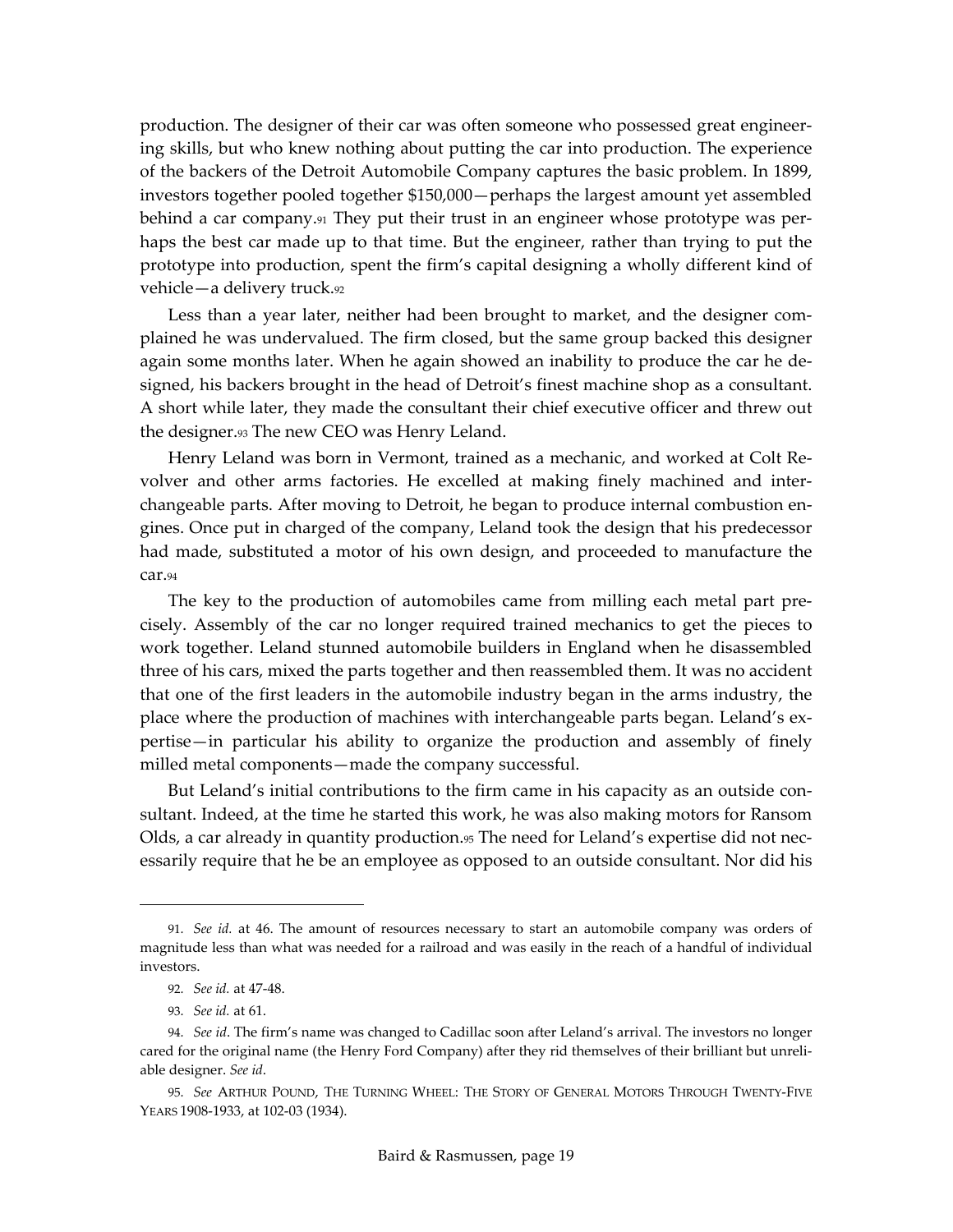production. The designer of their car was often someone who possessed great engineering skills, but who knew nothing about putting the car into production. The experience of the backers of the Detroit Automobile Company captures the basic problem. In 1899, investors together pooled together $150,000—perhaps the largest amount yet assembled behind a car company.[91] They put their trust in an engineer whose prototype was perhaps the best car made up to that time. But the engineer, rather than trying to put the prototype into production, spent the firm's capital designing a wholly different kind of vehicle—a delivery truck.[92]

Less than a year later, neither had been brought to market, and the designer complained he was undervalued. The firm closed, but the same group backed this designer again some months later. When he again showed an inability to produce the car he designed, his backers brought in the head of Detroit's finest machine shop as a consultant. A short while later, they made the consultant their chief executive officer and threw out the designer.[93] The new CEO was Henry Leland.

Henry Leland was born in Vermont, trained as a mechanic, and worked at Colt Revolver and other arms factories. He excelled at making finely machined and interchangeable parts. After moving to Detroit, he began to produce internal combustion engines. Once put in charged of the company, Leland took the design that his predecessor had made, substituted a motor of his own design, and proceeded to manufacture the car.[94]

The key to the production of automobiles came from milling each metal part precisely. Assembly of the car no longer required trained mechanics to get the pieces to work together. Leland stunned automobile builders in England when he disassembled three of his cars, mixed the parts together and then reassembled them. It was no accident that one of the first leaders in the automobile industry began in the arms industry, the place where the production of machines with interchangeable parts began. Leland's expertise—in particular his ability to organize the production and assembly of finely milled metal components—made the company successful.

But Leland's initial contributions to the firm came in his capacity as an outside consultant. Indeed, at the time he started this work, he was also making motors for Ransom Olds, a car already in quantity production.[95] The need for Leland's expertise did not necessarily require that he be an employee as opposed to an outside consultant. Nor did his

---

91. *See id.* at 46. The amount of resources necessary to start an automobile company was orders of magnitude less than what was needed for a railroad and was easily in the reach of a handful of individual investors.

92. *See id.* at 47-48.

93. *See id.* at 61.

94. *See id*. The firm's name was changed to Cadillac soon after Leland's arrival. The investors no longer cared for the original name (the Henry Ford Company) after they rid themselves of their brilliant but unreliable designer. *See id*.

95. *See* ARTHUR POUND, THE TURNING WHEEL: THE STORY OF GENERAL MOTORS THROUGH TWENTY-FIVE YEARS 1908-1933, at 102-03 (1934).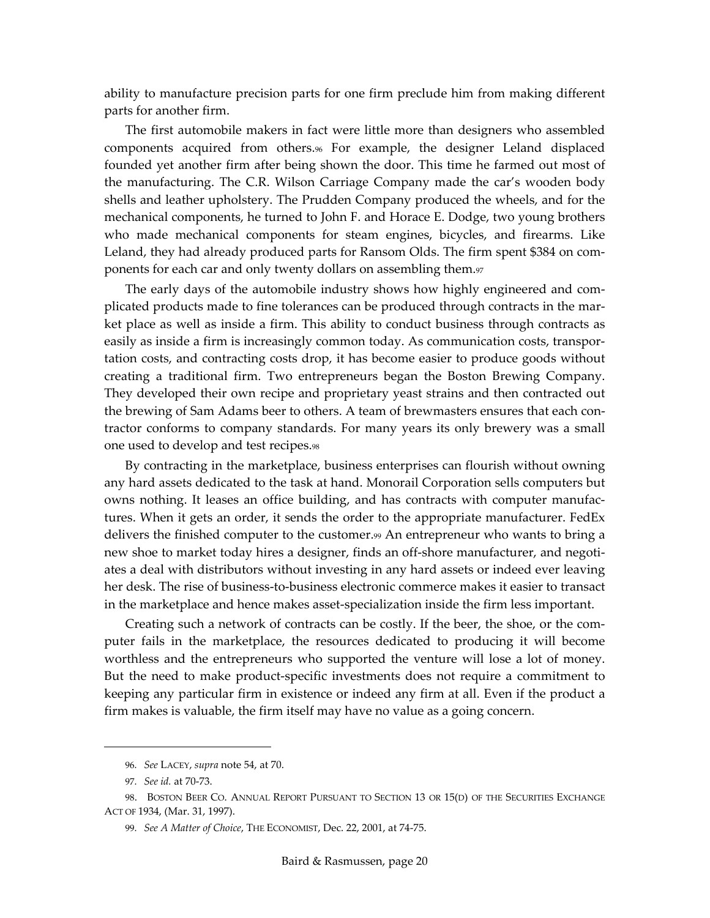ability to manufacture precision parts for one firm preclude him from making different parts for another firm.

The first automobile makers in fact were little more than designers who assembled components acquired from others.[96] For example, the designer Leland displaced founded yet another firm after being shown the door. This time he farmed out most of the manufacturing. The C.R. Wilson Carriage Company made the car's wooden body shells and leather upholstery. The Prudden Company produced the wheels, and for the mechanical components, he turned to John F. and Horace E. Dodge, two young brothers who made mechanical components for steam engines, bicycles, and firearms. Like Leland, they had already produced parts for Ransom Olds. The firm spent $384 on components for each car and only twenty dollars on assembling them.[97]

The early days of the automobile industry shows how highly engineered and complicated products made to fine tolerances can be produced through contracts in the market place as well as inside a firm. This ability to conduct business through contracts as easily as inside a firm is increasingly common today. As communication costs, transportation costs, and contracting costs drop, it has become easier to produce goods without creating a traditional firm. Two entrepreneurs began the Boston Brewing Company. They developed their own recipe and proprietary yeast strains and then contracted out the brewing of Sam Adams beer to others. A team of brewmasters ensures that each contractor conforms to company standards. For many years its only brewery was a small one used to develop and test recipes.[98]

By contracting in the marketplace, business enterprises can flourish without owning any hard assets dedicated to the task at hand. Monorail Corporation sells computers but owns nothing. It leases an office building, and has contracts with computer manufactures. When it gets an order, it sends the order to the appropriate manufacturer. FedEx delivers the finished computer to the customer.[99] An entrepreneur who wants to bring a new shoe to market today hires a designer, finds an off-shore manufacturer, and negotiates a deal with distributors without investing in any hard assets or indeed ever leaving her desk. The rise of business-to-business electronic commerce makes it easier to transact in the marketplace and hence makes asset-specialization inside the firm less important.

Creating such a network of contracts can be costly. If the beer, the shoe, or the computer fails in the marketplace, the resources dedicated to producing it will become worthless and the entrepreneurs who supported the venture will lose a lot of money. But the need to make product-specific investments does not require a commitment to keeping any particular firm in existence or indeed any firm at all. Even if the product a firm makes is valuable, the firm itself may have no value as a going concern.

---

96. *See* LACEY, *supra* note 54, at 70.

97. *See id.* at 70-73.

98. BOSTON BEER CO. ANNUAL REPORT PURSUANT TO SECTION 13 OR 15(D) OF THE SECURITIES EXCHANGE ACT OF 1934, (Mar. 31, 1997).

99. *See A Matter of Choice*, THE ECONOMIST, Dec. 22, 2001, at 74-75.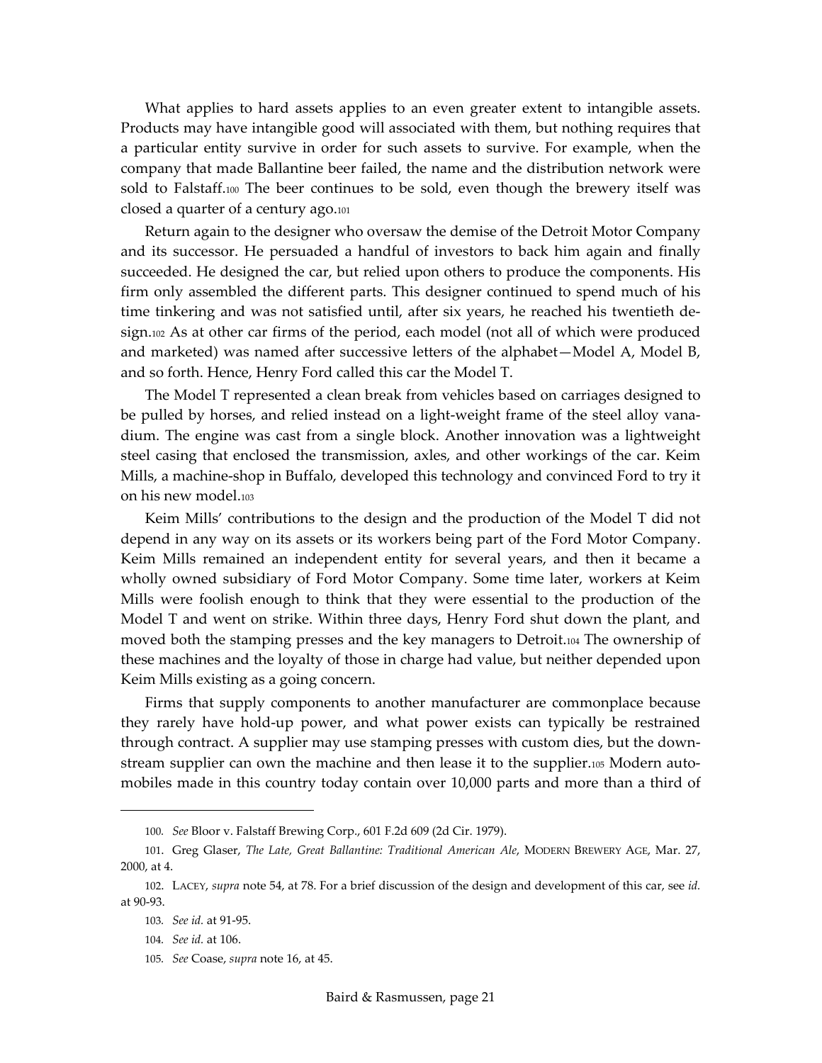What applies to hard assets applies to an even greater extent to intangible assets. Products may have intangible good will associated with them, but nothing requires that a particular entity survive in order for such assets to survive. For example, when the company that made Ballantine beer failed, the name and the distribution network were sold to Falstaff.[100] The beer continues to be sold, even though the brewery itself was closed a quarter of a century ago.[101]

Return again to the designer who oversaw the demise of the Detroit Motor Company and its successor. He persuaded a handful of investors to back him again and finally succeeded. He designed the car, but relied upon others to produce the components. His firm only assembled the different parts. This designer continued to spend much of his time tinkering and was not satisfied until, after six years, he reached his twentieth design.[102] As at other car firms of the period, each model (not all of which were produced and marketed) was named after successive letters of the alphabet—Model A, Model B, and so forth. Hence, Henry Ford called this car the Model T.

The Model T represented a clean break from vehicles based on carriages designed to be pulled by horses, and relied instead on a light-weight frame of the steel alloy vanadium. The engine was cast from a single block. Another innovation was a lightweight steel casing that enclosed the transmission, axles, and other workings of the car. Keim Mills, a machine-shop in Buffalo, developed this technology and convinced Ford to try it on his new model.[103]

Keim Mills' contributions to the design and the production of the Model T did not depend in any way on its assets or its workers being part of the Ford Motor Company. Keim Mills remained an independent entity for several years, and then it became a wholly owned subsidiary of Ford Motor Company. Some time later, workers at Keim Mills were foolish enough to think that they were essential to the production of the Model T and went on strike. Within three days, Henry Ford shut down the plant, and moved both the stamping presses and the key managers to Detroit.[104] The ownership of these machines and the loyalty of those in charge had value, but neither depended upon Keim Mills existing as a going concern.

Firms that supply components to another manufacturer are commonplace because they rarely have hold-up power, and what power exists can typically be restrained through contract. A supplier may use stamping presses with custom dies, but the downstream supplier can own the machine and then lease it to the supplier.[105] Modern automobiles made in this country today contain over 10,000 parts and more than a third of

---

100. *See* Bloor v. Falstaff Brewing Corp., 601 F.2d 609 (2d Cir. 1979).

101. Greg Glaser, *The Late, Great Ballantine: Traditional American Ale*, MODERN BREWERY AGE, Mar. 27, 2000, at 4.

102. LACEY, *supra* note 54, at 78. For a brief discussion of the design and development of this car, see *id.* at 90-93.

103. *See id.* at 91-95.

104. *See id.* at 106.

105. *See* Coase, *supra* note 16, at 45.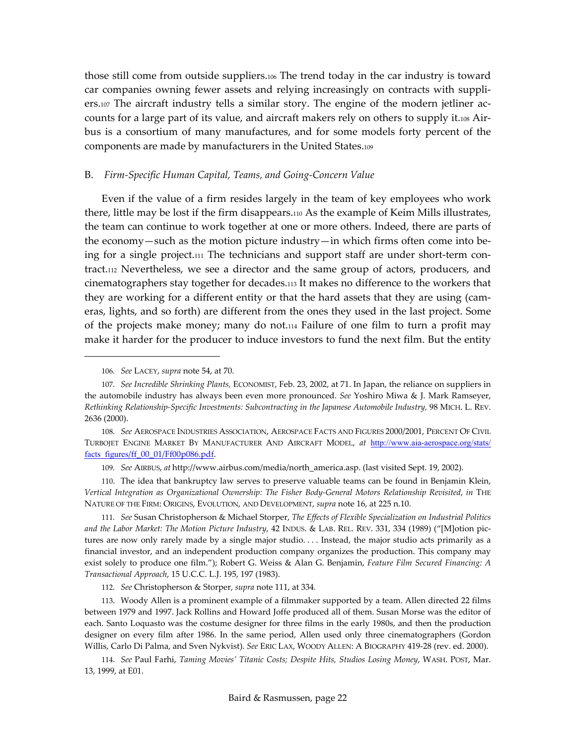those still come from outside suppliers.[106] The trend today in the car industry is toward car companies owning fewer assets and relying increasingly on contracts with suppliers.[107] The aircraft industry tells a similar story. The engine of the modern jetliner accounts for a large part of its value, and aircraft makers rely on others to supply it.[108] Airbus is a consortium of many manufactures, and for some models forty percent of the components are made by manufacturers in the United States.[109]

## B. *Firm-Specific Human Capital, Teams, and Going-Concern Value*

Even if the value of a firm resides largely in the team of key employees who work there, little may be lost if the firm disappears.[110] As the example of Keim Mills illustrates, the team can continue to work together at one or more others. Indeed, there are parts of the economy—such as the motion picture industry—in which firms often come into being for a single project.[111] The technicians and support staff are under short-term contract.[112] Nevertheless, we see a director and the same group of actors, producers, and cinematographers stay together for decades.[113] It makes no difference to the workers that they are working for a different entity or that the hard assets that they are using (cameras, lights, and so forth) are different from the ones they used in the last project. Some of the projects make money; many do not.[114] Failure of one film to turn a profit may make it harder for the producer to induce investors to fund the next film. But the entity

---

106. *See* LACEY, *supra* note 54, at 70.

107. *See Incredible Shrinking Plants,* ECONOMIST, Feb. 23, 2002, at 71. In Japan, the reliance on suppliers in the automobile industry has always been even more pronounced. *See* Yoshiro Miwa & J. Mark Ramseyer, *Rethinking Relationship-Specific Investments: Subcontracting in the Japanese Automobile Industry,* 98 MICH. L. REV. 2636 (2000).

108. *See* AEROSPACE INDUSTRIES ASSOCIATION, AEROSPACE FACTS AND FIGURES 2000/2001, PERCENT OF CIVIL TURBOJET ENGINE MARKET BY MANUFACTURER AND AIRCRAFT MODEL, *at* http://www.aia-aerospace.org/stats/facts_figures/ff_00_01/Ff00p086.pdf.

109. *See* AIRBUS, *at* http://www.airbus.com/media/north_america.asp. (last visited Sept. 19, 2002).

110. The idea that bankruptcy law serves to preserve valuable teams can be found in Benjamin Klein, *Vertical Integration as Organizational Ownership: The Fisher Body-General Motors Relationship Revisited*, *in* THE NATURE OF THE FIRM: ORIGINS, EVOLUTION, AND DEVELOPMENT, *supra* note 16, at 225 n.10.

111. *See* Susan Christopherson & Michael Storper, *The Effects of Flexible Specialization on Industrial Politics and the Labor Market: The Motion Picture Industry*, 42 INDUS. & LAB. REL. REV. 331, 334 (1989) ("[M]otion pictures are now only rarely made by a single major studio. . . . Instead, the major studio acts primarily as a financial investor, and an independent production company organizes the production. This company may exist solely to produce one film."); Robert G. Weiss & Alan G. Benjamin, *Feature Film Secured Financing: A Transactional Approach*, 15 U.C.C. L.J. 195, 197 (1983).

112. *See* Christopherson & Storper, *supra* note 111, at 334.

113. Woody Allen is a prominent example of a filmmaker supported by a team. Allen directed 22 films between 1979 and 1997. Jack Rollins and Howard Joffe produced all of them. Susan Morse was the editor of each. Santo Loquasto was the costume designer for three films in the early 1980s, and then the production designer on every film after 1986. In the same period, Allen used only three cinematographers (Gordon Willis, Carlo Di Palma, and Sven Nykvist). *See* ERIC LAX, WOODY ALLEN: A BIOGRAPHY 419-28 (rev. ed. 2000).

114. *See* Paul Farhi, *Taming Movies' Titanic Costs; Despite Hits, Studios Losing Money*, WASH. POST, Mar. 13, 1999, at E01.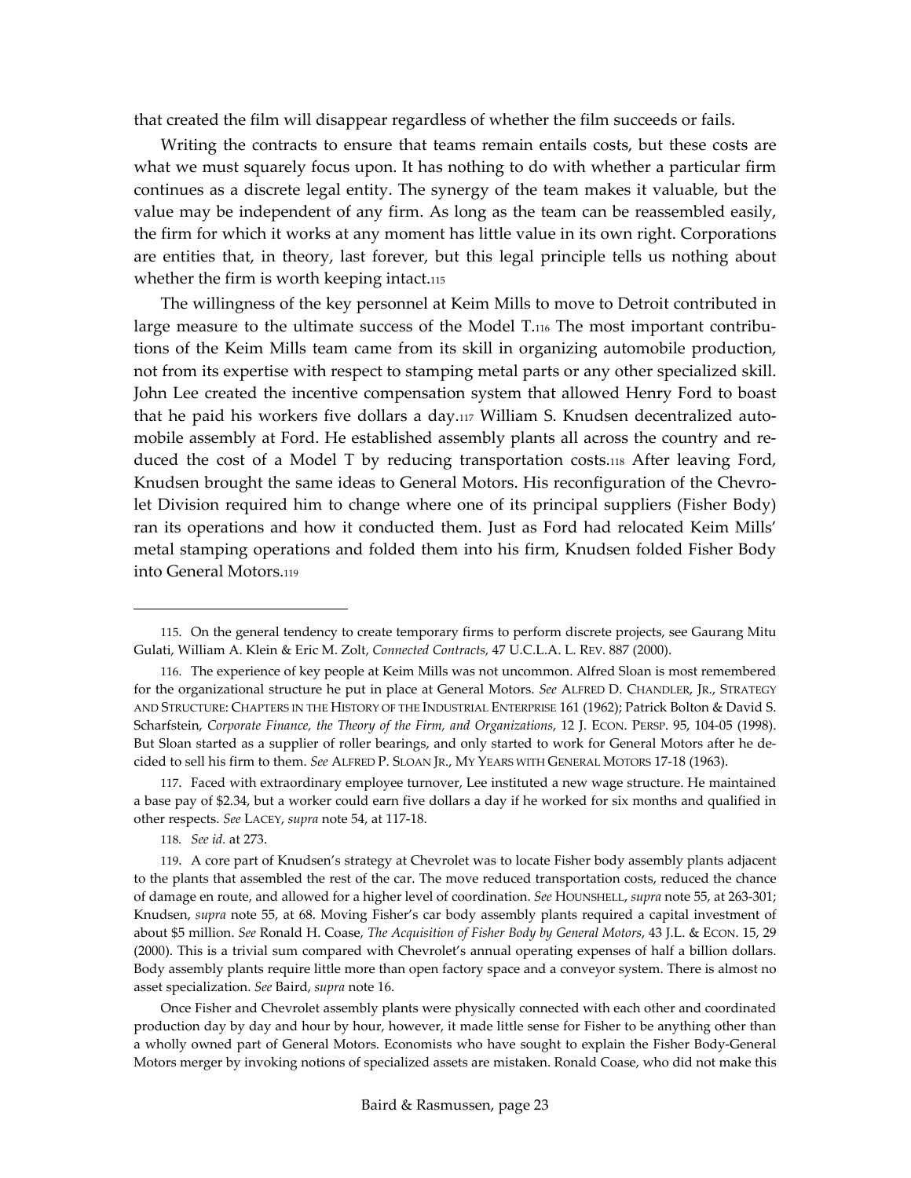that created the film will disappear regardless of whether the film succeeds or fails.

Writing the contracts to ensure that teams remain entails costs, but these costs are what we must squarely focus upon. It has nothing to do with whether a particular firm continues as a discrete legal entity. The synergy of the team makes it valuable, but the value may be independent of any firm. As long as the team can be reassembled easily, the firm for which it works at any moment has little value in its own right. Corporations are entities that, in theory, last forever, but this legal principle tells us nothing about whether the firm is worth keeping intact.[115]

The willingness of the key personnel at Keim Mills to move to Detroit contributed in large measure to the ultimate success of the Model T.[116] The most important contributions of the Keim Mills team came from its skill in organizing automobile production, not from its expertise with respect to stamping metal parts or any other specialized skill. John Lee created the incentive compensation system that allowed Henry Ford to boast that he paid his workers five dollars a day.[117] William S. Knudsen decentralized automobile assembly at Ford. He established assembly plants all across the country and reduced the cost of a Model T by reducing transportation costs.[118] After leaving Ford, Knudsen brought the same ideas to General Motors. His reconfiguration of the Chevrolet Division required him to change where one of its principal suppliers (Fisher Body) ran its operations and how it conducted them. Just as Ford had relocated Keim Mills' metal stamping operations and folded them into his firm, Knudsen folded Fisher Body into General Motors.[119]

---

115. On the general tendency to create temporary firms to perform discrete projects, see Gaurang Mitu Gulati, William A. Klein & Eric M. Zolt, *Connected Contracts*, 47 U.C.L.A. L. REV. 887 (2000).

116. The experience of key people at Keim Mills was not uncommon. Alfred Sloan is most remembered for the organizational structure he put in place at General Motors. *See* ALFRED D. CHANDLER, JR., STRATEGY AND STRUCTURE: CHAPTERS IN THE HISTORY OF THE INDUSTRIAL ENTERPRISE 161 (1962); Patrick Bolton & David S. Scharfstein, *Corporate Finance, the Theory of the Firm, and Organizations*, 12 J. ECON. PERSP. 95, 104-05 (1998). But Sloan started as a supplier of roller bearings, and only started to work for General Motors after he decided to sell his firm to them. *See* ALFRED P. SLOAN JR., MY YEARS WITH GENERAL MOTORS 17-18 (1963).

117. Faced with extraordinary employee turnover, Lee instituted a new wage structure. He maintained a base pay of $2.34, but a worker could earn five dollars a day if he worked for six months and qualified in other respects. *See* LACEY, *supra* note 54, at 117-18.

118. *See id.* at 273.

119. A core part of Knudsen's strategy at Chevrolet was to locate Fisher body assembly plants adjacent to the plants that assembled the rest of the car. The move reduced transportation costs, reduced the chance of damage en route, and allowed for a higher level of coordination. *See* HOUNSHELL, *supra* note 55, at 263-301; Knudsen, *supra* note 55, at 68. Moving Fisher's car body assembly plants required a capital investment of about $5 million. *See* Ronald H. Coase, *The Acquisition of Fisher Body by General Motors*, 43 J.L. & ECON. 15, 29 (2000). This is a trivial sum compared with Chevrolet's annual operating expenses of half a billion dollars. Body assembly plants require little more than open factory space and a conveyor system. There is almost no asset specialization. *See* Baird, *supra* note 16.

Once Fisher and Chevrolet assembly plants were physically connected with each other and coordinated production day by day and hour by hour, however, it made little sense for Fisher to be anything other than a wholly owned part of General Motors. Economists who have sought to explain the Fisher Body-General Motors merger by invoking notions of specialized assets are mistaken. Ronald Coase, who did not make this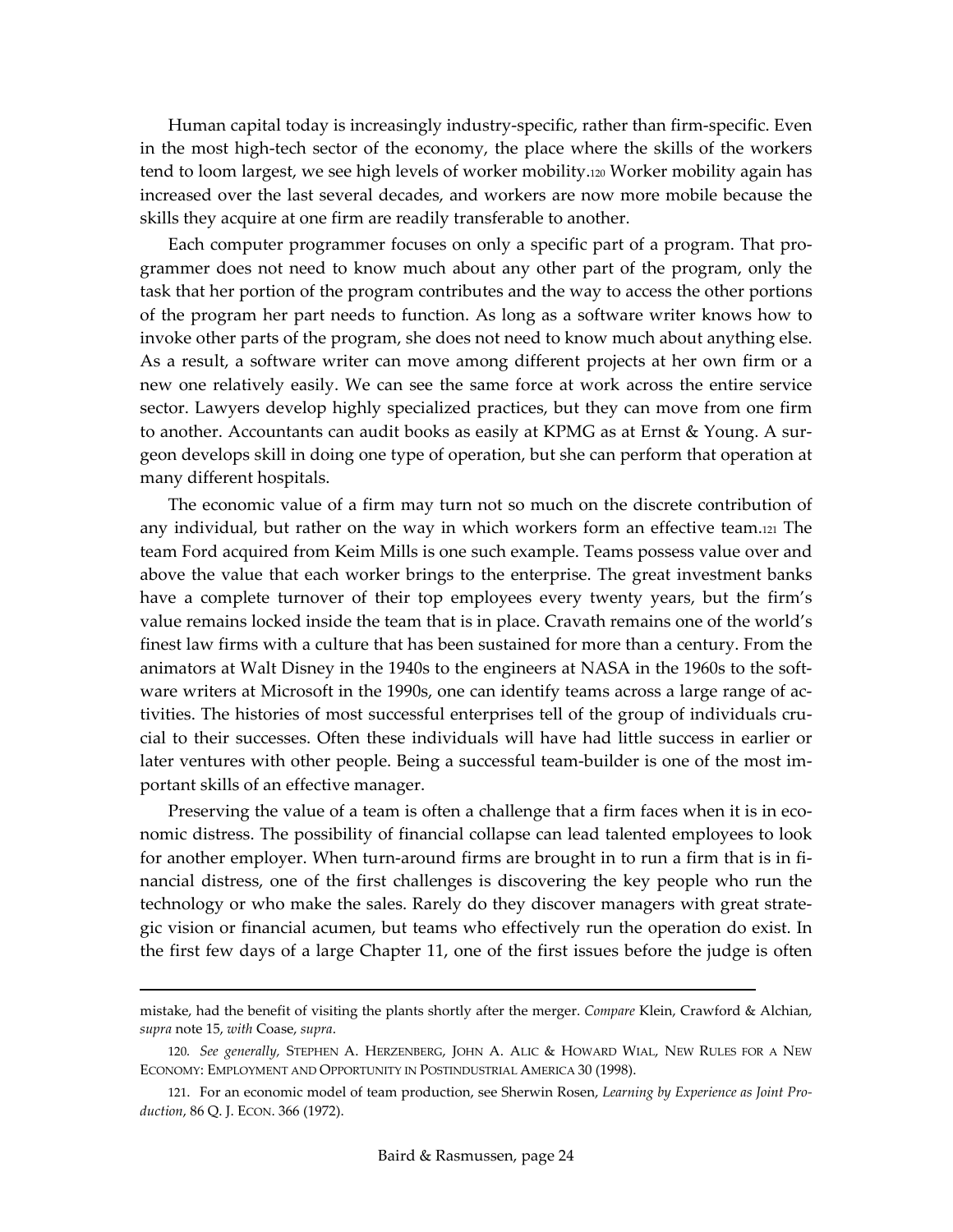Human capital today is increasingly industry-specific, rather than firm-specific. Even in the most high-tech sector of the economy, the place where the skills of the workers tend to loom largest, we see high levels of worker mobility.[120] Worker mobility again has increased over the last several decades, and workers are now more mobile because the skills they acquire at one firm are readily transferable to another.

Each computer programmer focuses on only a specific part of a program. That programmer does not need to know much about any other part of the program, only the task that her portion of the program contributes and the way to access the other portions of the program her part needs to function. As long as a software writer knows how to invoke other parts of the program, she does not need to know much about anything else. As a result, a software writer can move among different projects at her own firm or a new one relatively easily. We can see the same force at work across the entire service sector. Lawyers develop highly specialized practices, but they can move from one firm to another. Accountants can audit books as easily at KPMG as at Ernst & Young. A surgeon develops skill in doing one type of operation, but she can perform that operation at many different hospitals.

The economic value of a firm may turn not so much on the discrete contribution of any individual, but rather on the way in which workers form an effective team.[121] The team Ford acquired from Keim Mills is one such example. Teams possess value over and above the value that each worker brings to the enterprise. The great investment banks have a complete turnover of their top employees every twenty years, but the firm's value remains locked inside the team that is in place. Cravath remains one of the world's finest law firms with a culture that has been sustained for more than a century. From the animators at Walt Disney in the 1940s to the engineers at NASA in the 1960s to the software writers at Microsoft in the 1990s, one can identify teams across a large range of activities. The histories of most successful enterprises tell of the group of individuals crucial to their successes. Often these individuals will have had little success in earlier or later ventures with other people. Being a successful team-builder is one of the most important skills of an effective manager.

Preserving the value of a team is often a challenge that a firm faces when it is in economic distress. The possibility of financial collapse can lead talented employees to look for another employer. When turn-around firms are brought in to run a firm that is in financial distress, one of the first challenges is discovering the key people who run the technology or who make the sales. Rarely do they discover managers with great strategic vision or financial acumen, but teams who effectively run the operation do exist. In the first few days of a large Chapter 11, one of the first issues before the judge is often

---

mistake, had the benefit of visiting the plants shortly after the merger. *Compare* Klein, Crawford & Alchian, *supra* note 15, *with* Coase, *supra*.

120. *See generally*, STEPHEN A. HERZENBERG, JOHN A. ALIC & HOWARD WIAL, NEW RULES FOR A NEW ECONOMY: EMPLOYMENT AND OPPORTUNITY IN POSTINDUSTRIAL AMERICA 30 (1998).

121. For an economic model of team production, see Sherwin Rosen, *Learning by Experience as Joint Production*, 86 Q. J. ECON. 366 (1972).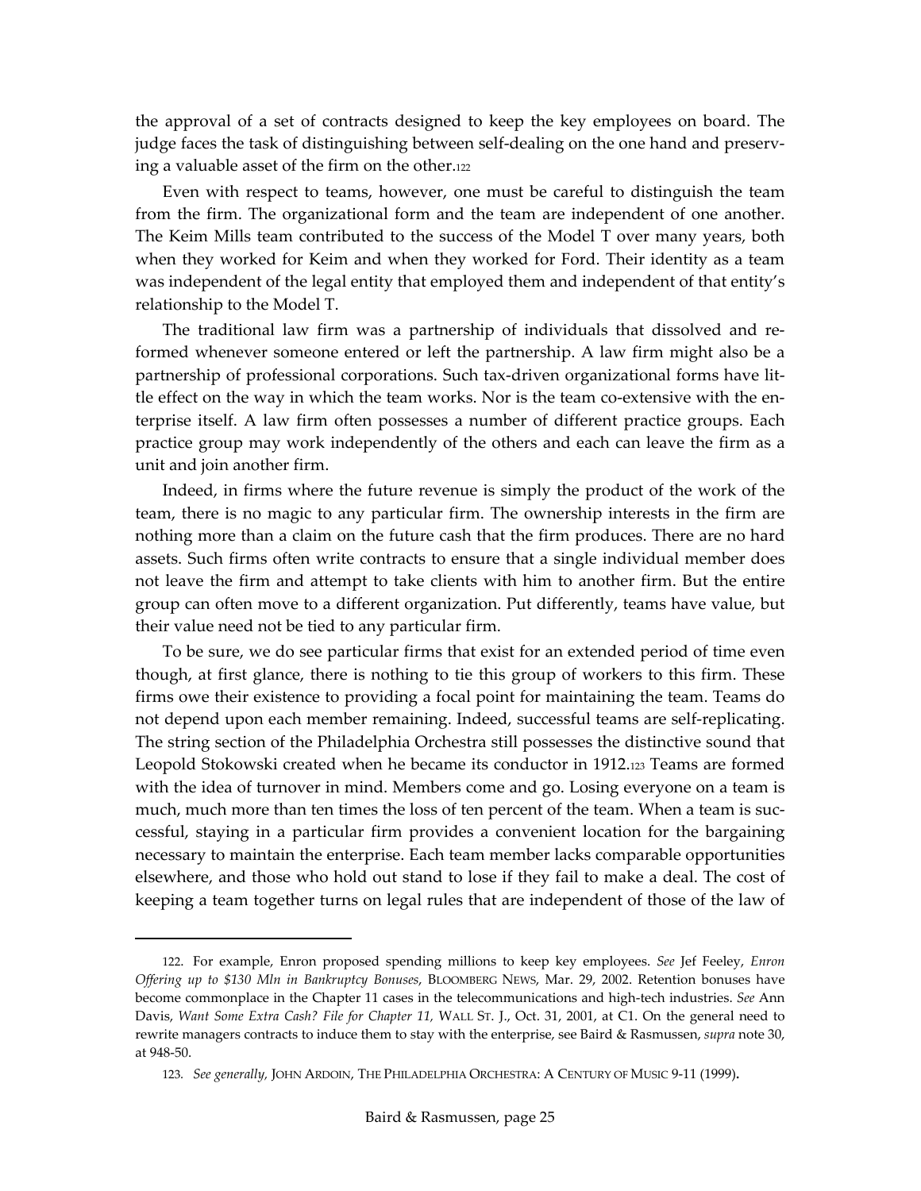the approval of a set of contracts designed to keep the key employees on board. The judge faces the task of distinguishing between self-dealing on the one hand and preserving a valuable asset of the firm on the other.[122]

Even with respect to teams, however, one must be careful to distinguish the team from the firm. The organizational form and the team are independent of one another. The Keim Mills team contributed to the success of the Model T over many years, both when they worked for Keim and when they worked for Ford. Their identity as a team was independent of the legal entity that employed them and independent of that entity's relationship to the Model T.

The traditional law firm was a partnership of individuals that dissolved and reformed whenever someone entered or left the partnership. A law firm might also be a partnership of professional corporations. Such tax-driven organizational forms have little effect on the way in which the team works. Nor is the team co-extensive with the enterprise itself. A law firm often possesses a number of different practice groups. Each practice group may work independently of the others and each can leave the firm as a unit and join another firm.

Indeed, in firms where the future revenue is simply the product of the work of the team, there is no magic to any particular firm. The ownership interests in the firm are nothing more than a claim on the future cash that the firm produces. There are no hard assets. Such firms often write contracts to ensure that a single individual member does not leave the firm and attempt to take clients with him to another firm. But the entire group can often move to a different organization. Put differently, teams have value, but their value need not be tied to any particular firm.

To be sure, we do see particular firms that exist for an extended period of time even though, at first glance, there is nothing to tie this group of workers to this firm. These firms owe their existence to providing a focal point for maintaining the team. Teams do not depend upon each member remaining. Indeed, successful teams are self-replicating. The string section of the Philadelphia Orchestra still possesses the distinctive sound that Leopold Stokowski created when he became its conductor in 1912.[123] Teams are formed with the idea of turnover in mind. Members come and go. Losing everyone on a team is much, much more than ten times the loss of ten percent of the team. When a team is successful, staying in a particular firm provides a convenient location for the bargaining necessary to maintain the enterprise. Each team member lacks comparable opportunities elsewhere, and those who hold out stand to lose if they fail to make a deal. The cost of keeping a team together turns on legal rules that are independent of those of the law of

---

122. For example, Enron proposed spending millions to keep key employees. *See* Jef Feeley, *Enron Offering up to $130 Mln in Bankruptcy Bonuses*, BLOOMBERG NEWS, Mar. 29, 2002. Retention bonuses have become commonplace in the Chapter 11 cases in the telecommunications and high-tech industries. *See* Ann Davis, *Want Some Extra Cash? File for Chapter 11,* WALL ST. J., Oct. 31, 2001, at C1. On the general need to rewrite managers contracts to induce them to stay with the enterprise, see Baird & Rasmussen, *supra* note 30, at 948-50.

123. *See generally,* JOHN ARDOIN, THE PHILADELPHIA ORCHESTRA: A CENTURY OF MUSIC 9-11 (1999).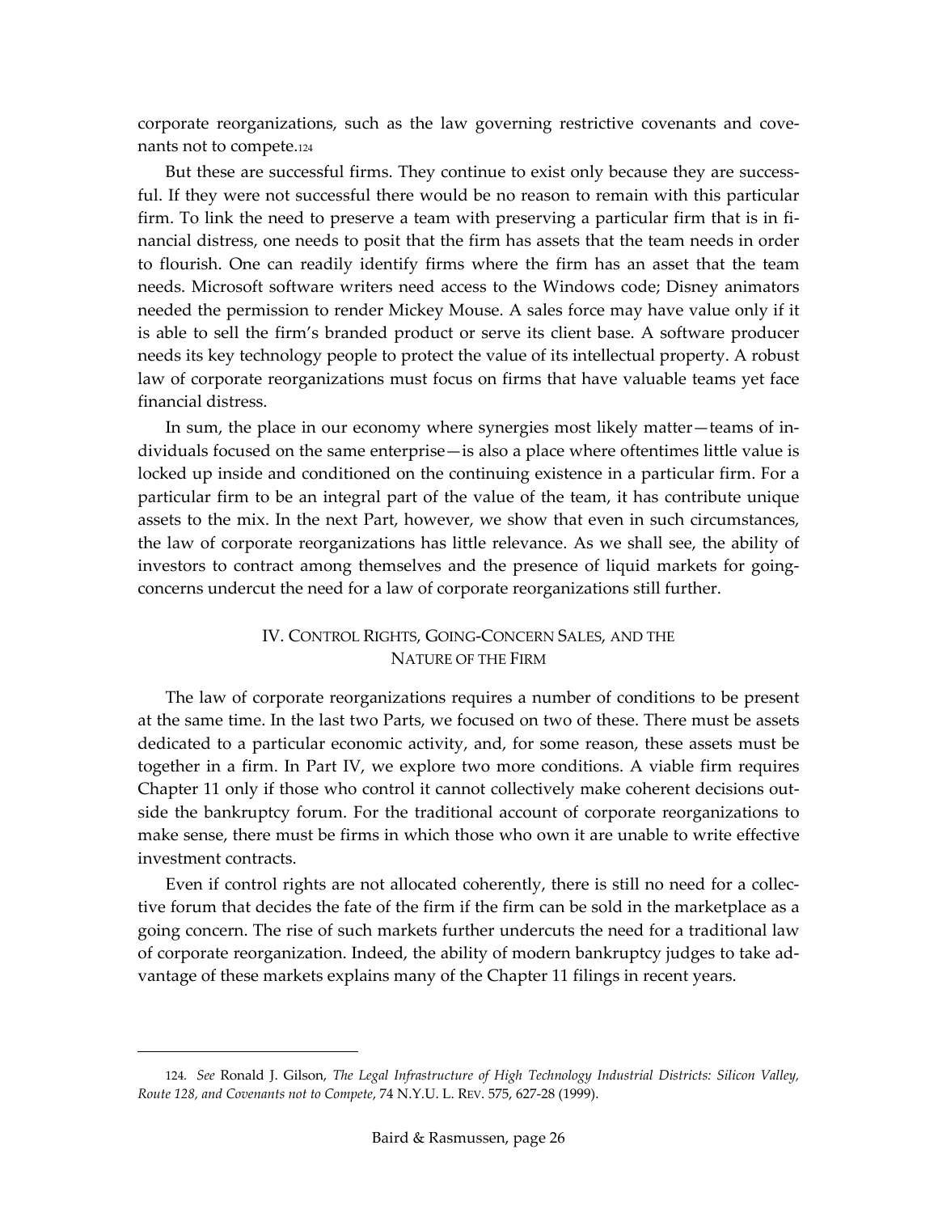corporate reorganizations, such as the law governing restrictive covenants and covenants not to compete.[124]

But these are successful firms. They continue to exist only because they are successful. If they were not successful there would be no reason to remain with this particular firm. To link the need to preserve a team with preserving a particular firm that is in financial distress, one needs to posit that the firm has assets that the team needs in order to flourish. One can readily identify firms where the firm has an asset that the team needs. Microsoft software writers need access to the Windows code; Disney animators needed the permission to render Mickey Mouse. A sales force may have value only if it is able to sell the firm's branded product or serve its client base. A software producer needs its key technology people to protect the value of its intellectual property. A robust law of corporate reorganizations must focus on firms that have valuable teams yet face financial distress.

In sum, the place in our economy where synergies most likely matter—teams of individuals focused on the same enterprise—is also a place where oftentimes little value is locked up inside and conditioned on the continuing existence in a particular firm. For a particular firm to be an integral part of the value of the team, it has contribute unique assets to the mix. In the next Part, however, we show that even in such circumstances, the law of corporate reorganizations has little relevance. As we shall see, the ability of investors to contract among themselves and the presence of liquid markets for going-concerns undercut the need for a law of corporate reorganizations still further.

## IV. Control Rights, Going-Concern Sales, and the Nature of the Firm

The law of corporate reorganizations requires a number of conditions to be present at the same time. In the last two Parts, we focused on two of these. There must be assets dedicated to a particular economic activity, and, for some reason, these assets must be together in a firm. In Part IV, we explore two more conditions. A viable firm requires Chapter 11 only if those who control it cannot collectively make coherent decisions outside the bankruptcy forum. For the traditional account of corporate reorganizations to make sense, there must be firms in which those who own it are unable to write effective investment contracts.

Even if control rights are not allocated coherently, there is still no need for a collective forum that decides the fate of the firm if the firm can be sold in the marketplace as a going concern. The rise of such markets further undercuts the need for a traditional law of corporate reorganization. Indeed, the ability of modern bankruptcy judges to take advantage of these markets explains many of the Chapter 11 filings in recent years.

---

124. *See* Ronald J. Gilson, *The Legal Infrastructure of High Technology Industrial Districts: Silicon Valley, Route 128, and Covenants not to Compete*, 74 N.Y.U. L. REV. 575, 627-28 (1999).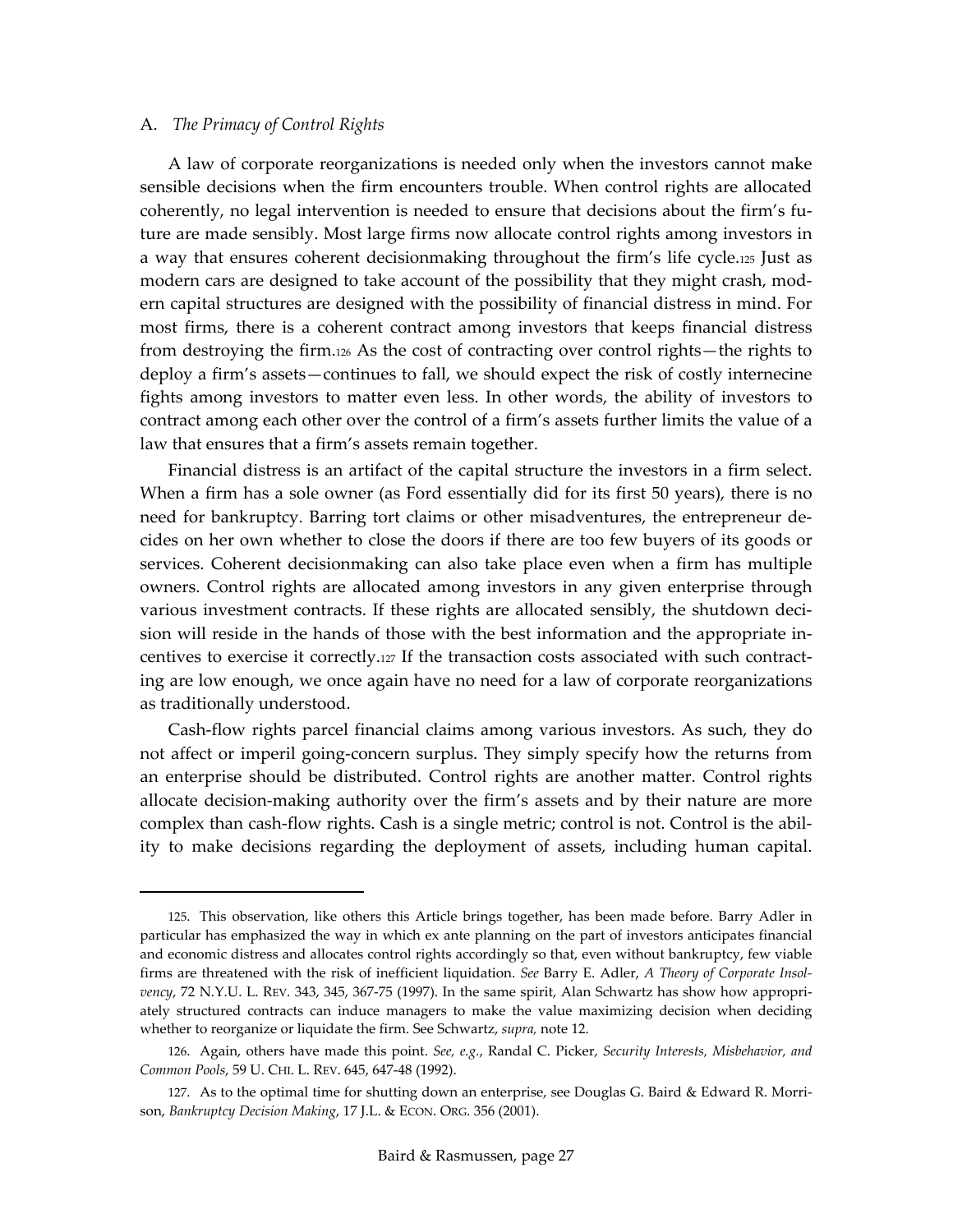### A. *The Primacy of Control Rights*

A law of corporate reorganizations is needed only when the investors cannot make sensible decisions when the firm encounters trouble. When control rights are allocated coherently, no legal intervention is needed to ensure that decisions about the firm's future are made sensibly. Most large firms now allocate control rights among investors in a way that ensures coherent decisionmaking throughout the firm's life cycle.[125] Just as modern cars are designed to take account of the possibility that they might crash, modern capital structures are designed with the possibility of financial distress in mind. For most firms, there is a coherent contract among investors that keeps financial distress from destroying the firm.[126] As the cost of contracting over control rights—the rights to deploy a firm's assets—continues to fall, we should expect the risk of costly internecine fights among investors to matter even less. In other words, the ability of investors to contract among each other over the control of a firm's assets further limits the value of a law that ensures that a firm's assets remain together.

Financial distress is an artifact of the capital structure the investors in a firm select. When a firm has a sole owner (as Ford essentially did for its first 50 years), there is no need for bankruptcy. Barring tort claims or other misadventures, the entrepreneur decides on her own whether to close the doors if there are too few buyers of its goods or services. Coherent decisionmaking can also take place even when a firm has multiple owners. Control rights are allocated among investors in any given enterprise through various investment contracts. If these rights are allocated sensibly, the shutdown decision will reside in the hands of those with the best information and the appropriate incentives to exercise it correctly.[127] If the transaction costs associated with such contracting are low enough, we once again have no need for a law of corporate reorganizations as traditionally understood.

Cash-flow rights parcel financial claims among various investors. As such, they do not affect or imperil going-concern surplus. They simply specify how the returns from an enterprise should be distributed. Control rights are another matter. Control rights allocate decision-making authority over the firm's assets and by their nature are more complex than cash-flow rights. Cash is a single metric; control is not. Control is the ability to make decisions regarding the deployment of assets, including human capital.

---

125. This observation, like others this Article brings together, has been made before. Barry Adler in particular has emphasized the way in which ex ante planning on the part of investors anticipates financial and economic distress and allocates control rights accordingly so that, even without bankruptcy, few viable firms are threatened with the risk of inefficient liquidation. *See* Barry E. Adler, *A Theory of Corporate Insolvency*, 72 N.Y.U. L. REV. 343, 345, 367-75 (1997). In the same spirit, Alan Schwartz has show how appropriately structured contracts can induce managers to make the value maximizing decision when deciding whether to reorganize or liquidate the firm. See Schwartz, *supra,* note 12.

126. Again, others have made this point. *See, e.g.*, Randal C. Picker, *Security Interests, Misbehavior, and Common Pools*, 59 U. CHI. L. REV. 645, 647-48 (1992).

127. As to the optimal time for shutting down an enterprise, see Douglas G. Baird & Edward R. Morrison, *Bankruptcy Decision Making*, 17 J.L. & ECON. ORG. 356 (2001).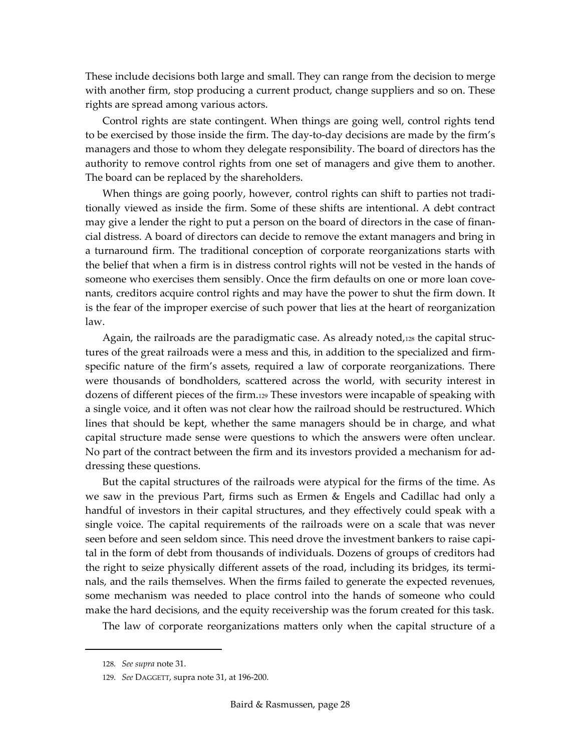These include decisions both large and small. They can range from the decision to merge with another firm, stop producing a current product, change suppliers and so on. These rights are spread among various actors.

Control rights are state contingent. When things are going well, control rights tend to be exercised by those inside the firm. The day-to-day decisions are made by the firm's managers and those to whom they delegate responsibility. The board of directors has the authority to remove control rights from one set of managers and give them to another. The board can be replaced by the shareholders.

When things are going poorly, however, control rights can shift to parties not traditionally viewed as inside the firm. Some of these shifts are intentional. A debt contract may give a lender the right to put a person on the board of directors in the case of financial distress. A board of directors can decide to remove the extant managers and bring in a turnaround firm. The traditional conception of corporate reorganizations starts with the belief that when a firm is in distress control rights will not be vested in the hands of someone who exercises them sensibly. Once the firm defaults on one or more loan covenants, creditors acquire control rights and may have the power to shut the firm down. It is the fear of the improper exercise of such power that lies at the heart of reorganization law.

Again, the railroads are the paradigmatic case. As already noted,[128] the capital structures of the great railroads were a mess and this, in addition to the specialized and firm-specific nature of the firm's assets, required a law of corporate reorganizations. There were thousands of bondholders, scattered across the world, with security interest in dozens of different pieces of the firm.[129] These investors were incapable of speaking with a single voice, and it often was not clear how the railroad should be restructured. Which lines that should be kept, whether the same managers should be in charge, and what capital structure made sense were questions to which the answers were often unclear. No part of the contract between the firm and its investors provided a mechanism for addressing these questions.

But the capital structures of the railroads were atypical for the firms of the time. As we saw in the previous Part, firms such as Ermen & Engels and Cadillac had only a handful of investors in their capital structures, and they effectively could speak with a single voice. The capital requirements of the railroads were on a scale that was never seen before and seen seldom since. This need drove the investment bankers to raise capital in the form of debt from thousands of individuals. Dozens of groups of creditors had the right to seize physically different assets of the road, including its bridges, its terminals, and the rails themselves. When the firms failed to generate the expected revenues, some mechanism was needed to place control into the hands of someone who could make the hard decisions, and the equity receivership was the forum created for this task.

The law of corporate reorganizations matters only when the capital structure of a

---

128. *See supra* note 31.

129. *See* DAGGETT, supra note 31, at 196-200.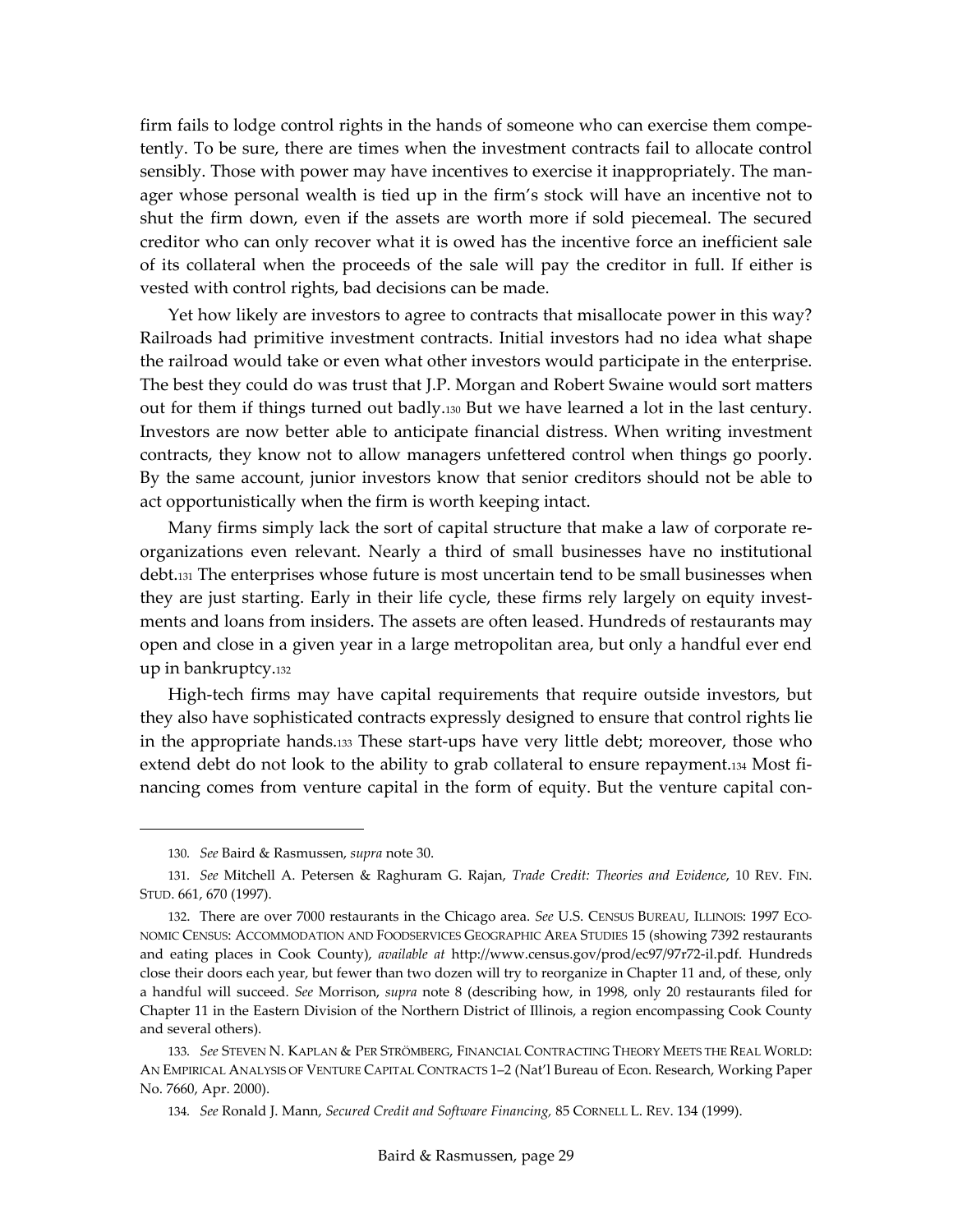firm fails to lodge control rights in the hands of someone who can exercise them competently. To be sure, there are times when the investment contracts fail to allocate control sensibly. Those with power may have incentives to exercise it inappropriately. The manager whose personal wealth is tied up in the firm's stock will have an incentive not to shut the firm down, even if the assets are worth more if sold piecemeal. The secured creditor who can only recover what it is owed has the incentive force an inefficient sale of its collateral when the proceeds of the sale will pay the creditor in full. If either is vested with control rights, bad decisions can be made.

Yet how likely are investors to agree to contracts that misallocate power in this way? Railroads had primitive investment contracts. Initial investors had no idea what shape the railroad would take or even what other investors would participate in the enterprise. The best they could do was trust that J.P. Morgan and Robert Swaine would sort matters out for them if things turned out badly.[130] But we have learned a lot in the last century. Investors are now better able to anticipate financial distress. When writing investment contracts, they know not to allow managers unfettered control when things go poorly. By the same account, junior investors know that senior creditors should not be able to act opportunistically when the firm is worth keeping intact.

Many firms simply lack the sort of capital structure that make a law of corporate reorganizations even relevant. Nearly a third of small businesses have no institutional debt.[131] The enterprises whose future is most uncertain tend to be small businesses when they are just starting. Early in their life cycle, these firms rely largely on equity investments and loans from insiders. The assets are often leased. Hundreds of restaurants may open and close in a given year in a large metropolitan area, but only a handful ever end up in bankruptcy.[132]

High-tech firms may have capital requirements that require outside investors, but they also have sophisticated contracts expressly designed to ensure that control rights lie in the appropriate hands.[133] These start-ups have very little debt; moreover, those who extend debt do not look to the ability to grab collateral to ensure repayment.[134] Most financing comes from venture capital in the form of equity. But the venture capital con-

---

130. *See* Baird & Rasmussen, *supra* note 30.

131. *See* Mitchell A. Petersen & Raghuram G. Rajan, *Trade Credit: Theories and Evidence*, 10 REV. FIN. STUD. 661, 670 (1997).

132. There are over 7000 restaurants in the Chicago area. *See* U.S. CENSUS BUREAU, ILLINOIS: 1997 ECONOMIC CENSUS: ACCOMMODATION AND FOODSERVICES GEOGRAPHIC AREA STUDIES 15 (showing 7392 restaurants and eating places in Cook County), *available at* http://www.census.gov/prod/ec97/97r72-il.pdf. Hundreds close their doors each year, but fewer than two dozen will try to reorganize in Chapter 11 and, of these, only a handful will succeed. *See* Morrison, *supra* note 8 (describing how, in 1998, only 20 restaurants filed for Chapter 11 in the Eastern Division of the Northern District of Illinois, a region encompassing Cook County and several others).

133. *See* STEVEN N. KAPLAN & PER STRÖMBERG, FINANCIAL CONTRACTING THEORY MEETS THE REAL WORLD: AN EMPIRICAL ANALYSIS OF VENTURE CAPITAL CONTRACTS 1–2 (Nat'l Bureau of Econ. Research, Working Paper No. 7660, Apr. 2000).

134. *See* Ronald J. Mann, *Secured Credit and Software Financing,* 85 CORNELL L. REV. 134 (1999).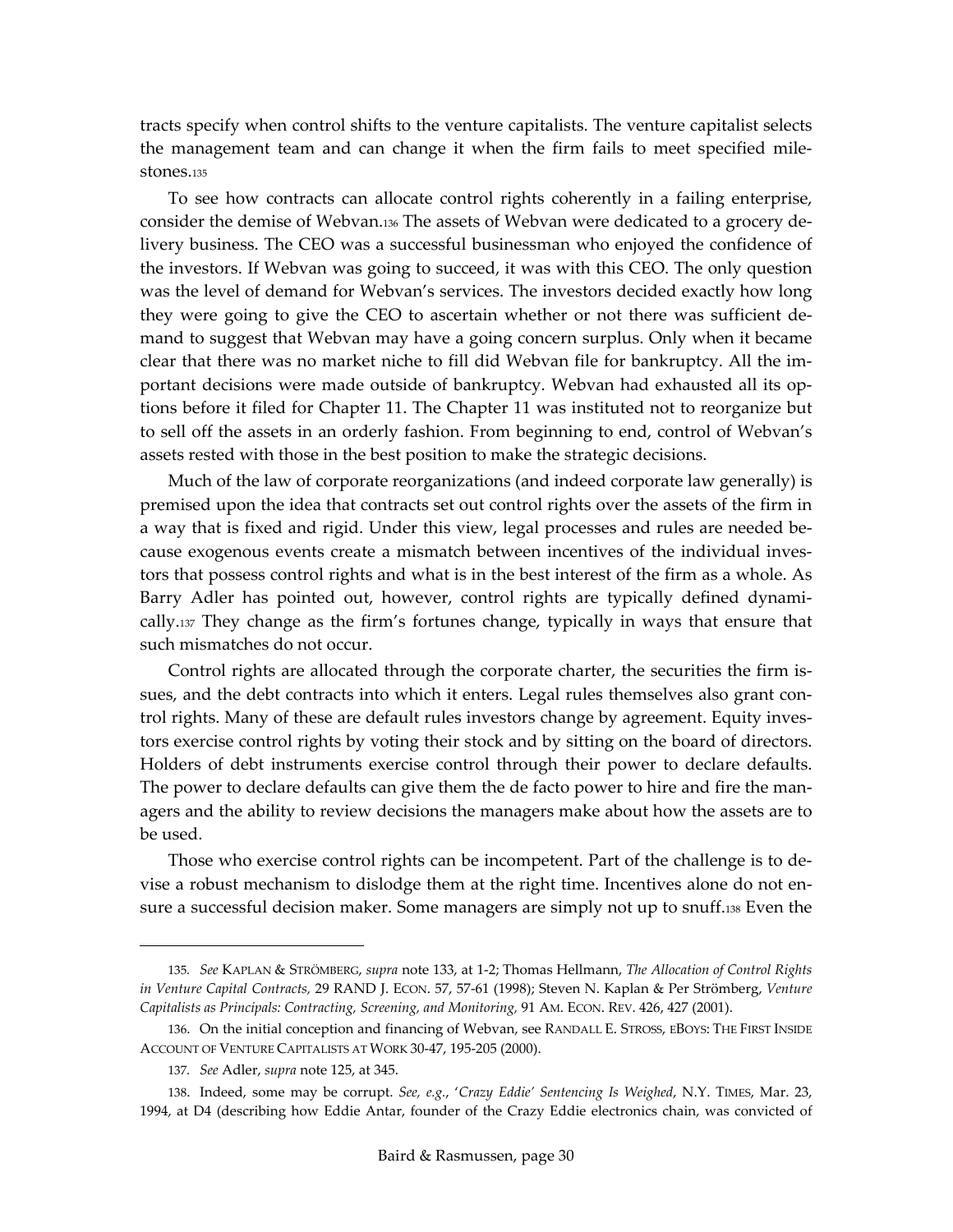tracts specify when control shifts to the venture capitalists. The venture capitalist selects the management team and can change it when the firm fails to meet specified milestones.[135]

To see how contracts can allocate control rights coherently in a failing enterprise, consider the demise of Webvan.[136] The assets of Webvan were dedicated to a grocery delivery business. The CEO was a successful businessman who enjoyed the confidence of the investors. If Webvan was going to succeed, it was with this CEO. The only question was the level of demand for Webvan's services. The investors decided exactly how long they were going to give the CEO to ascertain whether or not there was sufficient demand to suggest that Webvan may have a going concern surplus. Only when it became clear that there was no market niche to fill did Webvan file for bankruptcy. All the important decisions were made outside of bankruptcy. Webvan had exhausted all its options before it filed for Chapter 11. The Chapter 11 was instituted not to reorganize but to sell off the assets in an orderly fashion. From beginning to end, control of Webvan's assets rested with those in the best position to make the strategic decisions.

Much of the law of corporate reorganizations (and indeed corporate law generally) is premised upon the idea that contracts set out control rights over the assets of the firm in a way that is fixed and rigid. Under this view, legal processes and rules are needed because exogenous events create a mismatch between incentives of the individual investors that possess control rights and what is in the best interest of the firm as a whole. As Barry Adler has pointed out, however, control rights are typically defined dynamically.[137] They change as the firm's fortunes change, typically in ways that ensure that such mismatches do not occur.

Control rights are allocated through the corporate charter, the securities the firm issues, and the debt contracts into which it enters. Legal rules themselves also grant control rights. Many of these are default rules investors change by agreement. Equity investors exercise control rights by voting their stock and by sitting on the board of directors. Holders of debt instruments exercise control through their power to declare defaults. The power to declare defaults can give them the de facto power to hire and fire the managers and the ability to review decisions the managers make about how the assets are to be used.

Those who exercise control rights can be incompetent. Part of the challenge is to devise a robust mechanism to dislodge them at the right time. Incentives alone do not ensure a successful decision maker. Some managers are simply not up to snuff.[138] Even the

---

135. *See* KAPLAN & STRÖMBERG, *supra* note 133, at 1-2; Thomas Hellmann, *The Allocation of Control Rights in Venture Capital Contracts,* 29 RAND J. ECON. 57, 57-61 (1998); Steven N. Kaplan & Per Strömberg, *Venture Capitalists as Principals: Contracting, Screening, and Monitoring,* 91 AM. ECON. REV. 426, 427 (2001).

136. On the initial conception and financing of Webvan, see RANDALL E. STROSS, EBOYS: THE FIRST INSIDE ACCOUNT OF VENTURE CAPITALISTS AT WORK 30-47, 195-205 (2000).

137. *See* Adler, *supra* note 125, at 345.

138. Indeed, some may be corrupt. *See, e.g.*, *'Crazy Eddie' Sentencing Is Weighed*, N.Y. TIMES, Mar. 23, 1994, at D4 (describing how Eddie Antar, founder of the Crazy Eddie electronics chain, was convicted of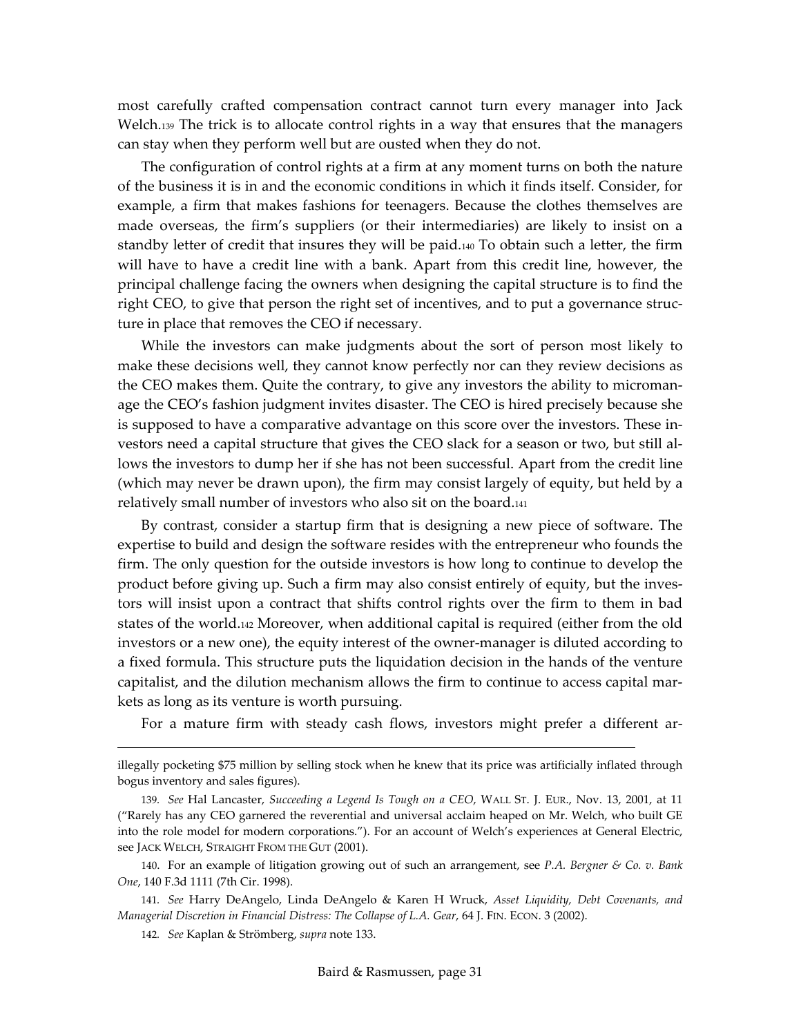most carefully crafted compensation contract cannot turn every manager into Jack Welch.[139] The trick is to allocate control rights in a way that ensures that the managers can stay when they perform well but are ousted when they do not.

The configuration of control rights at a firm at any moment turns on both the nature of the business it is in and the economic conditions in which it finds itself. Consider, for example, a firm that makes fashions for teenagers. Because the clothes themselves are made overseas, the firm's suppliers (or their intermediaries) are likely to insist on a standby letter of credit that insures they will be paid.[140] To obtain such a letter, the firm will have to have a credit line with a bank. Apart from this credit line, however, the principal challenge facing the owners when designing the capital structure is to find the right CEO, to give that person the right set of incentives, and to put a governance structure in place that removes the CEO if necessary.

While the investors can make judgments about the sort of person most likely to make these decisions well, they cannot know perfectly nor can they review decisions as the CEO makes them. Quite the contrary, to give any investors the ability to micromanage the CEO's fashion judgment invites disaster. The CEO is hired precisely because she is supposed to have a comparative advantage on this score over the investors. These investors need a capital structure that gives the CEO slack for a season or two, but still allows the investors to dump her if she has not been successful. Apart from the credit line (which may never be drawn upon), the firm may consist largely of equity, but held by a relatively small number of investors who also sit on the board.[141]

By contrast, consider a startup firm that is designing a new piece of software. The expertise to build and design the software resides with the entrepreneur who founds the firm. The only question for the outside investors is how long to continue to develop the product before giving up. Such a firm may also consist entirely of equity, but the investors will insist upon a contract that shifts control rights over the firm to them in bad states of the world.[142] Moreover, when additional capital is required (either from the old investors or a new one), the equity interest of the owner-manager is diluted according to a fixed formula. This structure puts the liquidation decision in the hands of the venture capitalist, and the dilution mechanism allows the firm to continue to access capital markets as long as its venture is worth pursuing.

For a mature firm with steady cash flows, investors might prefer a different ar-

---

illegally pocketing $75 million by selling stock when he knew that its price was artificially inflated through bogus inventory and sales figures).

139. *See* Hal Lancaster, *Succeeding a Legend Is Tough on a CEO*, WALL ST. J. EUR., Nov. 13, 2001, at 11 ("Rarely has any CEO garnered the reverential and universal acclaim heaped on Mr. Welch, who built GE into the role model for modern corporations."). For an account of Welch's experiences at General Electric, see JACK WELCH, STRAIGHT FROM THE GUT (2001).

140. For an example of litigation growing out of such an arrangement, see *P.A. Bergner & Co. v. Bank One*, 140 F.3d 1111 (7th Cir. 1998).

141. *See* Harry DeAngelo, Linda DeAngelo & Karen H Wruck, *Asset Liquidity, Debt Covenants, and Managerial Discretion in Financial Distress: The Collapse of L.A. Gear*, 64 J. FIN. ECON. 3 (2002).

142. *See* Kaplan & Strömberg, *supra* note 133.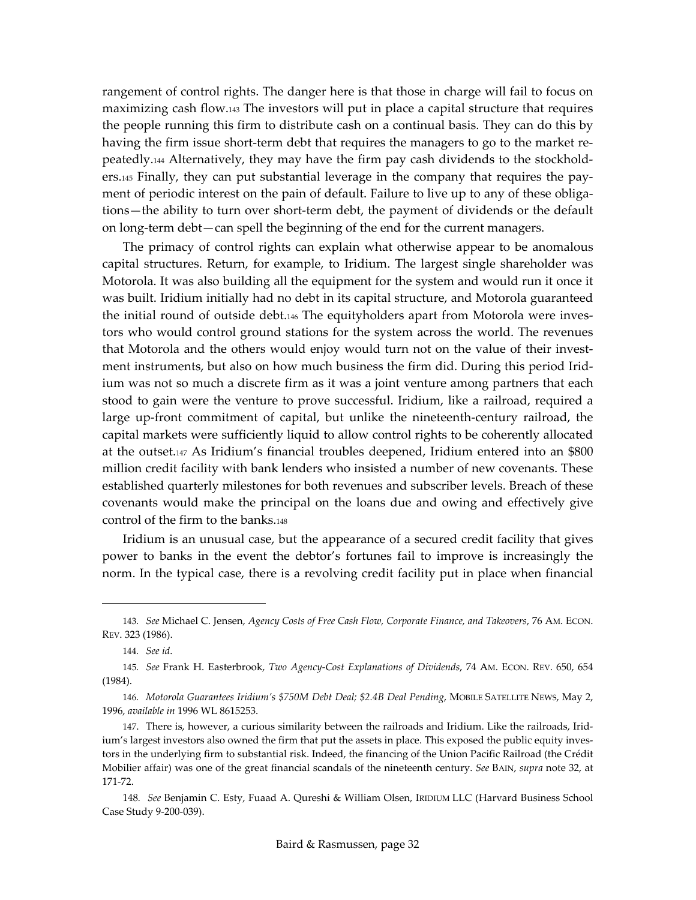rangement of control rights. The danger here is that those in charge will fail to focus on maximizing cash flow.[143] The investors will put in place a capital structure that requires the people running this firm to distribute cash on a continual basis. They can do this by having the firm issue short-term debt that requires the managers to go to the market repeatedly.[144] Alternatively, they may have the firm pay cash dividends to the stockholders.[145] Finally, they can put substantial leverage in the company that requires the payment of periodic interest on the pain of default. Failure to live up to any of these obligations—the ability to turn over short-term debt, the payment of dividends or the default on long-term debt—can spell the beginning of the end for the current managers.

The primacy of control rights can explain what otherwise appear to be anomalous capital structures. Return, for example, to Iridium. The largest single shareholder was Motorola. It was also building all the equipment for the system and would run it once it was built. Iridium initially had no debt in its capital structure, and Motorola guaranteed the initial round of outside debt.[146] The equityholders apart from Motorola were investors who would control ground stations for the system across the world. The revenues that Motorola and the others would enjoy would turn not on the value of their investment instruments, but also on how much business the firm did. During this period Iridium was not so much a discrete firm as it was a joint venture among partners that each stood to gain were the venture to prove successful. Iridium, like a railroad, required a large up-front commitment of capital, but unlike the nineteenth-century railroad, the capital markets were sufficiently liquid to allow control rights to be coherently allocated at the outset.[147] As Iridium's financial troubles deepened, Iridium entered into an $800 million credit facility with bank lenders who insisted a number of new covenants. These established quarterly milestones for both revenues and subscriber levels. Breach of these covenants would make the principal on the loans due and owing and effectively give control of the firm to the banks.[148]

Iridium is an unusual case, but the appearance of a secured credit facility that gives power to banks in the event the debtor's fortunes fail to improve is increasingly the norm. In the typical case, there is a revolving credit facility put in place when financial

---

143. *See* Michael C. Jensen, *Agency Costs of Free Cash Flow, Corporate Finance, and Takeovers*, 76 AM. ECON. REV. 323 (1986).

144. *See id*.

145. *See* Frank H. Easterbrook, *Two Agency-Cost Explanations of Dividends*, 74 AM. ECON. REV. 650, 654 (1984).

146. *Motorola Guarantees Iridium's $750M Debt Deal; $2.4B Deal Pending*, MOBILE SATELLITE NEWS, May 2, 1996, *available in* 1996 WL 8615253.

147. There is, however, a curious similarity between the railroads and Iridium. Like the railroads, Iridium's largest investors also owned the firm that put the assets in place. This exposed the public equity investors in the underlying firm to substantial risk. Indeed, the financing of the Union Pacific Railroad (the Crédit Mobilier affair) was one of the great financial scandals of the nineteenth century. *See* BAIN, *supra* note 32, at 171-72.

148. *See* Benjamin C. Esty, Fuaad A. Qureshi & William Olsen, IRIDIUM LLC (Harvard Business School Case Study 9-200-039).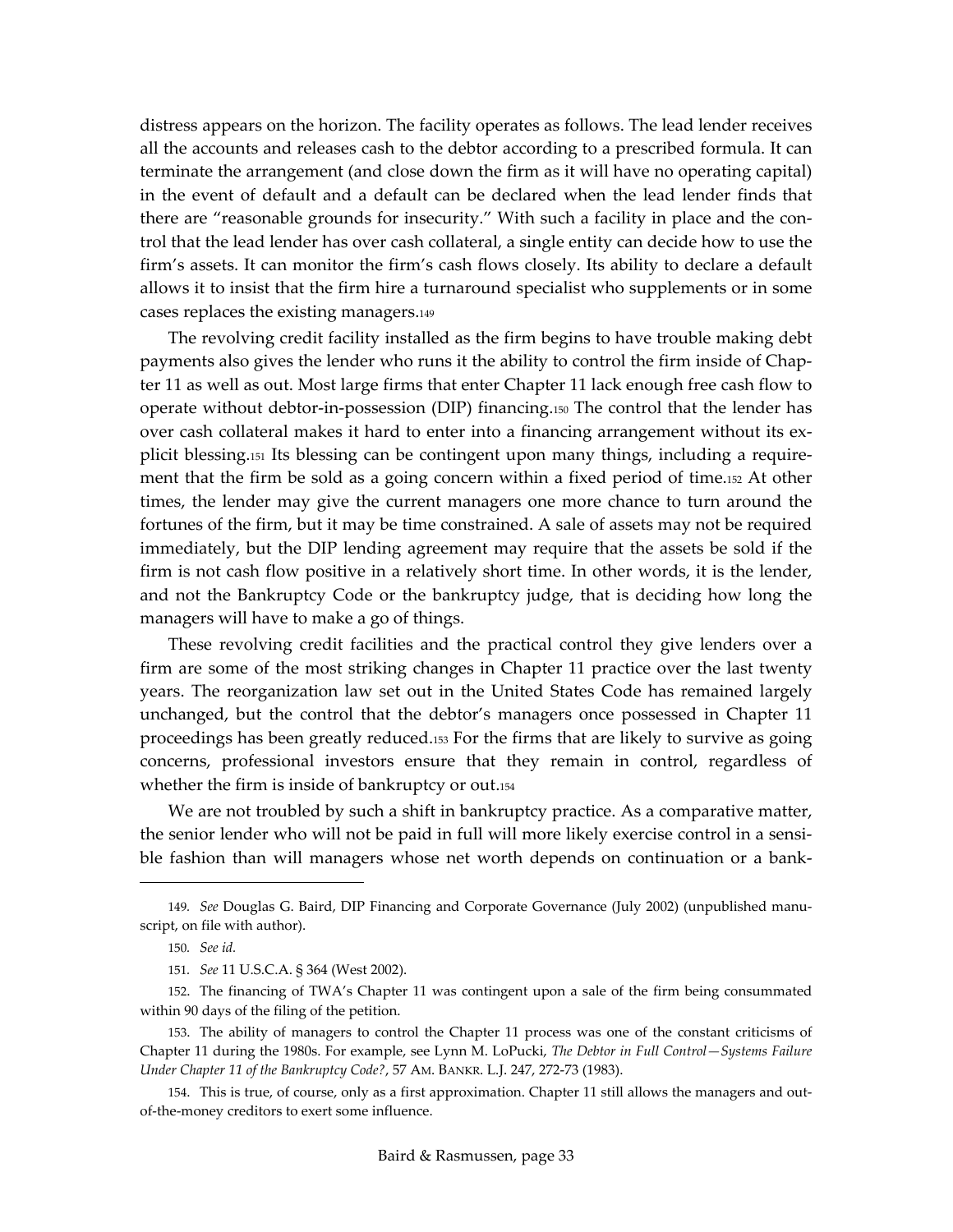distress appears on the horizon. The facility operates as follows. The lead lender receives all the accounts and releases cash to the debtor according to a prescribed formula. It can terminate the arrangement (and close down the firm as it will have no operating capital) in the event of default and a default can be declared when the lead lender finds that there are "reasonable grounds for insecurity." With such a facility in place and the control that the lead lender has over cash collateral, a single entity can decide how to use the firm's assets. It can monitor the firm's cash flows closely. Its ability to declare a default allows it to insist that the firm hire a turnaround specialist who supplements or in some cases replaces the existing managers.[149]

The revolving credit facility installed as the firm begins to have trouble making debt payments also gives the lender who runs it the ability to control the firm inside of Chapter 11 as well as out. Most large firms that enter Chapter 11 lack enough free cash flow to operate without debtor-in-possession (DIP) financing.[150] The control that the lender has over cash collateral makes it hard to enter into a financing arrangement without its explicit blessing.[151] Its blessing can be contingent upon many things, including a requirement that the firm be sold as a going concern within a fixed period of time.[152] At other times, the lender may give the current managers one more chance to turn around the fortunes of the firm, but it may be time constrained. A sale of assets may not be required immediately, but the DIP lending agreement may require that the assets be sold if the firm is not cash flow positive in a relatively short time. In other words, it is the lender, and not the Bankruptcy Code or the bankruptcy judge, that is deciding how long the managers will have to make a go of things.

These revolving credit facilities and the practical control they give lenders over a firm are some of the most striking changes in Chapter 11 practice over the last twenty years. The reorganization law set out in the United States Code has remained largely unchanged, but the control that the debtor's managers once possessed in Chapter 11 proceedings has been greatly reduced.[153] For the firms that are likely to survive as going concerns, professional investors ensure that they remain in control, regardless of whether the firm is inside of bankruptcy or out.[154]

We are not troubled by such a shift in bankruptcy practice. As a comparative matter, the senior lender who will not be paid in full will more likely exercise control in a sensible fashion than will managers whose net worth depends on continuation or a bank-

---

149. *See* Douglas G. Baird, DIP Financing and Corporate Governance (July 2002) (unpublished manuscript, on file with author).

150. *See id.*

151. *See* 11 U.S.C.A. § 364 (West 2002).

152. The financing of TWA's Chapter 11 was contingent upon a sale of the firm being consummated within 90 days of the filing of the petition.

153. The ability of managers to control the Chapter 11 process was one of the constant criticisms of Chapter 11 during the 1980s. For example, see Lynn M. LoPucki, *The Debtor in Full Control—Systems Failure Under Chapter 11 of the Bankruptcy Code?*, 57 AM. BANKR. L.J. 247, 272-73 (1983).

154. This is true, of course, only as a first approximation. Chapter 11 still allows the managers and out-of-the-money creditors to exert some influence.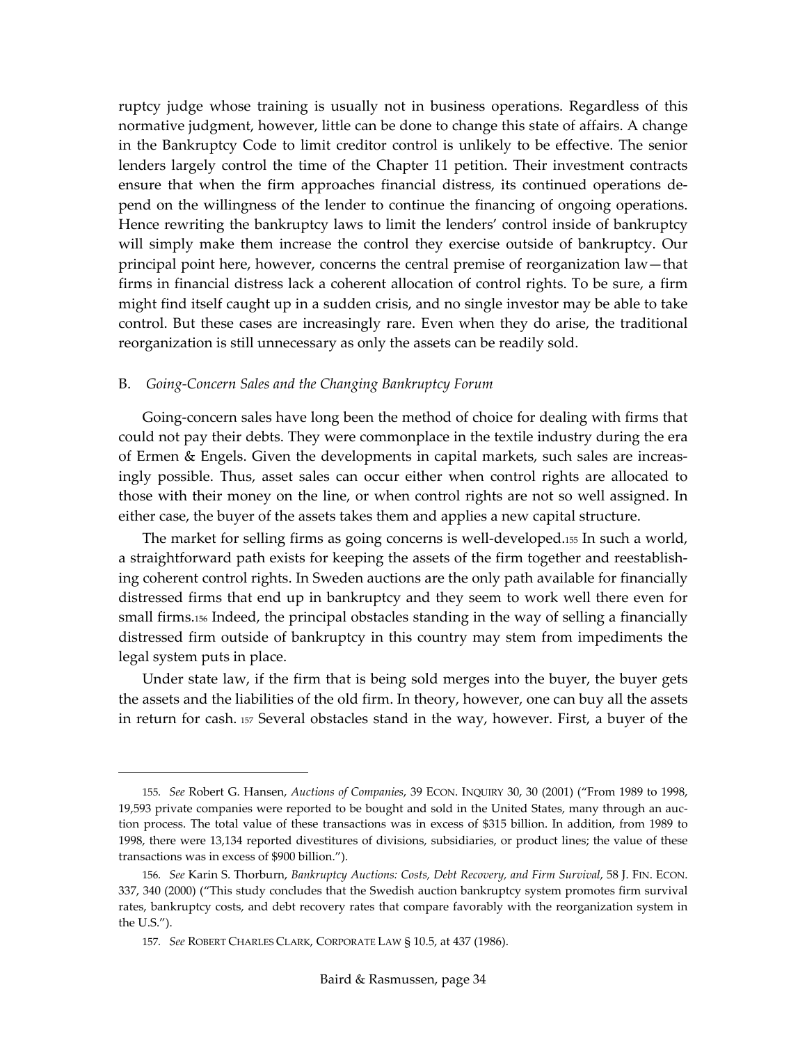ruptcy judge whose training is usually not in business operations. Regardless of this normative judgment, however, little can be done to change this state of affairs. A change in the Bankruptcy Code to limit creditor control is unlikely to be effective. The senior lenders largely control the time of the Chapter 11 petition. Their investment contracts ensure that when the firm approaches financial distress, its continued operations depend on the willingness of the lender to continue the financing of ongoing operations. Hence rewriting the bankruptcy laws to limit the lenders' control inside of bankruptcy will simply make them increase the control they exercise outside of bankruptcy. Our principal point here, however, concerns the central premise of reorganization law—that firms in financial distress lack a coherent allocation of control rights. To be sure, a firm might find itself caught up in a sudden crisis, and no single investor may be able to take control. But these cases are increasingly rare. Even when they do arise, the traditional reorganization is still unnecessary as only the assets can be readily sold.

## B. *Going-Concern Sales and the Changing Bankruptcy Forum*

Going-concern sales have long been the method of choice for dealing with firms that could not pay their debts. They were commonplace in the textile industry during the era of Ermen & Engels. Given the developments in capital markets, such sales are increasingly possible. Thus, asset sales can occur either when control rights are allocated to those with their money on the line, or when control rights are not so well assigned. In either case, the buyer of the assets takes them and applies a new capital structure.

The market for selling firms as going concerns is well-developed.[155] In such a world, a straightforward path exists for keeping the assets of the firm together and reestablishing coherent control rights. In Sweden auctions are the only path available for financially distressed firms that end up in bankruptcy and they seem to work well there even for small firms.[156] Indeed, the principal obstacles standing in the way of selling a financially distressed firm outside of bankruptcy in this country may stem from impediments the legal system puts in place.

Under state law, if the firm that is being sold merges into the buyer, the buyer gets the assets and the liabilities of the old firm. In theory, however, one can buy all the assets in return for cash. [157] Several obstacles stand in the way, however. First, a buyer of the

---

155. *See* Robert G. Hansen, *Auctions of Companies*, 39 ECON. INQUIRY 30, 30 (2001) ("From 1989 to 1998, 19,593 private companies were reported to be bought and sold in the United States, many through an auction process. The total value of these transactions was in excess of $315 billion. In addition, from 1989 to 1998, there were 13,134 reported divestitures of divisions, subsidiaries, or product lines; the value of these transactions was in excess of $900 billion.").

156. *See* Karin S. Thorburn, *Bankruptcy Auctions: Costs, Debt Recovery, and Firm Survival*, 58 J. FIN. ECON. 337, 340 (2000) ("This study concludes that the Swedish auction bankruptcy system promotes firm survival rates, bankruptcy costs, and debt recovery rates that compare favorably with the reorganization system in the U.S.").

157. *See* ROBERT CHARLES CLARK, CORPORATE LAW § 10.5, at 437 (1986).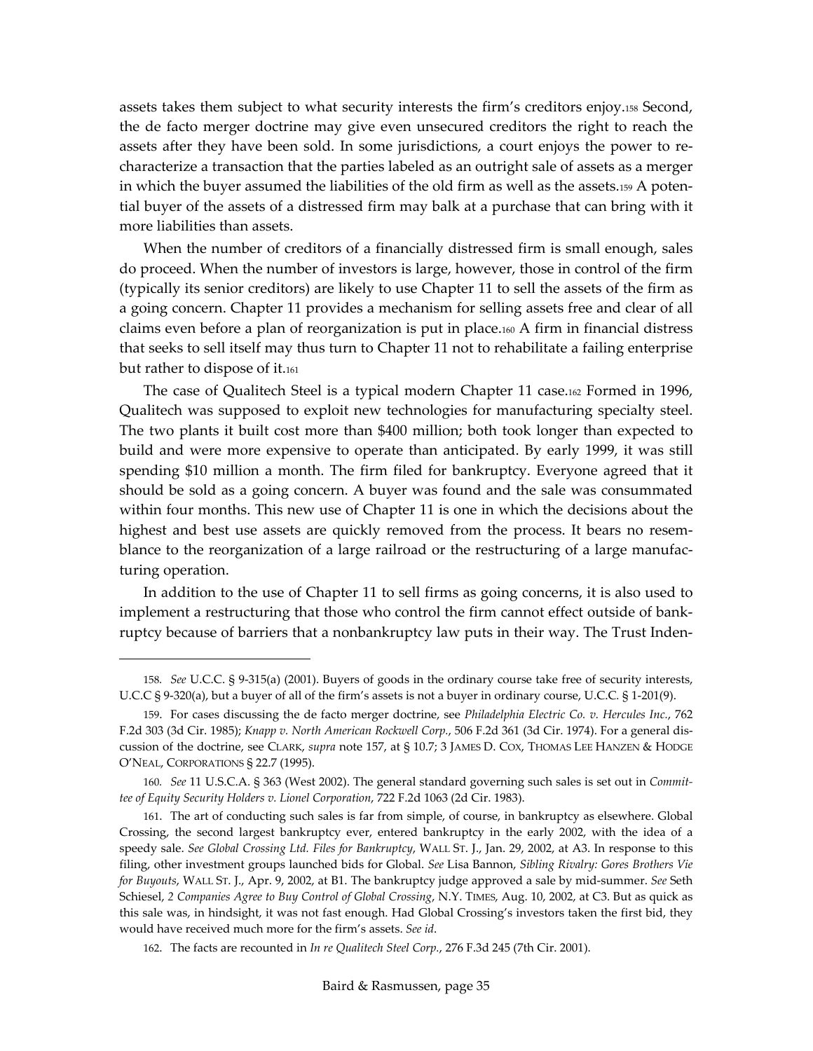assets takes them subject to what security interests the firm's creditors enjoy.[158] Second, the de facto merger doctrine may give even unsecured creditors the right to reach the assets after they have been sold. In some jurisdictions, a court enjoys the power to re-characterize a transaction that the parties labeled as an outright sale of assets as a merger in which the buyer assumed the liabilities of the old firm as well as the assets.[159] A potential buyer of the assets of a distressed firm may balk at a purchase that can bring with it more liabilities than assets.

When the number of creditors of a financially distressed firm is small enough, sales do proceed. When the number of investors is large, however, those in control of the firm (typically its senior creditors) are likely to use Chapter 11 to sell the assets of the firm as a going concern. Chapter 11 provides a mechanism for selling assets free and clear of all claims even before a plan of reorganization is put in place.[160] A firm in financial distress that seeks to sell itself may thus turn to Chapter 11 not to rehabilitate a failing enterprise but rather to dispose of it.[161]

The case of Qualitech Steel is a typical modern Chapter 11 case.[162] Formed in 1996, Qualitech was supposed to exploit new technologies for manufacturing specialty steel. The two plants it built cost more than $400 million; both took longer than expected to build and were more expensive to operate than anticipated. By early 1999, it was still spending $10 million a month. The firm filed for bankruptcy. Everyone agreed that it should be sold as a going concern. A buyer was found and the sale was consummated within four months. This new use of Chapter 11 is one in which the decisions about the highest and best use assets are quickly removed from the process. It bears no resemblance to the reorganization of a large railroad or the restructuring of a large manufacturing operation.

In addition to the use of Chapter 11 to sell firms as going concerns, it is also used to implement a restructuring that those who control the firm cannot effect outside of bankruptcy because of barriers that a nonbankruptcy law puts in their way. The Trust Inden-

---

158. *See* U.C.C. § 9-315(a) (2001). Buyers of goods in the ordinary course take free of security interests, U.C.C § 9-320(a), but a buyer of all of the firm's assets is not a buyer in ordinary course, U.C.C. § 1-201(9).

159. For cases discussing the de facto merger doctrine, see *Philadelphia Electric Co. v. Hercules Inc.*, 762 F.2d 303 (3d Cir. 1985); *Knapp v. North American Rockwell Corp.*, 506 F.2d 361 (3d Cir. 1974). For a general discussion of the doctrine, see CLARK, *supra* note 157, at § 10.7; 3 JAMES D. COX, THOMAS LEE HANZEN & HODGE O'NEAL, CORPORATIONS § 22.7 (1995).

160. *See* 11 U.S.C.A. § 363 (West 2002). The general standard governing such sales is set out in *Committee of Equity Security Holders v. Lionel Corporation*, 722 F.2d 1063 (2d Cir. 1983).

161. The art of conducting such sales is far from simple, of course, in bankruptcy as elsewhere. Global Crossing, the second largest bankruptcy ever, entered bankruptcy in the early 2002, with the idea of a speedy sale. *See Global Crossing Ltd. Files for Bankruptcy*, WALL ST. J., Jan. 29, 2002, at A3. In response to this filing, other investment groups launched bids for Global. *See* Lisa Bannon, *Sibling Rivalry: Gores Brothers Vie for Buyouts*, WALL ST. J., Apr. 9, 2002, at B1. The bankruptcy judge approved a sale by mid-summer. *See* Seth Schiesel, *2 Companies Agree to Buy Control of Global Crossing*, N.Y. TIMES, Aug. 10, 2002, at C3. But as quick as this sale was, in hindsight, it was not fast enough. Had Global Crossing's investors taken the first bid, they would have received much more for the firm's assets. *See id*.

162. The facts are recounted in *In re Qualitech Steel Corp.*, 276 F.3d 245 (7th Cir. 2001).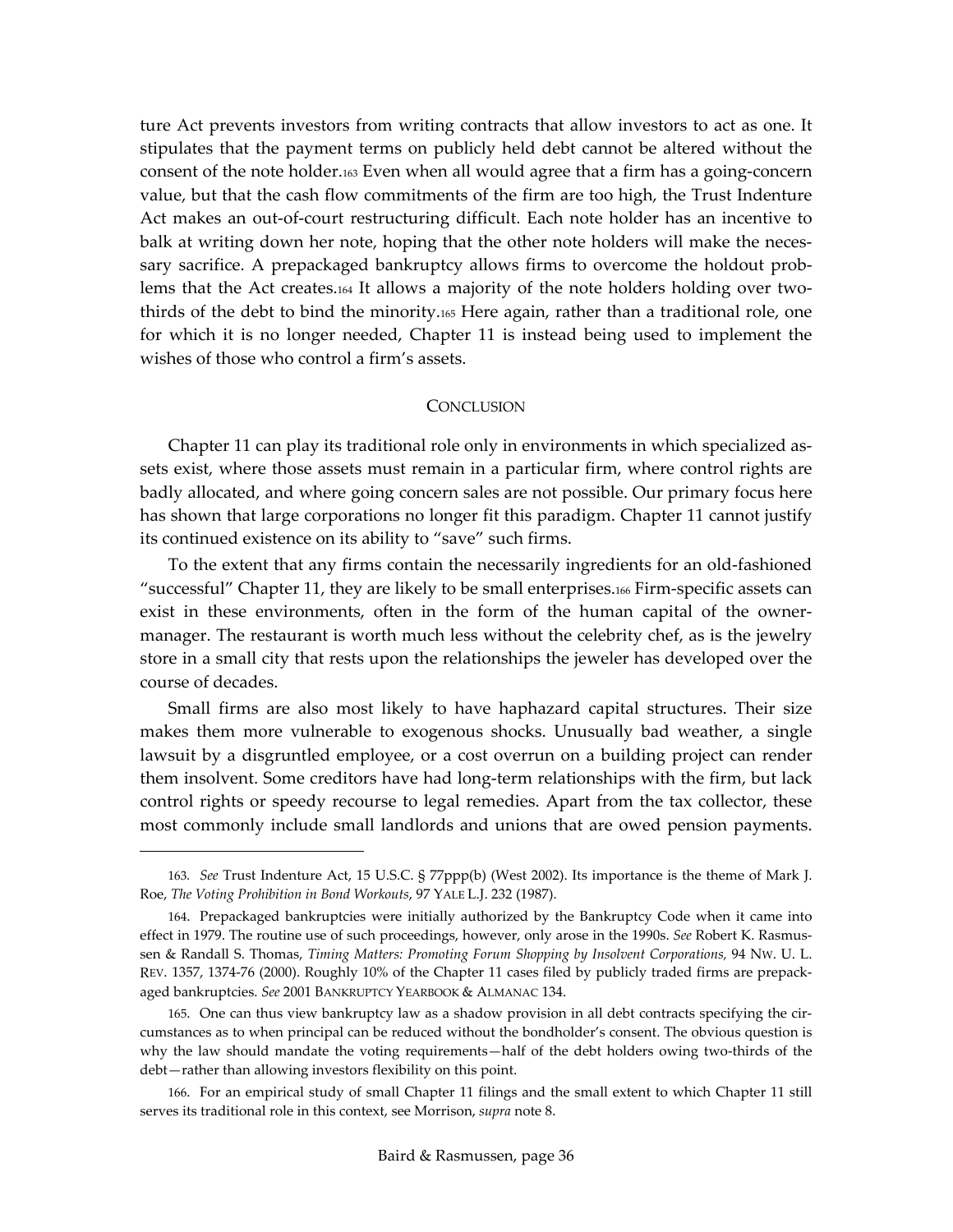ture Act prevents investors from writing contracts that allow investors to act as one. It stipulates that the payment terms on publicly held debt cannot be altered without the consent of the note holder.[163] Even when all would agree that a firm has a going-concern value, but that the cash flow commitments of the firm are too high, the Trust Indenture Act makes an out-of-court restructuring difficult. Each note holder has an incentive to balk at writing down her note, hoping that the other note holders will make the necessary sacrifice. A prepackaged bankruptcy allows firms to overcome the holdout problems that the Act creates.[164] It allows a majority of the note holders holding over two-thirds of the debt to bind the minority.[165] Here again, rather than a traditional role, one for which it is no longer needed, Chapter 11 is instead being used to implement the wishes of those who control a firm's assets.

## CONCLUSION

Chapter 11 can play its traditional role only in environments in which specialized assets exist, where those assets must remain in a particular firm, where control rights are badly allocated, and where going concern sales are not possible. Our primary focus here has shown that large corporations no longer fit this paradigm. Chapter 11 cannot justify its continued existence on its ability to "save" such firms.

To the extent that any firms contain the necessarily ingredients for an old-fashioned "successful" Chapter 11, they are likely to be small enterprises.[166] Firm-specific assets can exist in these environments, often in the form of the human capital of the owner-manager. The restaurant is worth much less without the celebrity chef, as is the jewelry store in a small city that rests upon the relationships the jeweler has developed over the course of decades.

Small firms are also most likely to have haphazard capital structures. Their size makes them more vulnerable to exogenous shocks. Unusually bad weather, a single lawsuit by a disgruntled employee, or a cost overrun on a building project can render them insolvent. Some creditors have had long-term relationships with the firm, but lack control rights or speedy recourse to legal remedies. Apart from the tax collector, these most commonly include small landlords and unions that are owed pension payments.

---

163. *See* Trust Indenture Act, 15 U.S.C. § 77ppp(b) (West 2002). Its importance is the theme of Mark J. Roe, *The Voting Prohibition in Bond Workouts*, 97 YALE L.J. 232 (1987).

164. Prepackaged bankruptcies were initially authorized by the Bankruptcy Code when it came into effect in 1979. The routine use of such proceedings, however, only arose in the 1990s. *See* Robert K. Rasmussen & Randall S. Thomas, *Timing Matters: Promoting Forum Shopping by Insolvent Corporations,* 94 NW. U. L. REV. 1357, 1374-76 (2000). Roughly 10% of the Chapter 11 cases filed by publicly traded firms are prepackaged bankruptcies. *See* 2001 BANKRUPTCY YEARBOOK & ALMANAC 134.

165. One can thus view bankruptcy law as a shadow provision in all debt contracts specifying the circumstances as to when principal can be reduced without the bondholder's consent. The obvious question is why the law should mandate the voting requirements—half of the debt holders owing two-thirds of the debt—rather than allowing investors flexibility on this point.

166. For an empirical study of small Chapter 11 filings and the small extent to which Chapter 11 still serves its traditional role in this context, see Morrison, *supra* note 8.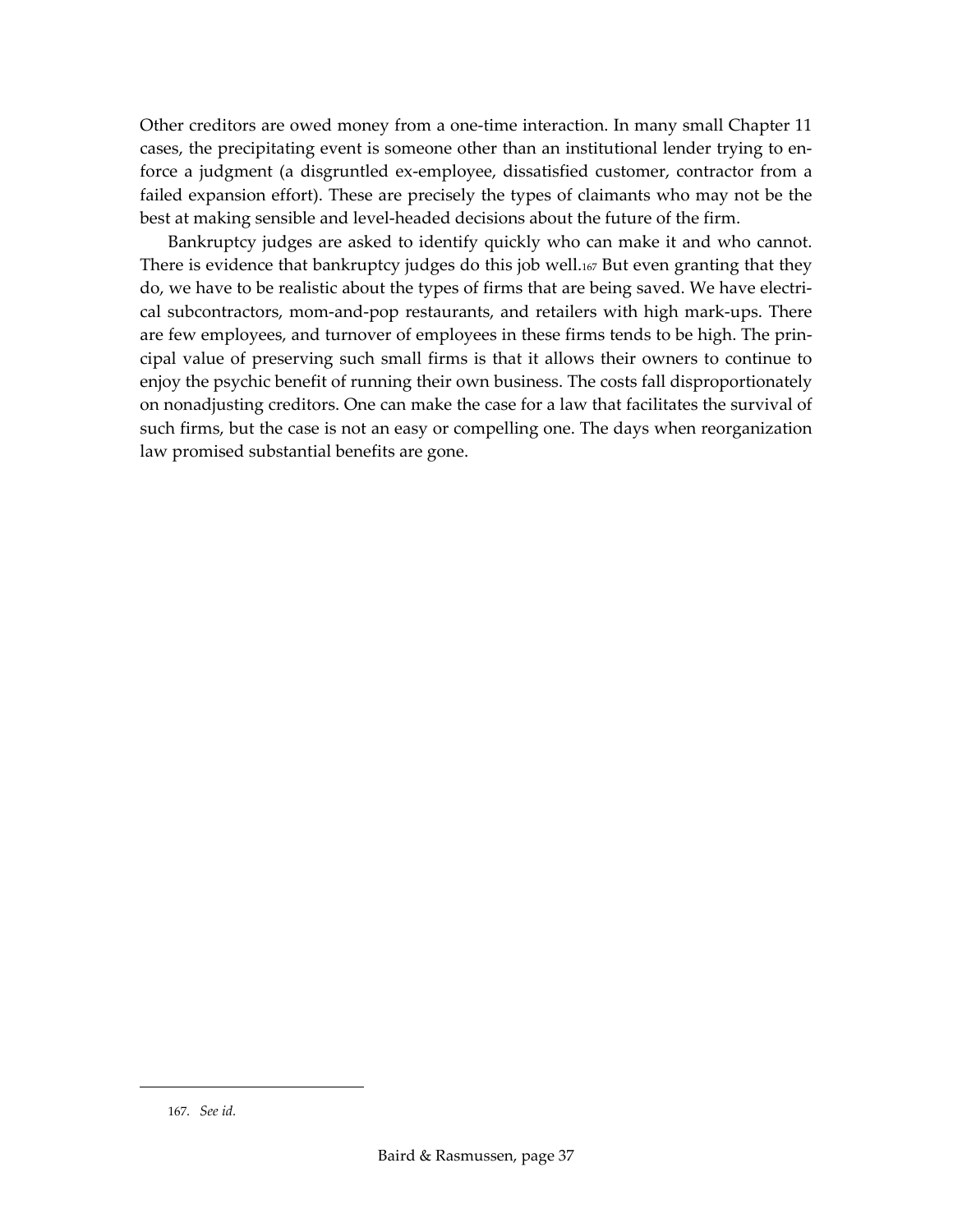Other creditors are owed money from a one-time interaction. In many small Chapter 11 cases, the precipitating event is someone other than an institutional lender trying to enforce a judgment (a disgruntled ex-employee, dissatisfied customer, contractor from a failed expansion effort). These are precisely the types of claimants who may not be the best at making sensible and level-headed decisions about the future of the firm.

Bankruptcy judges are asked to identify quickly who can make it and who cannot. There is evidence that bankruptcy judges do this job well.[167] But even granting that they do, we have to be realistic about the types of firms that are being saved. We have electrical subcontractors, mom-and-pop restaurants, and retailers with high mark-ups. There are few employees, and turnover of employees in these firms tends to be high. The principal value of preserving such small firms is that it allows their owners to continue to enjoy the psychic benefit of running their own business. The costs fall disproportionately on nonadjusting creditors. One can make the case for a law that facilitates the survival of such firms, but the case is not an easy or compelling one. The days when reorganization law promised substantial benefits are gone.

---

167. *See id.*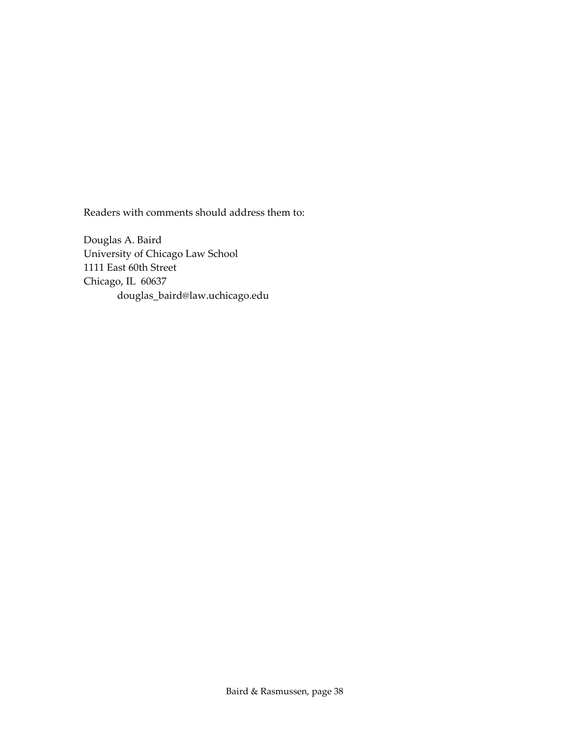Readers with comments should address them to:

Douglas A. Baird
University of Chicago Law School
1111 East 60th Street
Chicago, IL 60637
douglas_baird@law.uchicago.edu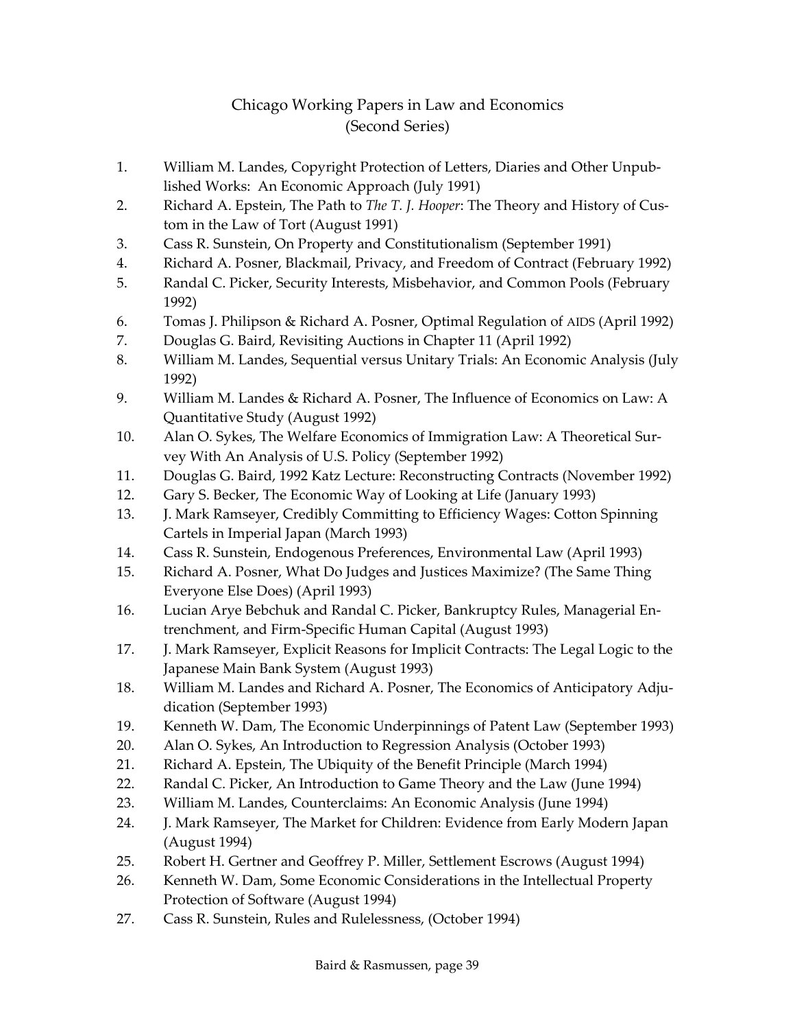# Chicago Working Papers in Law and Economics (Second Series)

1. William M. Landes, Copyright Protection of Letters, Diaries and Other Unpublished Works: An Economic Approach (July 1991)
2. Richard A. Epstein, The Path to *The T. J. Hooper*: The Theory and History of Custom in the Law of Tort (August 1991)
3. Cass R. Sunstein, On Property and Constitutionalism (September 1991)
4. Richard A. Posner, Blackmail, Privacy, and Freedom of Contract (February 1992)
5. Randal C. Picker, Security Interests, Misbehavior, and Common Pools (February 1992)
6. Tomas J. Philipson & Richard A. Posner, Optimal Regulation of AIDS (April 1992)
7. Douglas G. Baird, Revisiting Auctions in Chapter 11 (April 1992)
8. William M. Landes, Sequential versus Unitary Trials: An Economic Analysis (July 1992)
9. William M. Landes & Richard A. Posner, The Influence of Economics on Law: A Quantitative Study (August 1992)
10. Alan O. Sykes, The Welfare Economics of Immigration Law: A Theoretical Survey With An Analysis of U.S. Policy (September 1992)
11. Douglas G. Baird, 1992 Katz Lecture: Reconstructing Contracts (November 1992)
12. Gary S. Becker, The Economic Way of Looking at Life (January 1993)
13. J. Mark Ramseyer, Credibly Committing to Efficiency Wages: Cotton Spinning Cartels in Imperial Japan (March 1993)
14. Cass R. Sunstein, Endogenous Preferences, Environmental Law (April 1993)
15. Richard A. Posner, What Do Judges and Justices Maximize? (The Same Thing Everyone Else Does) (April 1993)
16. Lucian Arye Bebchuk and Randal C. Picker, Bankruptcy Rules, Managerial Entrenchment, and Firm-Specific Human Capital (August 1993)
17. J. Mark Ramseyer, Explicit Reasons for Implicit Contracts: The Legal Logic to the Japanese Main Bank System (August 1993)
18. William M. Landes and Richard A. Posner, The Economics of Anticipatory Adjudication (September 1993)
19. Kenneth W. Dam, The Economic Underpinnings of Patent Law (September 1993)
20. Alan O. Sykes, An Introduction to Regression Analysis (October 1993)
21. Richard A. Epstein, The Ubiquity of the Benefit Principle (March 1994)
22. Randal C. Picker, An Introduction to Game Theory and the Law (June 1994)
23. William M. Landes, Counterclaims: An Economic Analysis (June 1994)
24. J. Mark Ramseyer, The Market for Children: Evidence from Early Modern Japan (August 1994)
25. Robert H. Gertner and Geoffrey P. Miller, Settlement Escrows (August 1994)
26. Kenneth W. Dam, Some Economic Considerations in the Intellectual Property Protection of Software (August 1994)
27. Cass R. Sunstein, Rules and Rulelessness, (October 1994)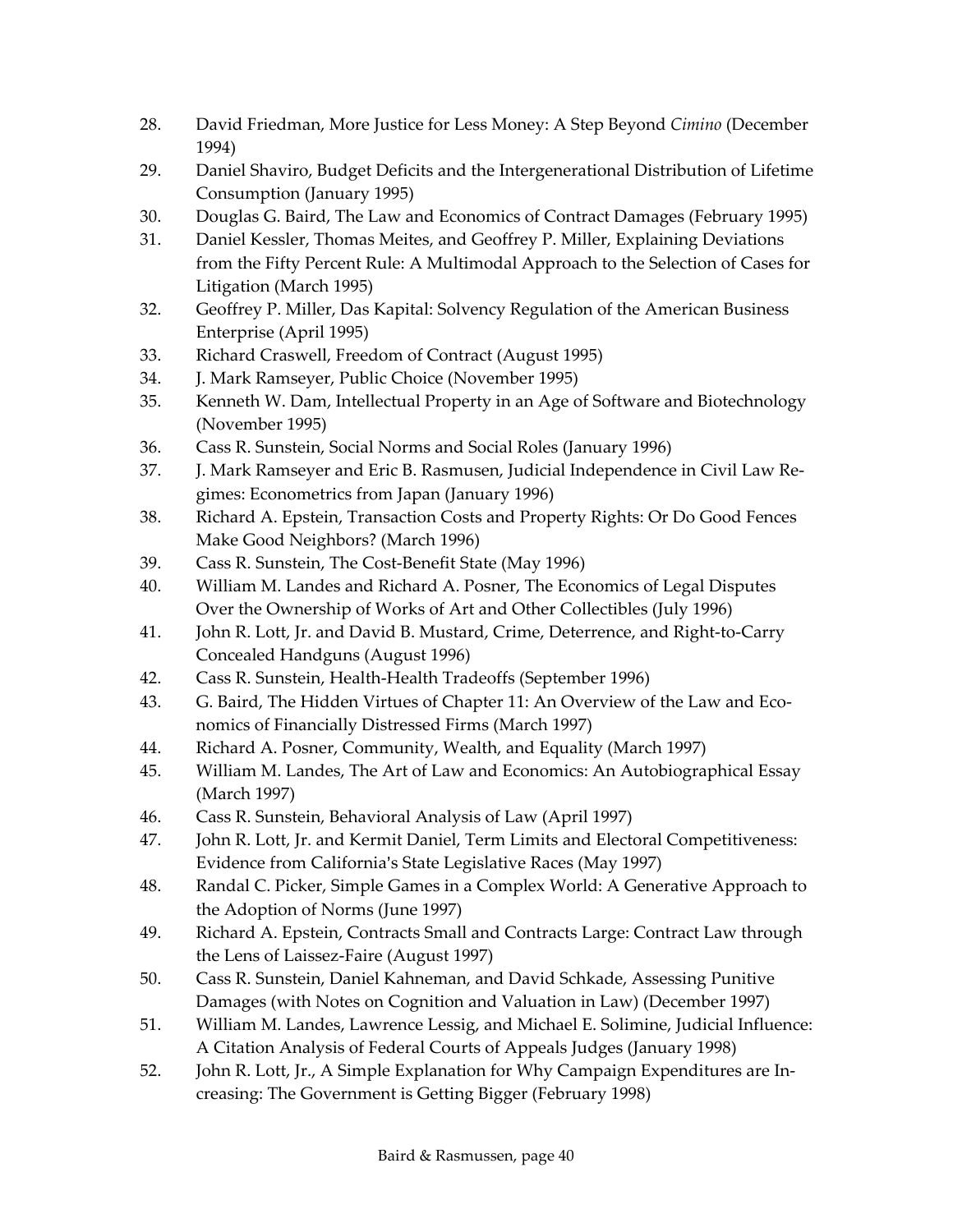28. David Friedman, More Justice for Less Money: A Step Beyond *Cimino* (December 1994)
29. Daniel Shaviro, Budget Deficits and the Intergenerational Distribution of Lifetime Consumption (January 1995)
30. Douglas G. Baird, The Law and Economics of Contract Damages (February 1995)
31. Daniel Kessler, Thomas Meites, and Geoffrey P. Miller, Explaining Deviations from the Fifty Percent Rule: A Multimodal Approach to the Selection of Cases for Litigation (March 1995)
32. Geoffrey P. Miller, Das Kapital: Solvency Regulation of the American Business Enterprise (April 1995)
33. Richard Craswell, Freedom of Contract (August 1995)
34. J. Mark Ramseyer, Public Choice (November 1995)
35. Kenneth W. Dam, Intellectual Property in an Age of Software and Biotechnology (November 1995)
36. Cass R. Sunstein, Social Norms and Social Roles (January 1996)
37. J. Mark Ramseyer and Eric B. Rasmusen, Judicial Independence in Civil Law Regimes: Econometrics from Japan (January 1996)
38. Richard A. Epstein, Transaction Costs and Property Rights: Or Do Good Fences Make Good Neighbors? (March 1996)
39. Cass R. Sunstein, The Cost-Benefit State (May 1996)
40. William M. Landes and Richard A. Posner, The Economics of Legal Disputes Over the Ownership of Works of Art and Other Collectibles (July 1996)
41. John R. Lott, Jr. and David B. Mustard, Crime, Deterrence, and Right-to-Carry Concealed Handguns (August 1996)
42. Cass R. Sunstein, Health-Health Tradeoffs (September 1996)
43. G. Baird, The Hidden Virtues of Chapter 11: An Overview of the Law and Economics of Financially Distressed Firms (March 1997)
44. Richard A. Posner, Community, Wealth, and Equality (March 1997)
45. William M. Landes, The Art of Law and Economics: An Autobiographical Essay (March 1997)
46. Cass R. Sunstein, Behavioral Analysis of Law (April 1997)
47. John R. Lott, Jr. and Kermit Daniel, Term Limits and Electoral Competitiveness: Evidence from California's State Legislative Races (May 1997)
48. Randal C. Picker, Simple Games in a Complex World: A Generative Approach to the Adoption of Norms (June 1997)
49. Richard A. Epstein, Contracts Small and Contracts Large: Contract Law through the Lens of Laissez-Faire (August 1997)
50. Cass R. Sunstein, Daniel Kahneman, and David Schkade, Assessing Punitive Damages (with Notes on Cognition and Valuation in Law) (December 1997)
51. William M. Landes, Lawrence Lessig, and Michael E. Solimine, Judicial Influence: A Citation Analysis of Federal Courts of Appeals Judges (January 1998)
52. John R. Lott, Jr., A Simple Explanation for Why Campaign Expenditures are Increasing: The Government is Getting Bigger (February 1998)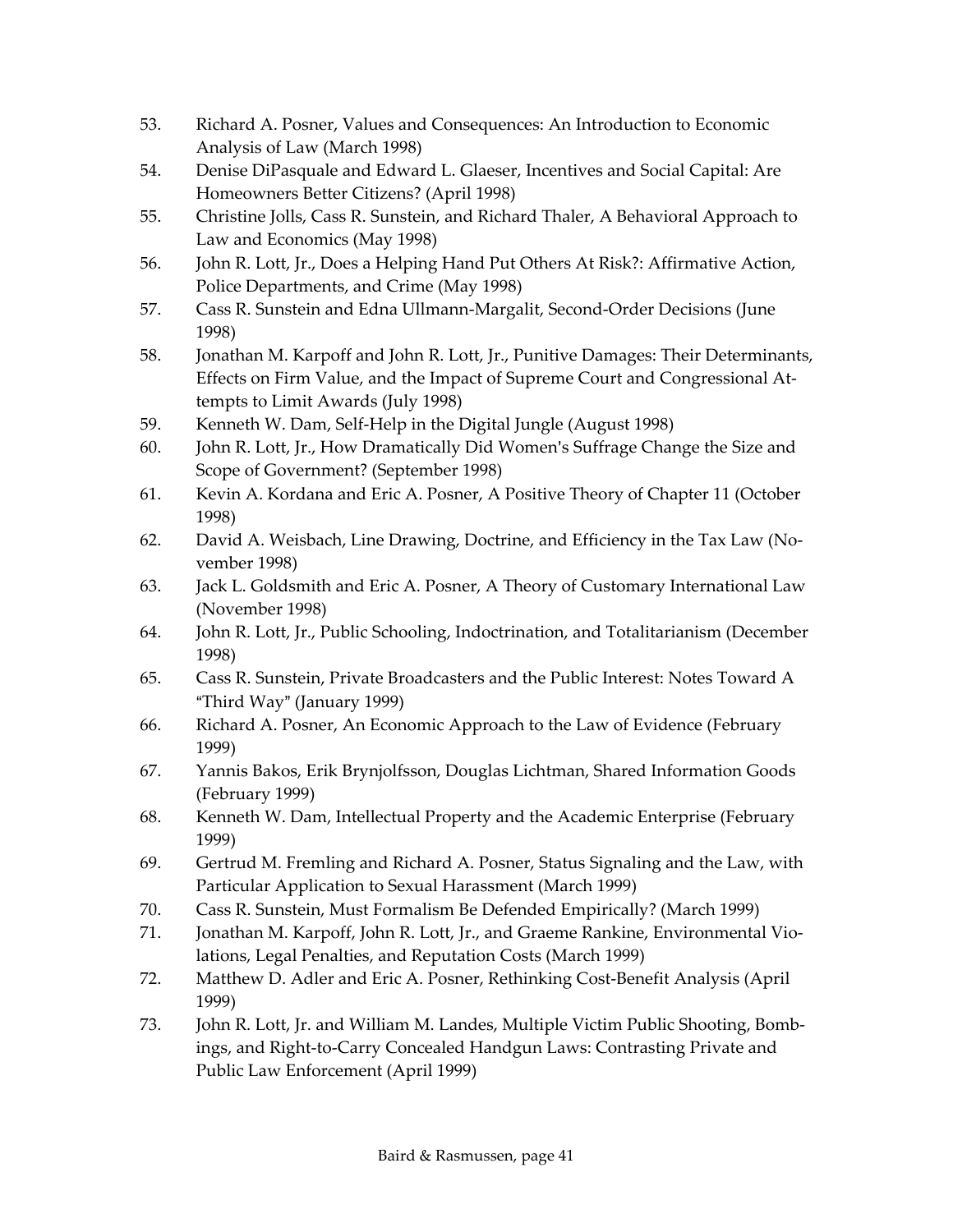53. Richard A. Posner, Values and Consequences: An Introduction to Economic Analysis of Law (March 1998)
54. Denise DiPasquale and Edward L. Glaeser, Incentives and Social Capital: Are Homeowners Better Citizens? (April 1998)
55. Christine Jolls, Cass R. Sunstein, and Richard Thaler, A Behavioral Approach to Law and Economics (May 1998)
56. John R. Lott, Jr., Does a Helping Hand Put Others At Risk?: Affirmative Action, Police Departments, and Crime (May 1998)
57. Cass R. Sunstein and Edna Ullmann-Margalit, Second-Order Decisions (June 1998)
58. Jonathan M. Karpoff and John R. Lott, Jr., Punitive Damages: Their Determinants, Effects on Firm Value, and the Impact of Supreme Court and Congressional Attempts to Limit Awards (July 1998)
59. Kenneth W. Dam, Self-Help in the Digital Jungle (August 1998)
60. John R. Lott, Jr., How Dramatically Did Women's Suffrage Change the Size and Scope of Government? (September 1998)
61. Kevin A. Kordana and Eric A. Posner, A Positive Theory of Chapter 11 (October 1998)
62. David A. Weisbach, Line Drawing, Doctrine, and Efficiency in the Tax Law (November 1998)
63. Jack L. Goldsmith and Eric A. Posner, A Theory of Customary International Law (November 1998)
64. John R. Lott, Jr., Public Schooling, Indoctrination, and Totalitarianism (December 1998)
65. Cass R. Sunstein, Private Broadcasters and the Public Interest: Notes Toward A "Third Way" (January 1999)
66. Richard A. Posner, An Economic Approach to the Law of Evidence (February 1999)
67. Yannis Bakos, Erik Brynjolfsson, Douglas Lichtman, Shared Information Goods (February 1999)
68. Kenneth W. Dam, Intellectual Property and the Academic Enterprise (February 1999)
69. Gertrud M. Fremling and Richard A. Posner, Status Signaling and the Law, with Particular Application to Sexual Harassment (March 1999)
70. Cass R. Sunstein, Must Formalism Be Defended Empirically? (March 1999)
71. Jonathan M. Karpoff, John R. Lott, Jr., and Graeme Rankine, Environmental Violations, Legal Penalties, and Reputation Costs (March 1999)
72. Matthew D. Adler and Eric A. Posner, Rethinking Cost-Benefit Analysis (April 1999)
73. John R. Lott, Jr. and William M. Landes, Multiple Victim Public Shooting, Bombings, and Right-to-Carry Concealed Handgun Laws: Contrasting Private and Public Law Enforcement (April 1999)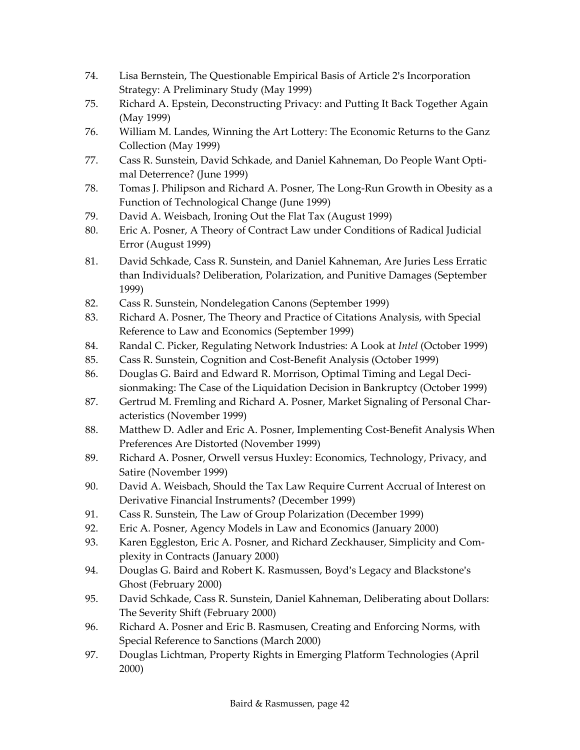74. Lisa Bernstein, The Questionable Empirical Basis of Article 2's Incorporation Strategy: A Preliminary Study (May 1999)
75. Richard A. Epstein, Deconstructing Privacy: and Putting It Back Together Again (May 1999)
76. William M. Landes, Winning the Art Lottery: The Economic Returns to the Ganz Collection (May 1999)
77. Cass R. Sunstein, David Schkade, and Daniel Kahneman, Do People Want Optimal Deterrence? (June 1999)
78. Tomas J. Philipson and Richard A. Posner, The Long-Run Growth in Obesity as a Function of Technological Change (June 1999)
79. David A. Weisbach, Ironing Out the Flat Tax (August 1999)
80. Eric A. Posner, A Theory of Contract Law under Conditions of Radical Judicial Error (August 1999)
81. David Schkade, Cass R. Sunstein, and Daniel Kahneman, Are Juries Less Erratic than Individuals? Deliberation, Polarization, and Punitive Damages (September 1999)
82. Cass R. Sunstein, Nondelegation Canons (September 1999)
83. Richard A. Posner, The Theory and Practice of Citations Analysis, with Special Reference to Law and Economics (September 1999)
84. Randal C. Picker, Regulating Network Industries: A Look at *Intel* (October 1999)
85. Cass R. Sunstein, Cognition and Cost-Benefit Analysis (October 1999)
86. Douglas G. Baird and Edward R. Morrison, Optimal Timing and Legal Decisionmaking: The Case of the Liquidation Decision in Bankruptcy (October 1999)
87. Gertrud M. Fremling and Richard A. Posner, Market Signaling of Personal Characteristics (November 1999)
88. Matthew D. Adler and Eric A. Posner, Implementing Cost-Benefit Analysis When Preferences Are Distorted (November 1999)
89. Richard A. Posner, Orwell versus Huxley: Economics, Technology, Privacy, and Satire (November 1999)
90. David A. Weisbach, Should the Tax Law Require Current Accrual of Interest on Derivative Financial Instruments? (December 1999)
91. Cass R. Sunstein, The Law of Group Polarization (December 1999)
92. Eric A. Posner, Agency Models in Law and Economics (January 2000)
93. Karen Eggleston, Eric A. Posner, and Richard Zeckhauser, Simplicity and Complexity in Contracts (January 2000)
94. Douglas G. Baird and Robert K. Rasmussen, Boyd's Legacy and Blackstone's Ghost (February 2000)
95. David Schkade, Cass R. Sunstein, Daniel Kahneman, Deliberating about Dollars: The Severity Shift (February 2000)
96. Richard A. Posner and Eric B. Rasmusen, Creating and Enforcing Norms, with Special Reference to Sanctions (March 2000)
97. Douglas Lichtman, Property Rights in Emerging Platform Technologies (April 2000)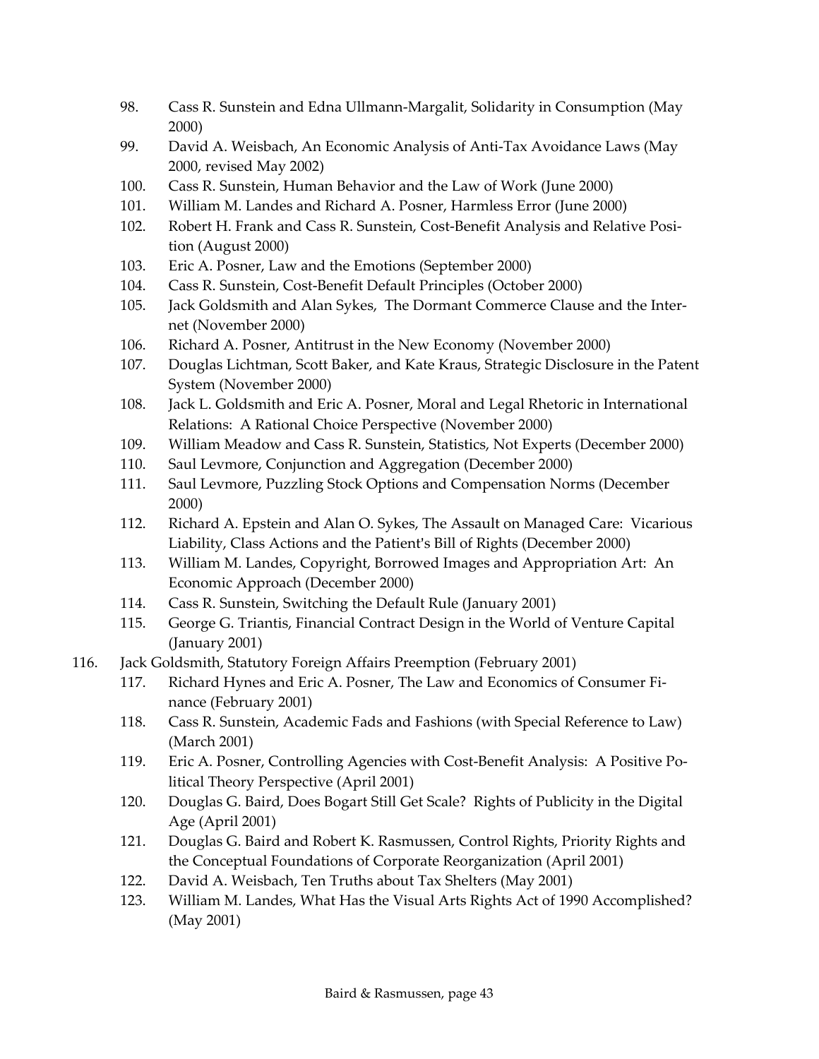98. Cass R. Sunstein and Edna Ullmann-Margalit, Solidarity in Consumption (May 2000)
99. David A. Weisbach, An Economic Analysis of Anti-Tax Avoidance Laws (May 2000, revised May 2002)
100. Cass R. Sunstein, Human Behavior and the Law of Work (June 2000)
101. William M. Landes and Richard A. Posner, Harmless Error (June 2000)
102. Robert H. Frank and Cass R. Sunstein, Cost-Benefit Analysis and Relative Position (August 2000)
103. Eric A. Posner, Law and the Emotions (September 2000)
104. Cass R. Sunstein, Cost-Benefit Default Principles (October 2000)
105. Jack Goldsmith and Alan Sykes, The Dormant Commerce Clause and the Internet (November 2000)
106. Richard A. Posner, Antitrust in the New Economy (November 2000)
107. Douglas Lichtman, Scott Baker, and Kate Kraus, Strategic Disclosure in the Patent System (November 2000)
108. Jack L. Goldsmith and Eric A. Posner, Moral and Legal Rhetoric in International Relations: A Rational Choice Perspective (November 2000)
109. William Meadow and Cass R. Sunstein, Statistics, Not Experts (December 2000)
110. Saul Levmore, Conjunction and Aggregation (December 2000)
111. Saul Levmore, Puzzling Stock Options and Compensation Norms (December 2000)
112. Richard A. Epstein and Alan O. Sykes, The Assault on Managed Care: Vicarious Liability, Class Actions and the Patient's Bill of Rights (December 2000)
113. William M. Landes, Copyright, Borrowed Images and Appropriation Art: An Economic Approach (December 2000)
114. Cass R. Sunstein, Switching the Default Rule (January 2001)
115. George G. Triantis, Financial Contract Design in the World of Venture Capital (January 2001)
116. Jack Goldsmith, Statutory Foreign Affairs Preemption (February 2001)
117. Richard Hynes and Eric A. Posner, The Law and Economics of Consumer Finance (February 2001)
118. Cass R. Sunstein, Academic Fads and Fashions (with Special Reference to Law) (March 2001)
119. Eric A. Posner, Controlling Agencies with Cost-Benefit Analysis: A Positive Political Theory Perspective (April 2001)
120. Douglas G. Baird, Does Bogart Still Get Scale? Rights of Publicity in the Digital Age (April 2001)
121. Douglas G. Baird and Robert K. Rasmussen, Control Rights, Priority Rights and the Conceptual Foundations of Corporate Reorganization (April 2001)
122. David A. Weisbach, Ten Truths about Tax Shelters (May 2001)
123. William M. Landes, What Has the Visual Arts Rights Act of 1990 Accomplished? (May 2001)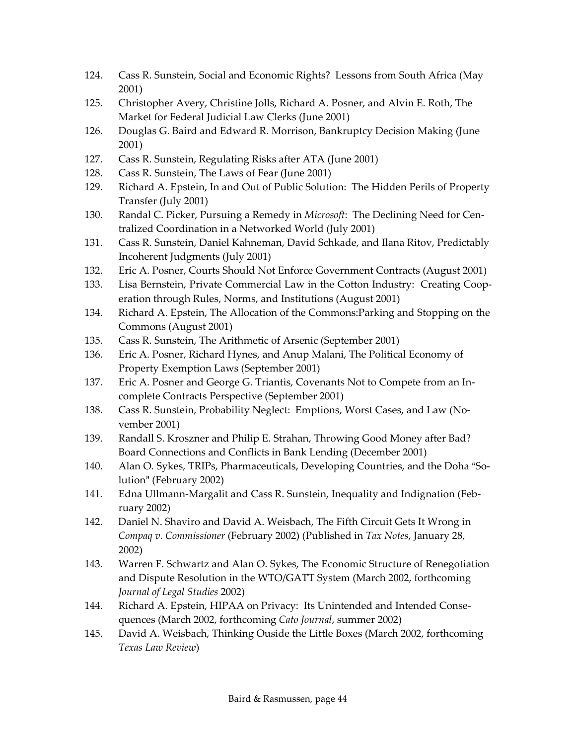124. Cass R. Sunstein, Social and Economic Rights? Lessons from South Africa (May 2001)
125. Christopher Avery, Christine Jolls, Richard A. Posner, and Alvin E. Roth, The Market for Federal Judicial Law Clerks (June 2001)
126. Douglas G. Baird and Edward R. Morrison, Bankruptcy Decision Making (June 2001)
127. Cass R. Sunstein, Regulating Risks after ATA (June 2001)
128. Cass R. Sunstein, The Laws of Fear (June 2001)
129. Richard A. Epstein, In and Out of Public Solution: The Hidden Perils of Property Transfer (July 2001)
130. Randal C. Picker, Pursuing a Remedy in *Microsoft*: The Declining Need for Centralized Coordination in a Networked World (July 2001)
131. Cass R. Sunstein, Daniel Kahneman, David Schkade, and Ilana Ritov, Predictably Incoherent Judgments (July 2001)
132. Eric A. Posner, Courts Should Not Enforce Government Contracts (August 2001)
133. Lisa Bernstein, Private Commercial Law in the Cotton Industry: Creating Cooperation through Rules, Norms, and Institutions (August 2001)
134. Richard A. Epstein, The Allocation of the Commons:Parking and Stopping on the Commons (August 2001)
135. Cass R. Sunstein, The Arithmetic of Arsenic (September 2001)
136. Eric A. Posner, Richard Hynes, and Anup Malani, The Political Economy of Property Exemption Laws (September 2001)
137. Eric A. Posner and George G. Triantis, Covenants Not to Compete from an Incomplete Contracts Perspective (September 2001)
138. Cass R. Sunstein, Probability Neglect: Emptions, Worst Cases, and Law (November 2001)
139. Randall S. Kroszner and Philip E. Strahan, Throwing Good Money after Bad? Board Connections and Conflicts in Bank Lending (December 2001)
140. Alan O. Sykes, TRIPs, Pharmaceuticals, Developing Countries, and the Doha "Solution" (February 2002)
141. Edna Ullmann-Margalit and Cass R. Sunstein, Inequality and Indignation (February 2002)
142. Daniel N. Shaviro and David A. Weisbach, The Fifth Circuit Gets It Wrong in *Compaq v. Commissioner* (February 2002) (Published in *Tax Notes*, January 28, 2002)
143. Warren F. Schwartz and Alan O. Sykes, The Economic Structure of Renegotiation and Dispute Resolution in the WTO/GATT System (March 2002, forthcoming *Journal of Legal Studies* 2002)
144. Richard A. Epstein, HIPAA on Privacy: Its Unintended and Intended Consequences (March 2002, forthcoming *Cato Journal*, summer 2002)
145. David A. Weisbach, Thinking Ouside the Little Boxes (March 2002, forthcoming *Texas Law Review*)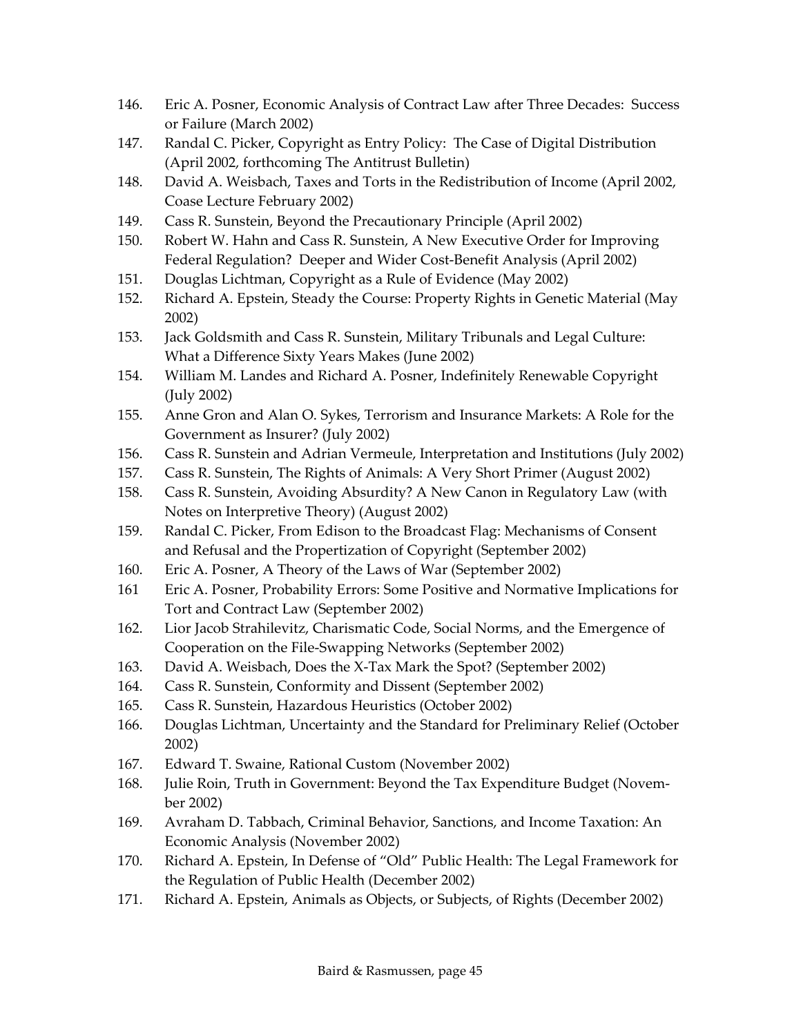146. Eric A. Posner, Economic Analysis of Contract Law after Three Decades: Success or Failure (March 2002)
147. Randal C. Picker, Copyright as Entry Policy: The Case of Digital Distribution (April 2002, forthcoming The Antitrust Bulletin)
148. David A. Weisbach, Taxes and Torts in the Redistribution of Income (April 2002, Coase Lecture February 2002)
149. Cass R. Sunstein, Beyond the Precautionary Principle (April 2002)
150. Robert W. Hahn and Cass R. Sunstein, A New Executive Order for Improving Federal Regulation? Deeper and Wider Cost-Benefit Analysis (April 2002)
151. Douglas Lichtman, Copyright as a Rule of Evidence (May 2002)
152. Richard A. Epstein, Steady the Course: Property Rights in Genetic Material (May 2002)
153. Jack Goldsmith and Cass R. Sunstein, Military Tribunals and Legal Culture: What a Difference Sixty Years Makes (June 2002)
154. William M. Landes and Richard A. Posner, Indefinitely Renewable Copyright (July 2002)
155. Anne Gron and Alan O. Sykes, Terrorism and Insurance Markets: A Role for the Government as Insurer? (July 2002)
156. Cass R. Sunstein and Adrian Vermeule, Interpretation and Institutions (July 2002)
157. Cass R. Sunstein, The Rights of Animals: A Very Short Primer (August 2002)
158. Cass R. Sunstein, Avoiding Absurdity? A New Canon in Regulatory Law (with Notes on Interpretive Theory) (August 2002)
159. Randal C. Picker, From Edison to the Broadcast Flag: Mechanisms of Consent and Refusal and the Propertization of Copyright (September 2002)
160. Eric A. Posner, A Theory of the Laws of War (September 2002)
161 Eric A. Posner, Probability Errors: Some Positive and Normative Implications for Tort and Contract Law (September 2002)
162. Lior Jacob Strahilevitz, Charismatic Code, Social Norms, and the Emergence of Cooperation on the File-Swapping Networks (September 2002)
163. David A. Weisbach, Does the X-Tax Mark the Spot? (September 2002)
164. Cass R. Sunstein, Conformity and Dissent (September 2002)
165. Cass R. Sunstein, Hazardous Heuristics (October 2002)
166. Douglas Lichtman, Uncertainty and the Standard for Preliminary Relief (October 2002)
167. Edward T. Swaine, Rational Custom (November 2002)
168. Julie Roin, Truth in Government: Beyond the Tax Expenditure Budget (November 2002)
169. Avraham D. Tabbach, Criminal Behavior, Sanctions, and Income Taxation: An Economic Analysis (November 2002)
170. Richard A. Epstein, In Defense of "Old" Public Health: The Legal Framework for the Regulation of Public Health (December 2002)
171. Richard A. Epstein, Animals as Objects, or Subjects, of Rights (December 2002)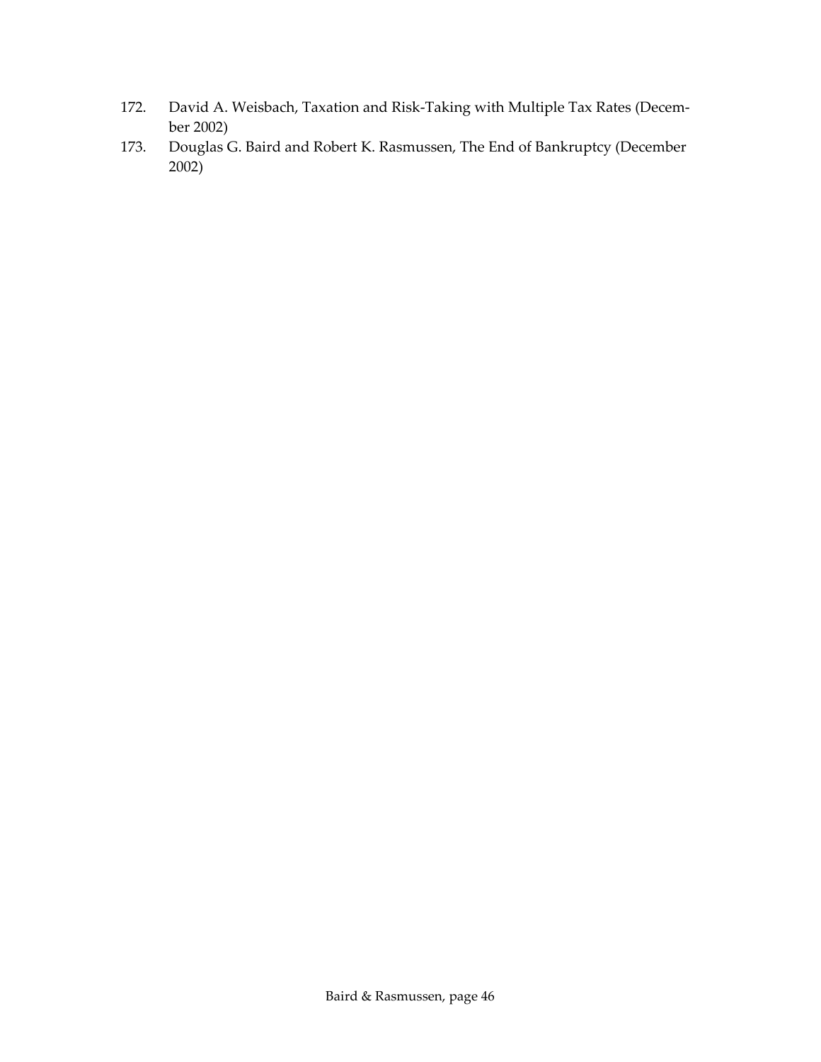172. David A. Weisbach, Taxation and Risk-Taking with Multiple Tax Rates (December 2002)
173. Douglas G. Baird and Robert K. Rasmussen, The End of Bankruptcy (December 2002)